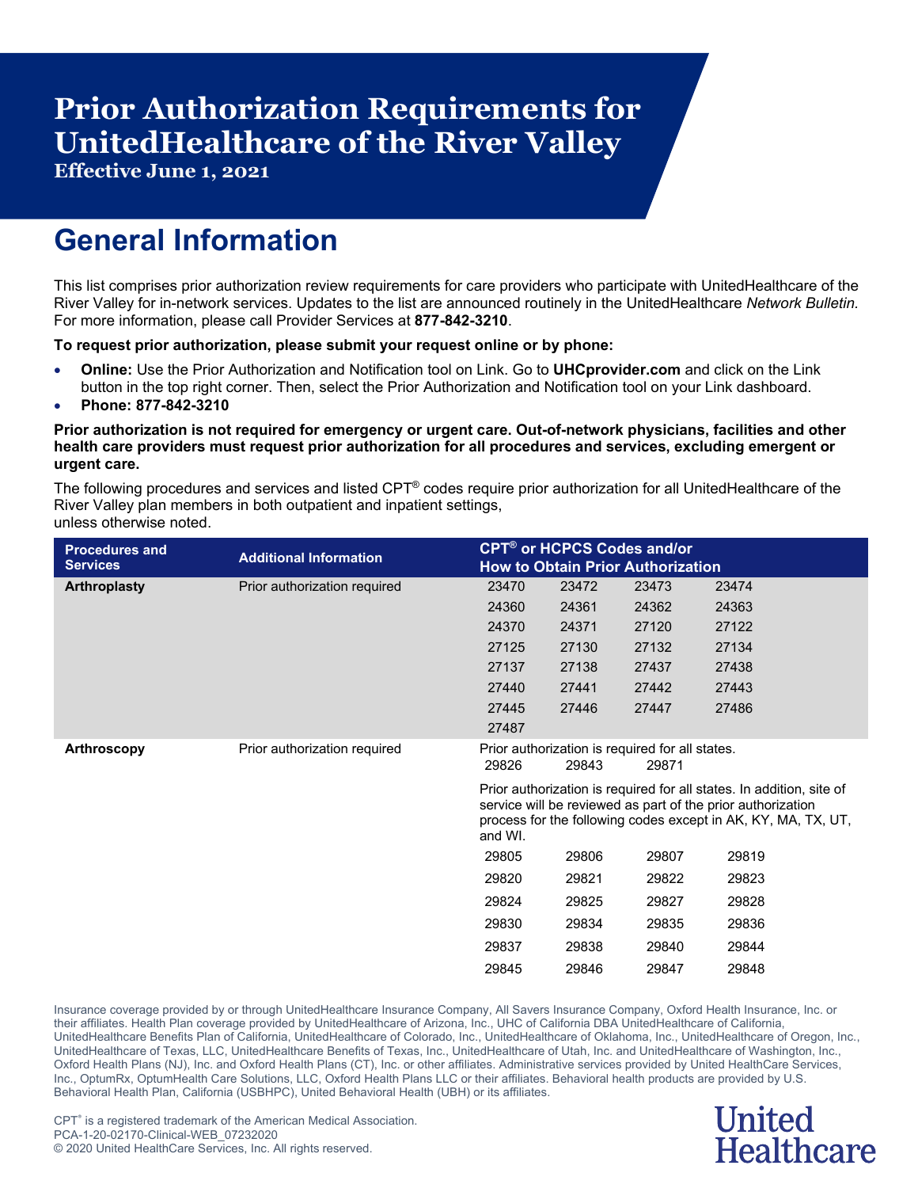# Prior Authorization Requirements for UnitedHealthcare of the River Valley

**Effective June 1, 2021**

## General Information

This list comprises prior authorization review requirements for care providers who participate with UnitedHealthcare of the River Valley for in-network services. Updates to the list are announced routinely in the UnitedHealthcare *Network Bulletin*. For more information, please call Provider Services at **877-842-3210**.

**To request prior authorization, please submit your request online or by phone:**

- **Online:** Use the Prior Authorization and Notification tool on Link. Go to **UHCprovider.com** and click on the Link button in the top right corner. Then, select the Prior Authorization and Notification tool on your Link dashboard.
- **Phone: 877-842-3210**

**Prior authorization is not required for emergency or urgent care. Out-of-network physicians, facilities and other health care providers must request prior authorization for all procedures and services, excluding emergent or urgent care.**

The following procedures and services and listed CPT® codes require prior authorization for all UnitedHealthcare of the River Valley plan members in both outpatient and inpatient settings, unless otherwise noted.

| Procedures and Services | Additional Information | CPT® or HCPCS Codes and/or How to Obtain Prior Authorization | | | |
|---|---|---|---|---|---|
| **Arthroplasty** | Prior authorization required | 23470 | 23472 | 23473 | 23474 |
| | | 24360 | 24361 | 24362 | 24363 |
| | | 24370 | 24371 | 27120 | 27122 |
| | | 27125 | 27130 | 27132 | 27134 |
| | | 27137 | 27138 | 27437 | 27438 |
| | | 27440 | 27441 | 27442 | 27443 |
| | | 27445 | 27446 | 27447 | 27486 |
| | | 27487 | | | |
| **Arthroscopy** | Prior authorization required | Prior authorization is required for all states. | | | |
| | | 29826 | 29843 | 29871 | |
| | | Prior authorization is required for all states. In addition, site of service will be reviewed as part of the prior authorization process for the following codes except in AK, KY, MA, TX, UT, and WI. | | | |
| | | 29805 | 29806 | 29807 | 29819 |
| | | 29820 | 29821 | 29822 | 29823 |
| | | 29824 | 29825 | 29827 | 29828 |
| | | 29830 | 29834 | 29835 | 29836 |
| | | 29837 | 29838 | 29840 | 29844 |
| | | 29845 | 29846 | 29847 | 29848 |

Insurance coverage provided by or through UnitedHealthcare Insurance Company, All Savers Insurance Company, Oxford Health Insurance, Inc. or their affiliates. Health Plan coverage provided by UnitedHealthcare of Arizona, Inc., UHC of California DBA UnitedHealthcare of California, UnitedHealthcare Benefits Plan of California, UnitedHealthcare of Colorado, Inc., UnitedHealthcare of Oklahoma, Inc., UnitedHealthcare of Oregon, Inc., UnitedHealthcare of Texas, LLC, UnitedHealthcare Benefits of Texas, Inc., UnitedHealthcare of Utah, Inc. and UnitedHealthcare of Washington, Inc., Oxford Health Plans (NJ), Inc. and Oxford Health Plans (CT), Inc. or other affiliates. Administrative services provided by United HealthCare Services, Inc., OptumRx, OptumHealth Care Solutions, LLC, Oxford Health Plans LLC or their affiliates. Behavioral health products are provided by U.S. Behavioral Health Plan, California (USBHPC), United Behavioral Health (UBH) or its affiliates.

CPT® is a registered trademark of the American Medical Association.
PCA-1-20-02170-Clinical-WEB_07232020
© 2020 United HealthCare Services, Inc. All rights reserved.

United Healthcare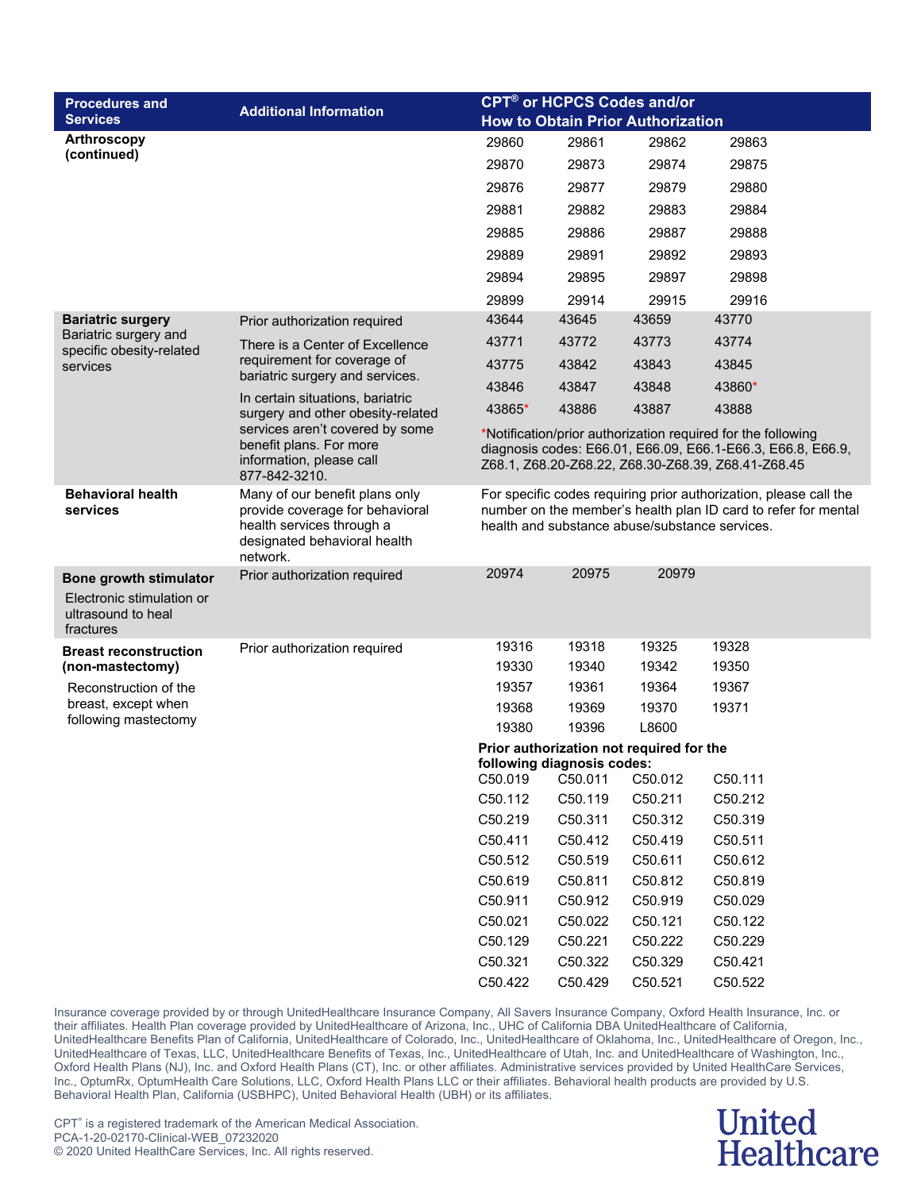| Procedures and Services | Additional Information | CPT® or HCPCS Codes and/or How to Obtain Prior Authorization |
|---|---|---|
| **Arthroscopy (continued)** | | 29860 29861 29862 29863<br>29870 29873 29874 29875<br>29876 29877 29879 29880<br>29881 29882 29883 29884<br>29885 29886 29887 29888<br>29889 29891 29892 29893<br>29894 29895 29897 29898<br>29899 29914 29915 29916 |
| **Bariatric surgery**<br>Bariatric surgery and specific obesity-related services | Prior authorization required<br><br>There is a Center of Excellence requirement for coverage of bariatric surgery and services.<br><br>In certain situations, bariatric surgery and other obesity-related services aren't covered by some benefit plans. For more information, please call 877-842-3210. | 43644 43645 43659 43770<br>43771 43772 43773 43774<br>43775 43842 43843 43845<br>43846 43847 43848 43860*<br>43865* 43886 43887 43888<br><br>*Notification/prior authorization required for the following diagnosis codes: E66.01, E66.09, E66.1-E66.3, E66.8, E66.9, Z68.1, Z68.20-Z68.22, Z68.30-Z68.39, Z68.41-Z68.45 |
| **Behavioral health services** | Many of our benefit plans only provide coverage for behavioral health services through a designated behavioral health network. | For specific codes requiring prior authorization, please call the number on the member's health plan ID card to refer for mental health and substance abuse/substance services. |
| **Bone growth stimulator**<br>Electronic stimulation or ultrasound to heal fractures | Prior authorization required | 20974 20975 20979 |
| **Breast reconstruction (non-mastectomy)**<br>Reconstruction of the breast, except when following mastectomy | Prior authorization required | 19316 19318 19325 19328<br>19330 19340 19342 19350<br>19357 19361 19364 19367<br>19368 19369 19370 19371<br>19380 19396 L8600<br><br>**Prior authorization not required for the following diagnosis codes:**<br>C50.019 C50.011 C50.012 C50.111<br>C50.112 C50.119 C50.211 C50.212<br>C50.219 C50.311 C50.312 C50.319<br>C50.411 C50.412 C50.419 C50.511<br>C50.512 C50.519 C50.611 C50.612<br>C50.619 C50.811 C50.812 C50.819<br>C50.911 C50.912 C50.919 C50.029<br>C50.021 C50.022 C50.121 C50.122<br>C50.129 C50.221 C50.222 C50.229<br>C50.321 C50.322 C50.329 C50.421<br>C50.422 C50.429 C50.521 C50.522 |

Insurance coverage provided by or through UnitedHealthcare Insurance Company, All Savers Insurance Company, Oxford Health Insurance, Inc. or their affiliates. Health Plan coverage provided by UnitedHealthcare of Arizona, Inc., UHC of California DBA UnitedHealthcare of California, UnitedHealthcare Benefits Plan of California, UnitedHealthcare of Colorado, Inc., UnitedHealthcare of Oklahoma, Inc., UnitedHealthcare of Oregon, Inc., UnitedHealthcare of Texas, LLC, UnitedHealthcare Benefits of Texas, Inc., UnitedHealthcare of Utah, Inc. and UnitedHealthcare of Washington, Inc., Oxford Health Plans (NJ), Inc. and Oxford Health Plans (CT), Inc. or other affiliates. Administrative services provided by United HealthCare Services, Inc., OptumRx, OptumHealth Care Solutions, LLC, Oxford Health Plans LLC or their affiliates. Behavioral health products are provided by U.S. Behavioral Health Plan, California (USBHPC), United Behavioral Health (UBH) or its affiliates.

CPT® is a registered trademark of the American Medical Association.
PCA-1-20-02170-Clinical-WEB_07232020
© 2020 United HealthCare Services, Inc. All rights reserved.

United Healthcare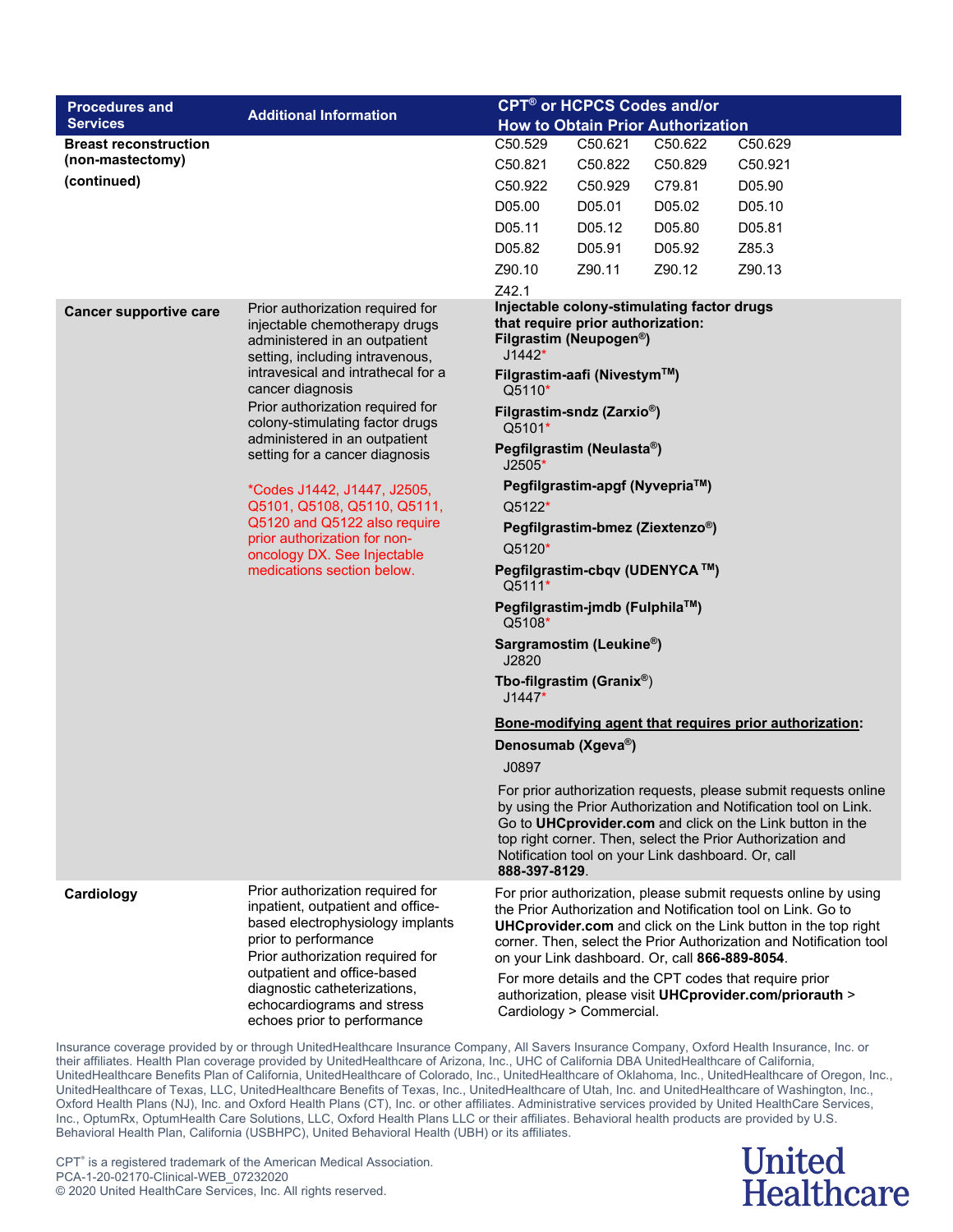| Procedures and Services | Additional Information | CPT® or HCPCS Codes and/or How to Obtain Prior Authorization |
|---|---|---|
| **Breast reconstruction (non-mastectomy) (continued)** | | C50.529 C50.621 C50.622 C50.629<br>C50.821 C50.822 C50.829 C50.921<br>C50.922 C50.929 C79.81 D05.90<br>D05.00 D05.01 D05.02 D05.10<br>D05.11 D05.12 D05.80 D05.81<br>D05.82 D05.91 D05.92 Z85.3<br>Z90.10 Z90.11 Z90.12 Z90.13<br>Z42.1 |
| **Cancer supportive care** | Prior authorization required for injectable chemotherapy drugs administered in an outpatient setting, including intravenous, intravesical and intrathecal for a cancer diagnosis<br>Prior authorization required for colony-stimulating factor drugs administered in an outpatient setting for a cancer diagnosis<br><br>*Codes J1442, J1447, J2505, Q5101, Q5108, Q5110, Q5111, Q5120 and Q5122 also require prior authorization for non-oncology DX. See Injectable medications section below. | **Injectable colony-stimulating factor drugs that require prior authorization:**<br>**Filgrastim (Neupogen®)**<br>J1442*<br>**Filgrastim-aafi (Nivestym™)**<br>Q5110*<br>**Filgrastim-sndz (Zarxio®)**<br>Q5101*<br>**Pegfilgrastim (Neulasta®)**<br>J2505*<br>**Pegfilgrastim-apgf (Nyvepria™)**<br>Q5122*<br>**Pegfilgrastim-bmez (Ziextenzo®)**<br>Q5120*<br>**Pegfilgrastim-cbqv (UDENYCA ™)**<br>Q5111*<br>**Pegfilgrastim-jmdb (Fulphila™)**<br>Q5108*<br>**Sargramostim (Leukine®)**<br>J2820<br>**Tbo-filgrastim (Granix®)**<br>J1447*<br><br>**Bone-modifying agent that requires prior authorization:**<br>**Denosumab (Xgeva®)**<br>J0897<br><br>For prior authorization requests, please submit requests online by using the Prior Authorization and Notification tool on Link. Go to **UHCprovider.com** and click on the Link button in the top right corner. Then, select the Prior Authorization and Notification tool on your Link dashboard. Or, call **888-397-8129**. |
| **Cardiology** | Prior authorization required for inpatient, outpatient and office-based electrophysiology implants prior to performance<br>Prior authorization required for outpatient and office-based diagnostic catheterizations, echocardiograms and stress echoes prior to performance | For prior authorization, please submit requests online by using the Prior Authorization and Notification tool on Link. Go to **UHCprovider.com** and click on the Link button in the top right corner. Then, select the Prior Authorization and Notification tool on your Link dashboard. Or, call **866-889-8054**.<br>For more details and the CPT codes that require prior authorization, please visit **UHCprovider.com/priorauth** > Cardiology > Commercial. |

Insurance coverage provided by or through UnitedHealthcare Insurance Company, All Savers Insurance Company, Oxford Health Insurance, Inc. or their affiliates. Health Plan coverage provided by UnitedHealthcare of Arizona, Inc., UHC of California DBA UnitedHealthcare of California, UnitedHealthcare Benefits Plan of California, UnitedHealthcare of Colorado, Inc., UnitedHealthcare of Oklahoma, Inc., UnitedHealthcare of Oregon, Inc., UnitedHealthcare of Texas, LLC, UnitedHealthcare Benefits of Texas, Inc., UnitedHealthcare of Utah, Inc. and UnitedHealthcare of Washington, Inc., Oxford Health Plans (NJ), Inc. and Oxford Health Plans (CT), Inc. or other affiliates. Administrative services provided by United HealthCare Services, Inc., OptumRx, OptumHealth Care Solutions, LLC, Oxford Health Plans LLC or their affiliates. Behavioral health products are provided by U.S. Behavioral Health Plan, California (USBHPC), United Behavioral Health (UBH) or its affiliates.

CPT® is a registered trademark of the American Medical Association.
PCA-1-20-02170-Clinical-WEB_07232020
© 2020 United HealthCare Services, Inc. All rights reserved.

United Healthcare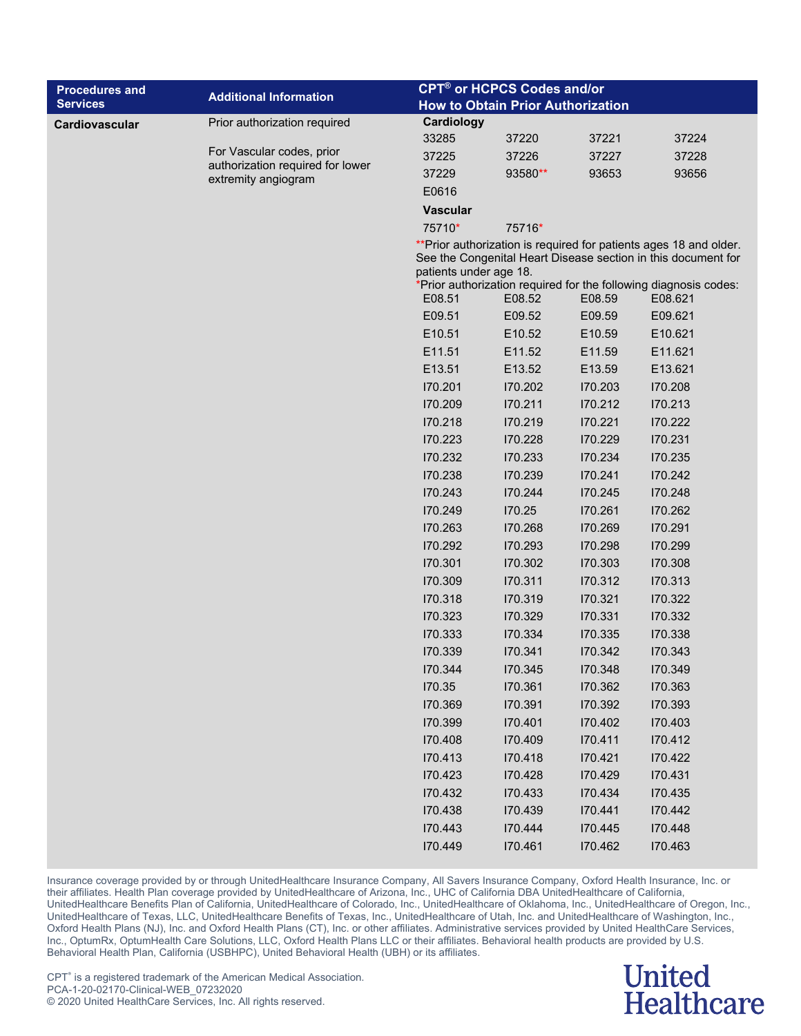| Procedures and Services | Additional Information | CPT® or HCPCS Codes and/or How to Obtain Prior Authorization |
|---|---|---|
| **Cardiovascular** | Prior authorization required<br><br>For Vascular codes, prior authorization required for lower extremity angiogram | **Cardiology**<br>33285 37220 37221 37224<br>37225 37226 37227 37228<br>37229 93580** 93653 93656<br>E0616<br>**Vascular**<br>75710* 75716*<br>**Prior authorization is required for patients ages 18 and older. See the Congenital Heart Disease section in this document for patients under age 18.<br>*Prior authorization required for the following diagnosis codes:<br>E08.51 E08.52 E08.59 E08.621<br>E09.51 E09.52 E09.59 E09.621<br>E10.51 E10.52 E10.59 E10.621<br>E11.51 E11.52 E11.59 E11.621<br>E13.51 E13.52 E13.59 E13.621<br>I70.201 I70.202 I70.203 I70.208<br>I70.209 I70.211 I70.212 I70.213<br>I70.218 I70.219 I70.221 I70.222<br>I70.223 I70.228 I70.229 I70.231<br>I70.232 I70.233 I70.234 I70.235<br>I70.238 I70.239 I70.241 I70.242<br>I70.243 I70.244 I70.245 I70.248<br>I70.249 I70.25 I70.261 I70.262<br>I70.263 I70.268 I70.269 I70.291<br>I70.292 I70.293 I70.298 I70.299<br>I70.301 I70.302 I70.303 I70.308<br>I70.309 I70.311 I70.312 I70.313<br>I70.318 I70.319 I70.321 I70.322<br>I70.323 I70.329 I70.331 I70.332<br>I70.333 I70.334 I70.335 I70.338<br>I70.339 I70.341 I70.342 I70.343<br>I70.344 I70.345 I70.348 I70.349<br>I70.35 I70.361 I70.362 I70.363<br>I70.369 I70.391 I70.392 I70.393<br>I70.399 I70.401 I70.402 I70.403<br>I70.408 I70.409 I70.411 I70.412<br>I70.413 I70.418 I70.421 I70.422<br>I70.423 I70.428 I70.429 I70.431<br>I70.432 I70.433 I70.434 I70.435<br>I70.438 I70.439 I70.441 I70.442<br>I70.443 I70.444 I70.445 I70.448<br>I70.449 I70.461 I70.462 I70.463 |

Insurance coverage provided by or through UnitedHealthcare Insurance Company, All Savers Insurance Company, Oxford Health Insurance, Inc. or their affiliates. Health Plan coverage provided by UnitedHealthcare of Arizona, Inc., UHC of California DBA UnitedHealthcare of California, UnitedHealthcare Benefits Plan of California, UnitedHealthcare of Colorado, Inc., UnitedHealthcare of Oklahoma, Inc., UnitedHealthcare of Oregon, Inc., UnitedHealthcare of Texas, LLC, UnitedHealthcare Benefits of Texas, Inc., UnitedHealthcare of Utah, Inc. and UnitedHealthcare of Washington, Inc., Oxford Health Plans (NJ), Inc. and Oxford Health Plans (CT), Inc. or other affiliates. Administrative services provided by United HealthCare Services, Inc., OptumRx, OptumHealth Care Solutions, LLC, Oxford Health Plans LLC or their affiliates. Behavioral health products are provided by U.S. Behavioral Health Plan, California (USBHPC), United Behavioral Health (UBH) or its affiliates.

CPT® is a registered trademark of the American Medical Association.
PCA-1-20-02170-Clinical-WEB_07232020
© 2020 United HealthCare Services, Inc. All rights reserved.

United Healthcare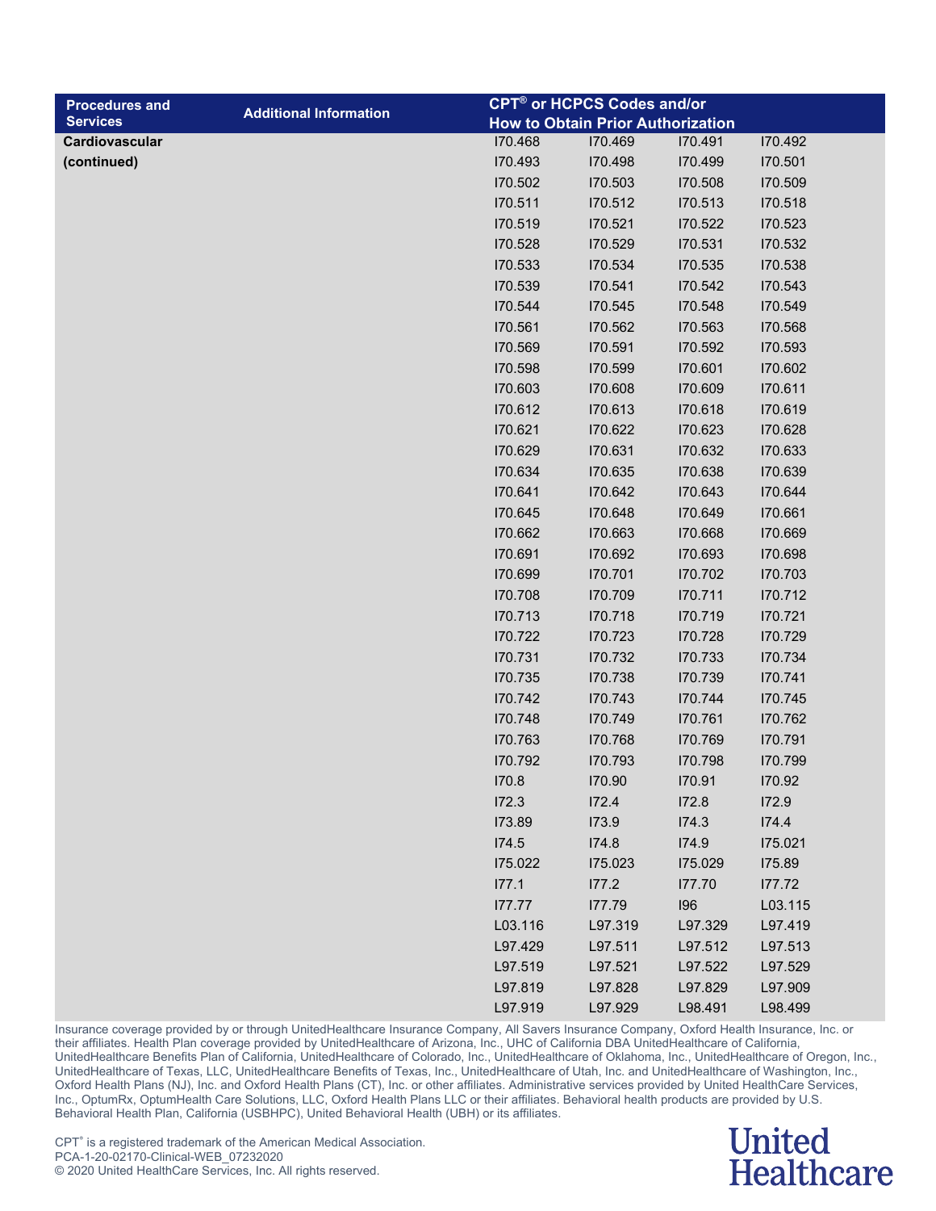| Procedures and Services | Additional Information | CPT® or HCPCS Codes and/or How to Obtain Prior Authorization | | | |
|---|---|---|---|---|---|
| **Cardiovascular (continued)** | | I70.468 | I70.469 | I70.491 | I70.492 |
| | | I70.493 | I70.498 | I70.499 | I70.501 |
| | | I70.502 | I70.503 | I70.508 | I70.509 |
| | | I70.511 | I70.512 | I70.513 | I70.518 |
| | | I70.519 | I70.521 | I70.522 | I70.523 |
| | | I70.528 | I70.529 | I70.531 | I70.532 |
| | | I70.533 | I70.534 | I70.535 | I70.538 |
| | | I70.539 | I70.541 | I70.542 | I70.543 |
| | | I70.544 | I70.545 | I70.548 | I70.549 |
| | | I70.561 | I70.562 | I70.563 | I70.568 |
| | | I70.569 | I70.591 | I70.592 | I70.593 |
| | | I70.598 | I70.599 | I70.601 | I70.602 |
| | | I70.603 | I70.608 | I70.609 | I70.611 |
| | | I70.612 | I70.613 | I70.618 | I70.619 |
| | | I70.621 | I70.622 | I70.623 | I70.628 |
| | | I70.629 | I70.631 | I70.632 | I70.633 |
| | | I70.634 | I70.635 | I70.638 | I70.639 |
| | | I70.641 | I70.642 | I70.643 | I70.644 |
| | | I70.645 | I70.648 | I70.649 | I70.661 |
| | | I70.662 | I70.663 | I70.668 | I70.669 |
| | | I70.691 | I70.692 | I70.693 | I70.698 |
| | | I70.699 | I70.701 | I70.702 | I70.703 |
| | | I70.708 | I70.709 | I70.711 | I70.712 |
| | | I70.713 | I70.718 | I70.719 | I70.721 |
| | | I70.722 | I70.723 | I70.728 | I70.729 |
| | | I70.731 | I70.732 | I70.733 | I70.734 |
| | | I70.735 | I70.738 | I70.739 | I70.741 |
| | | I70.742 | I70.743 | I70.744 | I70.745 |
| | | I70.748 | I70.749 | I70.761 | I70.762 |
| | | I70.763 | I70.768 | I70.769 | I70.791 |
| | | I70.792 | I70.793 | I70.798 | I70.799 |
| | | I70.8 | I70.90 | I70.91 | I70.92 |
| | | I72.3 | I72.4 | I72.8 | I72.9 |
| | | I73.89 | I73.9 | I74.3 | I74.4 |
| | | I74.5 | I74.8 | I74.9 | I75.021 |
| | | I75.022 | I75.023 | I75.029 | I75.89 |
| | | I77.1 | I77.2 | I77.70 | I77.72 |
| | | I77.77 | I77.79 | I96 | L03.115 |
| | | L03.116 | L97.319 | L97.329 | L97.419 |
| | | L97.429 | L97.511 | L97.512 | L97.513 |
| | | L97.519 | L97.521 | L97.522 | L97.529 |
| | | L97.819 | L97.828 | L97.829 | L97.909 |
| | | L97.919 | L97.929 | L98.491 | L98.499 |

Insurance coverage provided by or through UnitedHealthcare Insurance Company, All Savers Insurance Company, Oxford Health Insurance, Inc. or their affiliates. Health Plan coverage provided by UnitedHealthcare of Arizona, Inc., UHC of California DBA UnitedHealthcare of California, UnitedHealthcare Benefits Plan of California, UnitedHealthcare of Colorado, Inc., UnitedHealthcare of Oklahoma, Inc., UnitedHealthcare of Oregon, Inc., UnitedHealthcare of Texas, LLC, UnitedHealthcare Benefits of Texas, Inc., UnitedHealthcare of Utah, Inc. and UnitedHealthcare of Washington, Inc., Oxford Health Plans (NJ), Inc. and Oxford Health Plans (CT), Inc. or other affiliates. Administrative services provided by United HealthCare Services, Inc., OptumRx, OptumHealth Care Solutions, LLC, Oxford Health Plans LLC or their affiliates. Behavioral health products are provided by U.S. Behavioral Health Plan, California (USBHPC), United Behavioral Health (UBH) or its affiliates.

CPT® is a registered trademark of the American Medical Association.
PCA-1-20-02170-Clinical-WEB_07232020
© 2020 United HealthCare Services, Inc. All rights reserved.

United Healthcare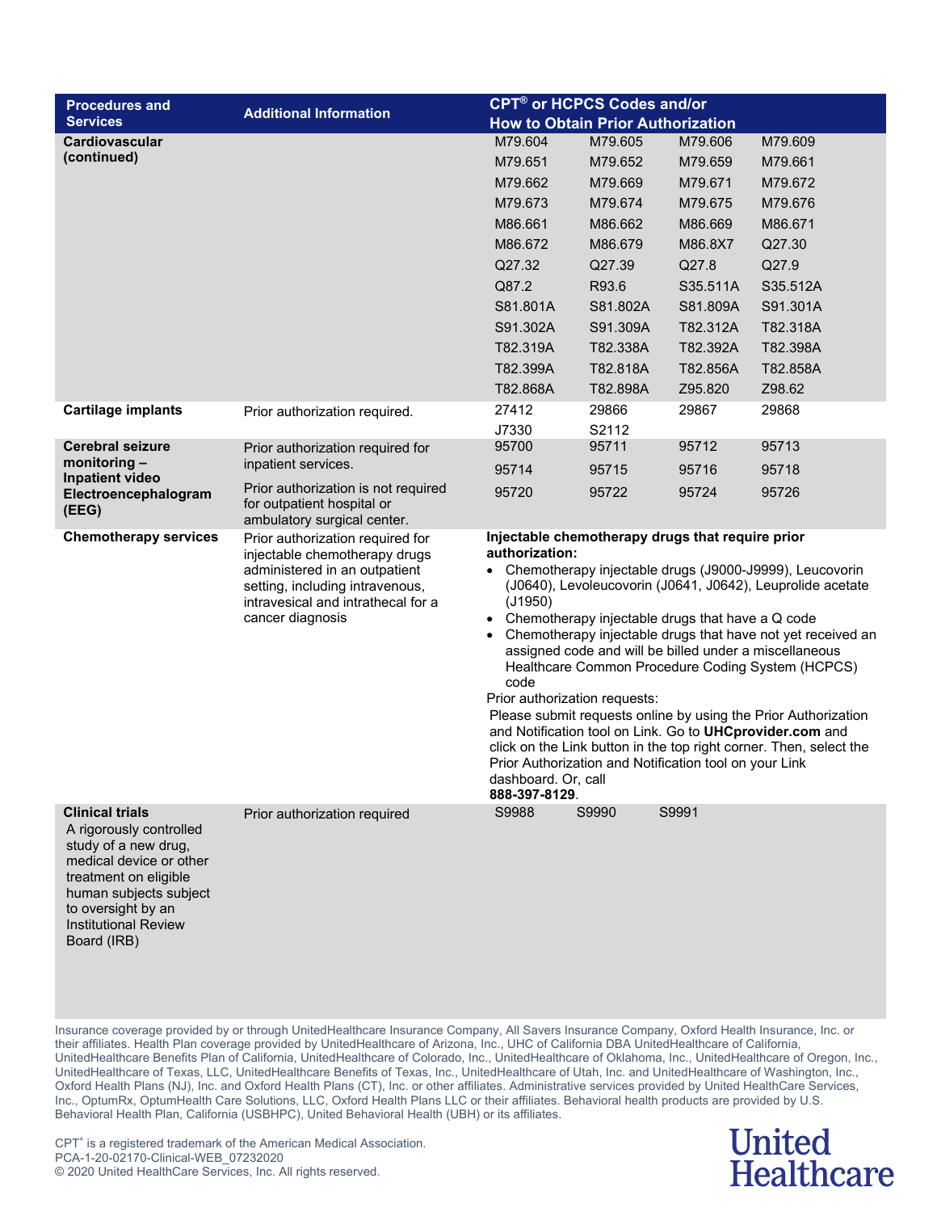| Procedures and Services | Additional Information | CPT® or HCPCS Codes and/or How to Obtain Prior Authorization | | | |
|---|---|---|---|---|---|
| **Cardiovascular (continued)** | | M79.604 | M79.605 | M79.606 | M79.609 |
| | | M79.651 | M79.652 | M79.659 | M79.661 |
| | | M79.662 | M79.669 | M79.671 | M79.672 |
| | | M79.673 | M79.674 | M79.675 | M79.676 |
| | | M86.661 | M86.662 | M86.669 | M86.671 |
| | | M86.672 | M86.679 | M86.8X7 | Q27.30 |
| | | Q27.32 | Q27.39 | Q27.8 | Q27.9 |
| | | Q87.2 | R93.6 | S35.511A | S35.512A |
| | | S81.801A | S81.802A | S81.809A | S91.301A |
| | | S91.302A | S91.309A | T82.312A | T82.318A |
| | | T82.319A | T82.338A | T82.392A | T82.398A |
| | | T82.399A | T82.818A | T82.856A | T82.858A |
| | | T82.868A | T82.898A | Z95.820 | Z98.62 |
| **Cartilage implants** | Prior authorization required. | 27412 | 29866 | 29867 | 29868 |
| | | J7330 | S2112 | | |
| **Cerebral seizure monitoring – Inpatient video Electroencephalogram (EEG)** | Prior authorization required for inpatient services. Prior authorization is not required for outpatient hospital or ambulatory surgical center. | 95700 | 95711 | 95712 | 95713 |
| | | 95714 | 95715 | 95716 | 95718 |
| | | 95720 | 95722 | 95724 | 95726 |
| **Chemotherapy services** | Prior authorization required for injectable chemotherapy drugs administered in an outpatient setting, including intravenous, intravesical and intrathecal for a cancer diagnosis | **Injectable chemotherapy drugs that require prior authorization:**<br>• Chemotherapy injectable drugs (J9000-J9999), Leucovorin (J0640), Levoleucovorin (J0641, J0642), Leuprolide acetate (J1950)<br>• Chemotherapy injectable drugs that have a Q code<br>• Chemotherapy injectable drugs that have not yet received an assigned code and will be billed under a miscellaneous Healthcare Common Procedure Coding System (HCPCS) code<br>Prior authorization requests:<br>Please submit requests online by using the Prior Authorization and Notification tool on Link. Go to **UHCprovider.com** and click on the Link button in the top right corner. Then, select the Prior Authorization and Notification tool on your Link dashboard. Or, call **888-397-8129**. | | | |
| **Clinical trials** A rigorously controlled study of a new drug, medical device or other treatment on eligible human subjects subject to oversight by an Institutional Review Board (IRB) | Prior authorization required | S9988 | S9990 | S9991 | |

Insurance coverage provided by or through UnitedHealthcare Insurance Company, All Savers Insurance Company, Oxford Health Insurance, Inc. or their affiliates. Health Plan coverage provided by UnitedHealthcare of Arizona, Inc., UHC of California DBA UnitedHealthcare of California, UnitedHealthcare Benefits Plan of California, UnitedHealthcare of Colorado, Inc., UnitedHealthcare of Oklahoma, Inc., UnitedHealthcare of Oregon, Inc., UnitedHealthcare of Texas, LLC, UnitedHealthcare Benefits of Texas, Inc., UnitedHealthcare of Utah, Inc. and UnitedHealthcare of Washington, Inc., Oxford Health Plans (NJ), Inc. and Oxford Health Plans (CT), Inc. or other affiliates. Administrative services provided by United HealthCare Services, Inc., OptumRx, OptumHealth Care Solutions, LLC, Oxford Health Plans LLC or their affiliates. Behavioral health products are provided by U.S. Behavioral Health Plan, California (USBHPC), United Behavioral Health (UBH) or its affiliates.

CPT® is a registered trademark of the American Medical Association.
PCA-1-20-02170-Clinical-WEB_07232020
© 2020 United HealthCare Services, Inc. All rights reserved.

United Healthcare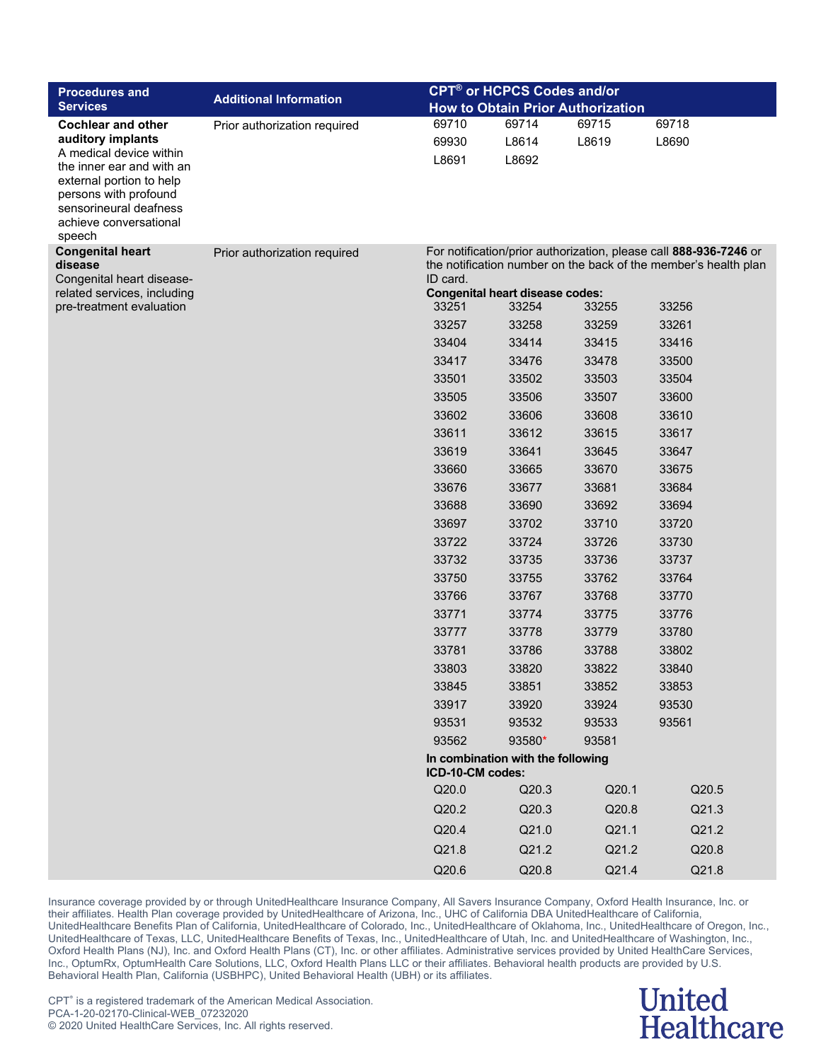| Procedures and Services | Additional Information | CPT® or HCPCS Codes and/or How to Obtain Prior Authorization |
|---|---|---|
| **Cochlear and other auditory implants**<br>A medical device within the inner ear and with an external portion to help persons with profound sensorineural deafness achieve conversational speech | Prior authorization required | 69710 69714 69715 69718<br>69930 L8614 L8619 L8690<br>L8691 L8692 |
| **Congenital heart disease**<br>Congenital heart disease-related services, including pre-treatment evaluation | Prior authorization required | For notification/prior authorization, please call **888-936-7246** or the notification number on the back of the member's health plan ID card.<br>**Congenital heart disease codes:**<br>33251 33254 33255 33256<br>33257 33258 33259 33261<br>33404 33414 33415 33416<br>33417 33476 33478 33500<br>33501 33502 33503 33504<br>33505 33506 33507 33600<br>33602 33606 33608 33610<br>33611 33612 33615 33617<br>33619 33641 33645 33647<br>33660 33665 33670 33675<br>33676 33677 33681 33684<br>33688 33690 33692 33694<br>33697 33702 33710 33720<br>33722 33724 33726 33730<br>33732 33735 33736 33737<br>33750 33755 33762 33764<br>33766 33767 33768 33770<br>33771 33774 33775 33776<br>33777 33778 33779 33780<br>33781 33786 33788 33802<br>33803 33820 33822 33840<br>33845 33851 33852 33853<br>33917 33920 33924 93530<br>93531 93532 93533 93561<br>93562 93580* 93581<br>**In combination with the following ICD-10-CM codes:**<br>Q20.0 Q20.3 Q20.1 Q20.5<br>Q20.2 Q20.3 Q20.8 Q21.3<br>Q20.4 Q21.0 Q21.1 Q21.2<br>Q21.8 Q21.2 Q21.2 Q20.8<br>Q20.6 Q20.8 Q21.4 Q21.8 |

Insurance coverage provided by or through UnitedHealthcare Insurance Company, All Savers Insurance Company, Oxford Health Insurance, Inc. or their affiliates. Health Plan coverage provided by UnitedHealthcare of Arizona, Inc., UHC of California DBA UnitedHealthcare of California, UnitedHealthcare Benefits Plan of California, UnitedHealthcare of Colorado, Inc., UnitedHealthcare of Oklahoma, Inc., UnitedHealthcare of Oregon, Inc., UnitedHealthcare of Texas, LLC, UnitedHealthcare Benefits of Texas, Inc., UnitedHealthcare of Utah, Inc. and UnitedHealthcare of Washington, Inc., Oxford Health Plans (NJ), Inc. and Oxford Health Plans (CT), Inc. or other affiliates. Administrative services provided by United HealthCare Services, Inc., OptumRx, OptumHealth Care Solutions, LLC, Oxford Health Plans LLC or their affiliates. Behavioral health products are provided by U.S. Behavioral Health Plan, California (USBHPC), United Behavioral Health (UBH) or its affiliates.

CPT® is a registered trademark of the American Medical Association.
PCA-1-20-02170-Clinical-WEB_07232020
© 2020 United HealthCare Services, Inc. All rights reserved.

United Healthcare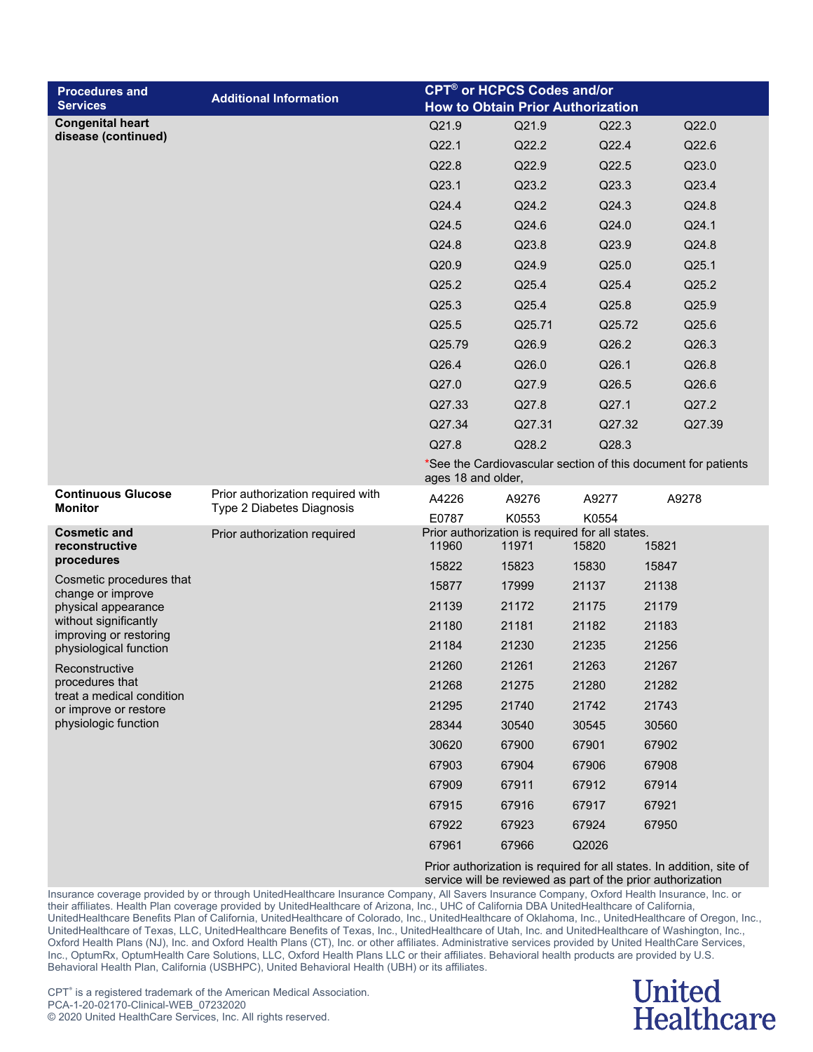| Procedures and Services | Additional Information | CPT® or HCPCS Codes and/or How to Obtain Prior Authorization | | | |
|---|---|---|---|---|---|
| **Congenital heart disease (continued)** | | Q21.9 | Q21.9 | Q22.3 | Q22.0 |
| | | Q22.1 | Q22.2 | Q22.4 | Q22.6 |
| | | Q22.8 | Q22.9 | Q22.5 | Q23.0 |
| | | Q23.1 | Q23.2 | Q23.3 | Q23.4 |
| | | Q24.4 | Q24.2 | Q24.3 | Q24.8 |
| | | Q24.5 | Q24.6 | Q24.0 | Q24.1 |
| | | Q24.8 | Q23.8 | Q23.9 | Q24.8 |
| | | Q20.9 | Q24.9 | Q25.0 | Q25.1 |
| | | Q25.2 | Q25.4 | Q25.4 | Q25.2 |
| | | Q25.3 | Q25.4 | Q25.8 | Q25.9 |
| | | Q25.5 | Q25.71 | Q25.72 | Q25.6 |
| | | Q25.79 | Q26.9 | Q26.2 | Q26.3 |
| | | Q26.4 | Q26.0 | Q26.1 | Q26.8 |
| | | Q27.0 | Q27.9 | Q26.5 | Q26.6 |
| | | Q27.33 | Q27.8 | Q27.1 | Q27.2 |
| | | Q27.34 | Q27.31 | Q27.32 | Q27.39 |
| | | Q27.8 | Q28.2 | Q28.3 | |
| | | *See the Cardiovascular section of this document for patients ages 18 and older, | | | |
| **Continuous Glucose Monitor** | Prior authorization required with Type 2 Diabetes Diagnosis | A4226 | A9276 | A9277 | A9278 |
| | | E0787 | K0553 | K0554 | |
| **Cosmetic and reconstructive procedures**<br><br>Cosmetic procedures that change or improve physical appearance without significantly improving or restoring physiological function<br><br>Reconstructive procedures that treat a medical condition or improve or restore physiologic function | Prior authorization required | Prior authorization is required for all states. | | | |
| | | 11960 | 11971 | 15820 | 15821 |
| | | 15822 | 15823 | 15830 | 15847 |
| | | 15877 | 17999 | 21137 | 21138 |
| | | 21139 | 21172 | 21175 | 21179 |
| | | 21180 | 21181 | 21182 | 21183 |
| | | 21184 | 21230 | 21235 | 21256 |
| | | 21260 | 21261 | 21263 | 21267 |
| | | 21268 | 21275 | 21280 | 21282 |
| | | 21295 | 21740 | 21742 | 21743 |
| | | 28344 | 30540 | 30545 | 30560 |
| | | 30620 | 67900 | 67901 | 67902 |
| | | 67903 | 67904 | 67906 | 67908 |
| | | 67909 | 67911 | 67912 | 67914 |
| | | 67915 | 67916 | 67917 | 67921 |
| | | 67922 | 67923 | 67924 | 67950 |
| | | 67961 | 67966 | Q2026 | |
| | | Prior authorization is required for all states. In addition, site of service will be reviewed as part of the prior authorization | | | |

Insurance coverage provided by or through UnitedHealthcare Insurance Company, All Savers Insurance Company, Oxford Health Insurance, Inc. or their affiliates. Health Plan coverage provided by UnitedHealthcare of Arizona, Inc., UHC of California DBA UnitedHealthcare of California, UnitedHealthcare Benefits Plan of California, UnitedHealthcare of Colorado, Inc., UnitedHealthcare of Oklahoma, Inc., UnitedHealthcare of Oregon, Inc., UnitedHealthcare of Texas, LLC, UnitedHealthcare Benefits of Texas, Inc., UnitedHealthcare of Utah, Inc. and UnitedHealthcare of Washington, Inc., Oxford Health Plans (NJ), Inc. and Oxford Health Plans (CT), Inc. or other affiliates. Administrative services provided by United HealthCare Services, Inc., OptumRx, OptumHealth Care Solutions, LLC, Oxford Health Plans LLC or their affiliates. Behavioral health products are provided by U.S. Behavioral Health Plan, California (USBHPC), United Behavioral Health (UBH) or its affiliates.

CPT® is a registered trademark of the American Medical Association.
PCA-1-20-02170-Clinical-WEB_07232020
© 2020 United HealthCare Services, Inc. All rights reserved.

United Healthcare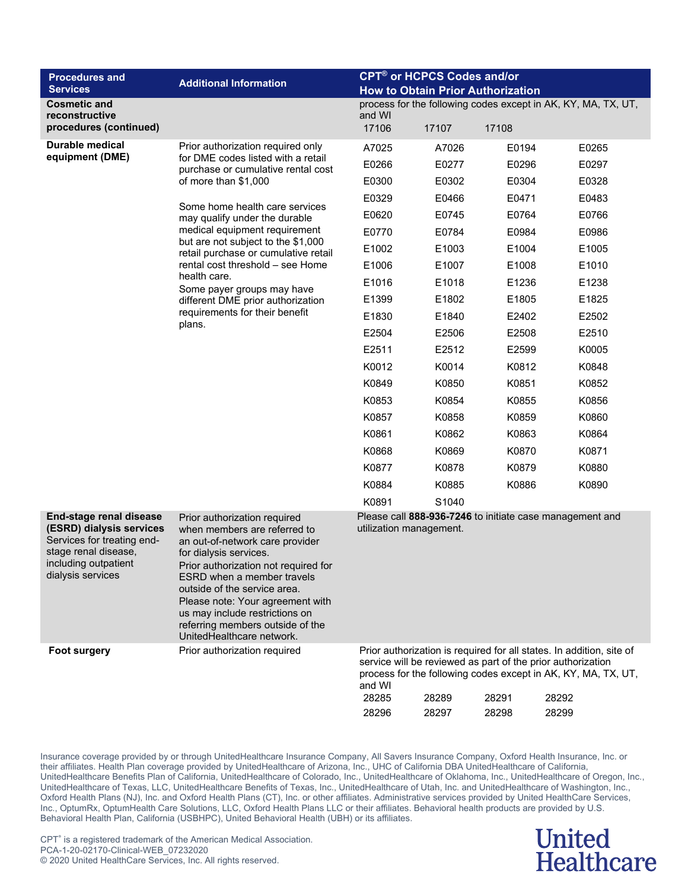| Procedures and Services | Additional Information | CPT® or HCPCS Codes and/or How to Obtain Prior Authorization |
|---|---|---|
| **Cosmetic and reconstructive procedures (continued)** | | process for the following codes except in AK, KY, MA, TX, UT, and WI<br>17106 17107 17108 |
| **Durable medical equipment (DME)** | Prior authorization required only for DME codes listed with a retail purchase or cumulative rental cost of more than $1,000<br><br>Some home health care services may qualify under the durable medical equipment requirement but are not subject to the $1,000 retail purchase or cumulative retail rental cost threshold – see Home health care.<br>Some payer groups may have different DME prior authorization requirements for their benefit plans. | A7025 A7026 E0194 E0265<br>E0266 E0277 E0296 E0297<br>E0300 E0302 E0304 E0328<br>E0329 E0466 E0471 E0483<br>E0620 E0745 E0764 E0766<br>E0770 E0784 E0984 E0986<br>E1002 E1003 E1004 E1005<br>E1006 E1007 E1008 E1010<br>E1016 E1018 E1236 E1238<br>E1399 E1802 E1805 E1825<br>E1830 E1840 E2402 E2502<br>E2504 E2506 E2508 E2510<br>E2511 E2512 E2599 K0005<br>K0012 K0014 K0812 K0848<br>K0849 K0850 K0851 K0852<br>K0853 K0854 K0855 K0856<br>K0857 K0858 K0859 K0860<br>K0861 K0862 K0863 K0864<br>K0868 K0869 K0870 K0871<br>K0877 K0878 K0879 K0880<br>K0884 K0885 K0886 K0890<br>K0891 S1040 |
| **End-stage renal disease (ESRD) dialysis services**<br>Services for treating end-stage renal disease, including outpatient dialysis services | Prior authorization required when members are referred to an out-of-network care provider for dialysis services.<br>Prior authorization not required for ESRD when a member travels outside of the service area.<br>Please note: Your agreement with us may include restrictions on referring members outside of the UnitedHealthcare network. | Please call **888-936-7246** to initiate case management and utilization management. |
| **Foot surgery** | Prior authorization required | Prior authorization is required for all states. In addition, site of service will be reviewed as part of the prior authorization process for the following codes except in AK, KY, MA, TX, UT, and WI<br>28285 28289 28291 28292<br>28296 28297 28298 28299 |

Insurance coverage provided by or through UnitedHealthcare Insurance Company, All Savers Insurance Company, Oxford Health Insurance, Inc. or their affiliates. Health Plan coverage provided by UnitedHealthcare of Arizona, Inc., UHC of California DBA UnitedHealthcare of California, UnitedHealthcare Benefits Plan of California, UnitedHealthcare of Colorado, Inc., UnitedHealthcare of Oklahoma, Inc., UnitedHealthcare of Oregon, Inc., UnitedHealthcare of Texas, LLC, UnitedHealthcare Benefits of Texas, Inc., UnitedHealthcare of Utah, Inc. and UnitedHealthcare of Washington, Inc., Oxford Health Plans (NJ), Inc. and Oxford Health Plans (CT), Inc. or other affiliates. Administrative services provided by United HealthCare Services, Inc., OptumRx, OptumHealth Care Solutions, LLC, Oxford Health Plans LLC or their affiliates. Behavioral health products are provided by U.S. Behavioral Health Plan, California (USBHPC), United Behavioral Health (UBH) or its affiliates.

CPT® is a registered trademark of the American Medical Association.
PCA-1-20-02170-Clinical-WEB_07232020
© 2020 United HealthCare Services, Inc. All rights reserved.

United Healthcare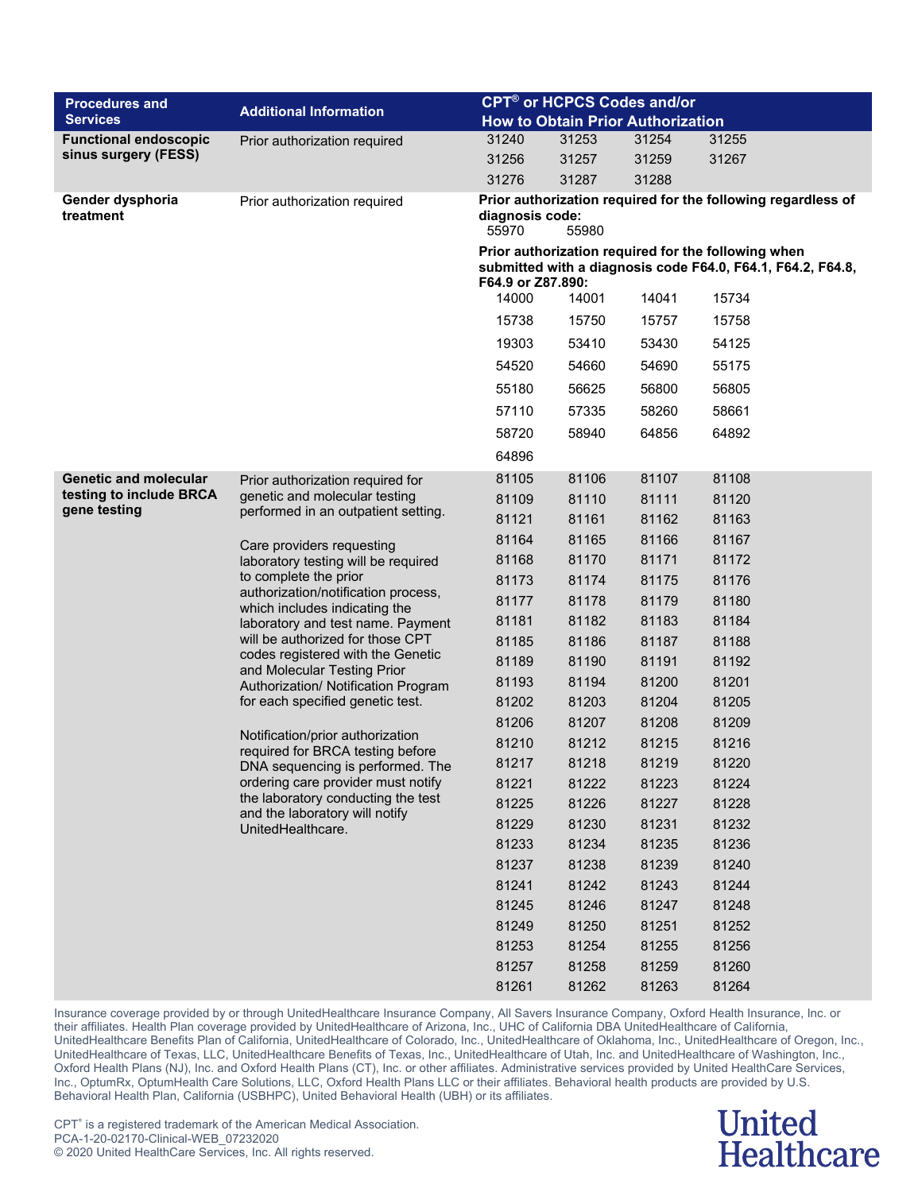| Procedures and Services | Additional Information | CPT® or HCPCS Codes and/or How to Obtain Prior Authorization |
|---|---|---|
| **Functional endoscopic sinus surgery (FESS)** | Prior authorization required | 31240 31253 31254 31255<br>31256 31257 31259 31267<br>31276 31287 31288 |
| **Gender dysphoria treatment** | Prior authorization required | **Prior authorization required for the following regardless of diagnosis code:**<br>55970 55980<br>**Prior authorization required for the following when submitted with a diagnosis code F64.0, F64.1, F64.2, F64.8, F64.9 or Z87.890:**<br>14000 14001 14041 15734<br>15738 15750 15757 15758<br>19303 53410 53430 54125<br>54520 54660 54690 55175<br>55180 56625 56800 56805<br>57110 57335 58260 58661<br>58720 58940 64856 64892<br>64896 |
| **Genetic and molecular testing to include BRCA gene testing** | Prior authorization required for genetic and molecular testing performed in an outpatient setting.<br><br>Care providers requesting laboratory testing will be required to complete the prior authorization/notification process, which includes indicating the laboratory and test name. Payment will be authorized for those CPT codes registered with the Genetic and Molecular Testing Prior Authorization/ Notification Program for each specified genetic test.<br><br>Notification/prior authorization required for BRCA testing before DNA sequencing is performed. The ordering care provider must notify the laboratory conducting the test and the laboratory will notify UnitedHealthcare. | 81105 81106 81107 81108<br>81109 81110 81111 81120<br>81121 81161 81162 81163<br>81164 81165 81166 81167<br>81168 81170 81171 81172<br>81173 81174 81175 81176<br>81177 81178 81179 81180<br>81181 81182 81183 81184<br>81185 81186 81187 81188<br>81189 81190 81191 81192<br>81193 81194 81200 81201<br>81202 81203 81204 81205<br>81206 81207 81208 81209<br>81210 81212 81215 81216<br>81217 81218 81219 81220<br>81221 81222 81223 81224<br>81225 81226 81227 81228<br>81229 81230 81231 81232<br>81233 81234 81235 81236<br>81237 81238 81239 81240<br>81241 81242 81243 81244<br>81245 81246 81247 81248<br>81249 81250 81251 81252<br>81253 81254 81255 81256<br>81257 81258 81259 81260<br>81261 81262 81263 81264 |

Insurance coverage provided by or through UnitedHealthcare Insurance Company, All Savers Insurance Company, Oxford Health Insurance, Inc. or their affiliates. Health Plan coverage provided by UnitedHealthcare of Arizona, Inc., UHC of California DBA UnitedHealthcare of California, UnitedHealthcare Benefits Plan of California, UnitedHealthcare of Colorado, Inc., UnitedHealthcare of Oklahoma, Inc., UnitedHealthcare of Oregon, Inc., UnitedHealthcare of Texas, LLC, UnitedHealthcare Benefits of Texas, Inc., UnitedHealthcare of Utah, Inc. and UnitedHealthcare of Washington, Inc., Oxford Health Plans (NJ), Inc. and Oxford Health Plans (CT), Inc. or other affiliates. Administrative services provided by United HealthCare Services, Inc., OptumRx, OptumHealth Care Solutions, LLC, Oxford Health Plans LLC or their affiliates. Behavioral health products are provided by U.S. Behavioral Health Plan, California (USBHPC), United Behavioral Health (UBH) or its affiliates.

CPT® is a registered trademark of the American Medical Association.
PCA-1-20-02170-Clinical-WEB_07232020
© 2020 United HealthCare Services, Inc. All rights reserved.

United Healthcare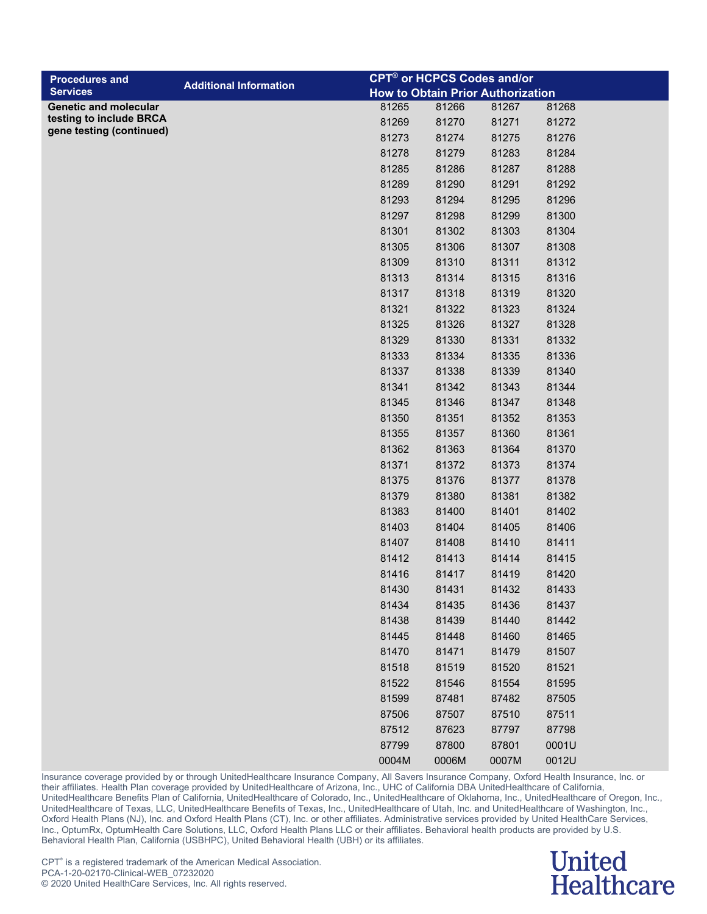| Procedures and Services | Additional Information | CPT® or HCPCS Codes and/or How to Obtain Prior Authorization | | | |
|---|---|---|---|---|---|
| **Genetic and molecular testing to include BRCA gene testing (continued)** | | 81265 | 81266 | 81267 | 81268 |
| | | 81269 | 81270 | 81271 | 81272 |
| | | 81273 | 81274 | 81275 | 81276 |
| | | 81278 | 81279 | 81283 | 81284 |
| | | 81285 | 81286 | 81287 | 81288 |
| | | 81289 | 81290 | 81291 | 81292 |
| | | 81293 | 81294 | 81295 | 81296 |
| | | 81297 | 81298 | 81299 | 81300 |
| | | 81301 | 81302 | 81303 | 81304 |
| | | 81305 | 81306 | 81307 | 81308 |
| | | 81309 | 81310 | 81311 | 81312 |
| | | 81313 | 81314 | 81315 | 81316 |
| | | 81317 | 81318 | 81319 | 81320 |
| | | 81321 | 81322 | 81323 | 81324 |
| | | 81325 | 81326 | 81327 | 81328 |
| | | 81329 | 81330 | 81331 | 81332 |
| | | 81333 | 81334 | 81335 | 81336 |
| | | 81337 | 81338 | 81339 | 81340 |
| | | 81341 | 81342 | 81343 | 81344 |
| | | 81345 | 81346 | 81347 | 81348 |
| | | 81350 | 81351 | 81352 | 81353 |
| | | 81355 | 81357 | 81360 | 81361 |
| | | 81362 | 81363 | 81364 | 81370 |
| | | 81371 | 81372 | 81373 | 81374 |
| | | 81375 | 81376 | 81377 | 81378 |
| | | 81379 | 81380 | 81381 | 81382 |
| | | 81383 | 81400 | 81401 | 81402 |
| | | 81403 | 81404 | 81405 | 81406 |
| | | 81407 | 81408 | 81410 | 81411 |
| | | 81412 | 81413 | 81414 | 81415 |
| | | 81416 | 81417 | 81419 | 81420 |
| | | 81430 | 81431 | 81432 | 81433 |
| | | 81434 | 81435 | 81436 | 81437 |
| | | 81438 | 81439 | 81440 | 81442 |
| | | 81445 | 81448 | 81460 | 81465 |
| | | 81470 | 81471 | 81479 | 81507 |
| | | 81518 | 81519 | 81520 | 81521 |
| | | 81522 | 81546 | 81554 | 81595 |
| | | 81599 | 87481 | 87482 | 87505 |
| | | 87506 | 87507 | 87510 | 87511 |
| | | 87512 | 87623 | 87797 | 87798 |
| | | 87799 | 87800 | 87801 | 0001U |
| | | 0004M | 0006M | 0007M | 0012U |

Insurance coverage provided by or through UnitedHealthcare Insurance Company, All Savers Insurance Company, Oxford Health Insurance, Inc. or their affiliates. Health Plan coverage provided by UnitedHealthcare of Arizona, Inc., UHC of California DBA UnitedHealthcare of California, UnitedHealthcare Benefits Plan of California, UnitedHealthcare of Colorado, Inc., UnitedHealthcare of Oklahoma, Inc., UnitedHealthcare of Oregon, Inc., UnitedHealthcare of Texas, LLC, UnitedHealthcare Benefits of Texas, Inc., UnitedHealthcare of Utah, Inc. and UnitedHealthcare of Washington, Inc., Oxford Health Plans (NJ), Inc. and Oxford Health Plans (CT), Inc. or other affiliates. Administrative services provided by United HealthCare Services, Inc., OptumRx, OptumHealth Care Solutions, LLC, Oxford Health Plans LLC or their affiliates. Behavioral health products are provided by U.S. Behavioral Health Plan, California (USBHPC), United Behavioral Health (UBH) or its affiliates.

CPT® is a registered trademark of the American Medical Association.
PCA-1-20-02170-Clinical-WEB_07232020
© 2020 United HealthCare Services, Inc. All rights reserved.

United Healthcare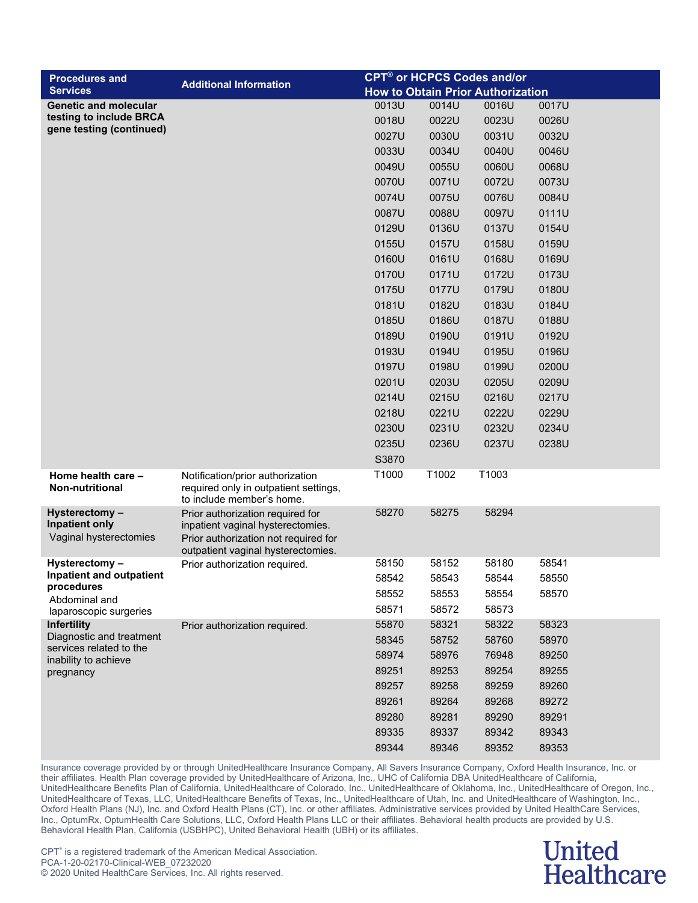| Procedures and Services | Additional Information | CPT® or HCPCS Codes and/or How to Obtain Prior Authorization | | | |
|---|---|---|---|---|---|
| **Genetic and molecular testing to include BRCA gene testing (continued)** | | 0013U | 0014U | 0016U | 0017U |
| | | 0018U | 0022U | 0023U | 0026U |
| | | 0027U | 0030U | 0031U | 0032U |
| | | 0033U | 0034U | 0040U | 0046U |
| | | 0049U | 0055U | 0060U | 0068U |
| | | 0070U | 0071U | 0072U | 0073U |
| | | 0074U | 0075U | 0076U | 0084U |
| | | 0087U | 0088U | 0097U | 0111U |
| | | 0129U | 0136U | 0137U | 0154U |
| | | 0155U | 0157U | 0158U | 0159U |
| | | 0160U | 0161U | 0168U | 0169U |
| | | 0170U | 0171U | 0172U | 0173U |
| | | 0175U | 0177U | 0179U | 0180U |
| | | 0181U | 0182U | 0183U | 0184U |
| | | 0185U | 0186U | 0187U | 0188U |
| | | 0189U | 0190U | 0191U | 0192U |
| | | 0193U | 0194U | 0195U | 0196U |
| | | 0197U | 0198U | 0199U | 0200U |
| | | 0201U | 0203U | 0205U | 0209U |
| | | 0214U | 0215U | 0216U | 0217U |
| | | 0218U | 0221U | 0222U | 0229U |
| | | 0230U | 0231U | 0232U | 0234U |
| | | 0235U | 0236U | 0237U | 0238U |
| | | S3870 | | | |
| **Home health care – Non-nutritional** | Notification/prior authorization required only in outpatient settings, to include member's home. | T1000 | T1002 | T1003 | |
| **Hysterectomy – Inpatient only** Vaginal hysterectomies | Prior authorization required for inpatient vaginal hysterectomies. Prior authorization not required for outpatient vaginal hysterectomies. | 58270 | 58275 | 58294 | |
| **Hysterectomy – Inpatient and outpatient procedures** Abdominal and laparoscopic surgeries | Prior authorization required. | 58150 | 58152 | 58180 | 58541 |
| | | 58542 | 58543 | 58544 | 58550 |
| | | 58552 | 58553 | 58554 | 58570 |
| | | 58571 | 58572 | 58573 | |
| **Infertility** Diagnostic and treatment services related to the inability to achieve pregnancy | Prior authorization required. | 55870 | 58321 | 58322 | 58323 |
| | | 58345 | 58752 | 58760 | 58970 |
| | | 58974 | 58976 | 76948 | 89250 |
| | | 89251 | 89253 | 89254 | 89255 |
| | | 89257 | 89258 | 89259 | 89260 |
| | | 89261 | 89264 | 89268 | 89272 |
| | | 89280 | 89281 | 89290 | 89291 |
| | | 89335 | 89337 | 89342 | 89343 |
| | | 89344 | 89346 | 89352 | 89353 |

Insurance coverage provided by or through UnitedHealthcare Insurance Company, All Savers Insurance Company, Oxford Health Insurance, Inc. or their affiliates. Health Plan coverage provided by UnitedHealthcare of Arizona, Inc., UHC of California DBA UnitedHealthcare of California, UnitedHealthcare Benefits Plan of California, UnitedHealthcare of Colorado, Inc., UnitedHealthcare of Oklahoma, Inc., UnitedHealthcare of Oregon, Inc., UnitedHealthcare of Texas, LLC, UnitedHealthcare Benefits of Texas, Inc., UnitedHealthcare of Utah, Inc. and UnitedHealthcare of Washington, Inc., Oxford Health Plans (NJ), Inc. and Oxford Health Plans (CT), Inc. or other affiliates. Administrative services provided by United HealthCare Services, Inc., OptumRx, OptumHealth Care Solutions, LLC, Oxford Health Plans LLC or their affiliates. Behavioral health products are provided by U.S. Behavioral Health Plan, California (USBHPC), United Behavioral Health (UBH) or its affiliates.

CPT® is a registered trademark of the American Medical Association.
PCA-1-20-02170-Clinical-WEB_07232020
© 2020 United HealthCare Services, Inc. All rights reserved.

United Healthcare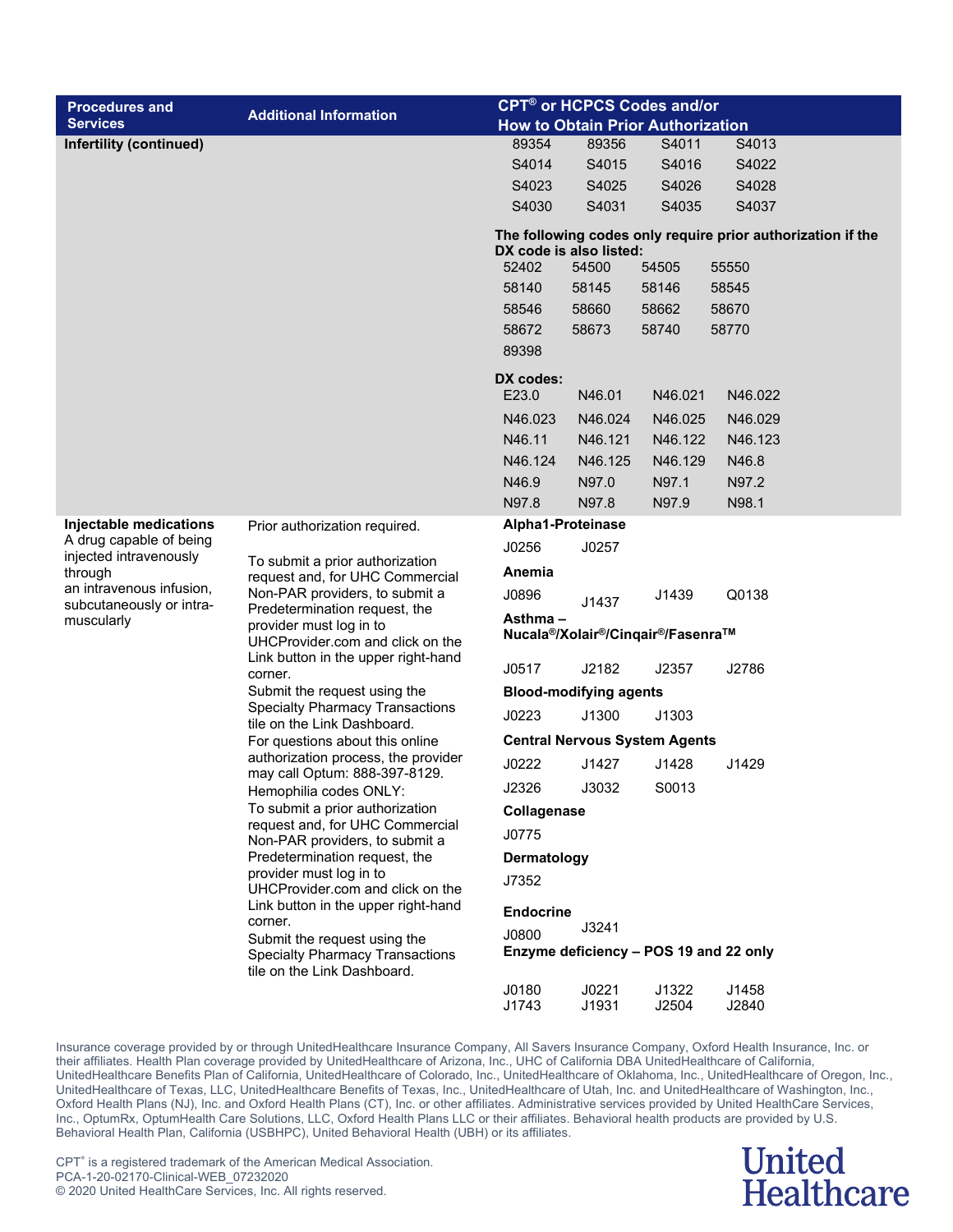| Procedures and Services | Additional Information | CPT® or HCPCS Codes and/or How to Obtain Prior Authorization |
|---|---|---|
| **Infertility (continued)** | | 89354 89356 S4011 S4013<br>S4014 S4015 S4016 S4022<br>S4023 S4025 S4026 S4028<br>S4030 S4031 S4035 S4037<br>**The following codes only require prior authorization if the DX code is also listed:**<br>52402 54500 54505 55550<br>58140 58145 58146 58545<br>58546 58660 58662 58670<br>58672 58673 58740 58770<br>89398<br>**DX codes:**<br>E23.0 N46.01 N46.021 N46.022<br>N46.023 N46.024 N46.025 N46.029<br>N46.11 N46.121 N46.122 N46.123<br>N46.124 N46.125 N46.129 N46.8<br>N46.9 N97.0 N97.1 N97.2<br>N97.8 N97.8 N97.9 N98.1 |
| **Injectable medications**<br>A drug capable of being injected intravenously through an intravenous infusion, subcutaneously or intra-muscularly | Prior authorization required.<br>To submit a prior authorization request and, for UHC Commercial Non-PAR providers, to submit a Predetermination request, the provider must log in to UHCProvider.com and click on the Link button in the upper right-hand corner.<br>Submit the request using the Specialty Pharmacy Transactions tile on the Link Dashboard.<br>For questions about this online authorization process, the provider may call Optum: 888-397-8129.<br>Hemophilia codes ONLY:<br>To submit a prior authorization request and, for UHC Commercial Non-PAR providers, to submit a Predetermination request, the provider must log in to UHCProvider.com and click on the Link button in the upper right-hand corner.<br>Submit the request using the Specialty Pharmacy Transactions tile on the Link Dashboard. | **Alpha1-Proteinase**<br>J0256 J0257<br>**Anemia**<br>J0896 J1437 J1439 Q0138<br>**Asthma – Nucala®/Xolair®/Cinqair®/Fasenra™**<br>J0517 J2182 J2357 J2786<br>**Blood-modifying agents**<br>J0223 J1300 J1303<br>**Central Nervous System Agents**<br>J0222 J1427 J1428 J1429<br>J2326 J3032 S0013<br>**Collagenase**<br>J0775<br>**Dermatology**<br>J7352<br>**Endocrine**<br>J0800 J3241<br>**Enzyme deficiency – POS 19 and 22 only**<br>J0180 J0221 J1322 J1458<br>J1743 J1931 J2504 J2840 |

Insurance coverage provided by or through UnitedHealthcare Insurance Company, All Savers Insurance Company, Oxford Health Insurance, Inc. or their affiliates. Health Plan coverage provided by UnitedHealthcare of Arizona, Inc., UHC of California DBA UnitedHealthcare of California, UnitedHealthcare Benefits Plan of California, UnitedHealthcare of Colorado, Inc., UnitedHealthcare of Oklahoma, Inc., UnitedHealthcare of Oregon, Inc., UnitedHealthcare of Texas, LLC, UnitedHealthcare Benefits of Texas, Inc., UnitedHealthcare of Utah, Inc. and UnitedHealthcare of Washington, Inc., Oxford Health Plans (NJ), Inc. and Oxford Health Plans (CT), Inc. or other affiliates. Administrative services provided by United HealthCare Services, Inc., OptumRx, OptumHealth Care Solutions, LLC, Oxford Health Plans LLC or their affiliates. Behavioral health products are provided by U.S. Behavioral Health Plan, California (USBHPC), United Behavioral Health (UBH) or its affiliates.

CPT® is a registered trademark of the American Medical Association.
PCA-1-20-02170-Clinical-WEB_07232020
© 2020 United HealthCare Services, Inc. All rights reserved.

United Healthcare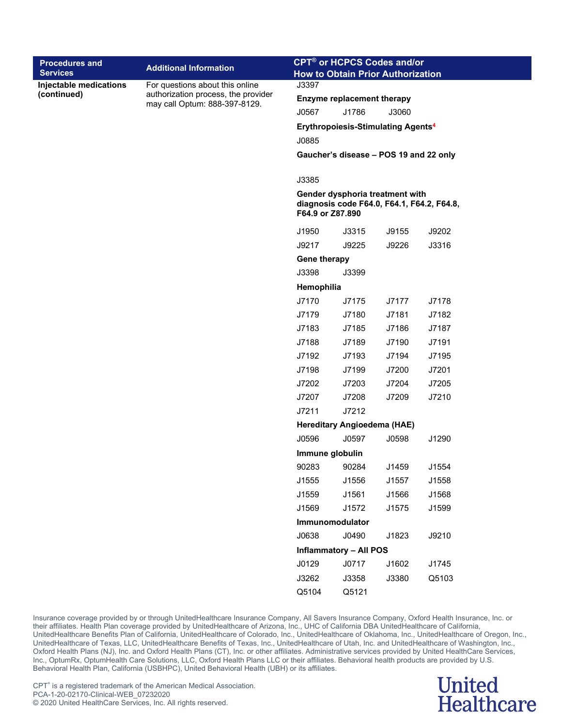| Procedures and Services | Additional Information | CPT® or HCPCS Codes and/or How to Obtain Prior Authorization |
|---|---|---|
| **Injectable medications (continued)** | For questions about this online authorization process, the provider may call Optum: 888-397-8129. | J3397<br><br>**Enzyme replacement therapy**<br>J0567 J1786 J3060<br><br>**Erythropoiesis-Stimulating Agents**[4]<br>J0885<br><br>**Gaucher's disease – POS 19 and 22 only**<br>J3385<br><br>**Gender dysphoria treatment with diagnosis code F64.0, F64.1, F64.2, F64.8, F64.9 or Z87.890**<br>J1950 J3315 J9155 J9202<br>J9217 J9225 J9226 J3316<br><br>**Gene therapy**<br>J3398 J3399<br><br>**Hemophilia**<br>J7170 J7175 J7177 J7178<br>J7179 J7180 J7181 J7182<br>J7183 J7185 J7186 J7187<br>J7188 J7189 J7190 J7191<br>J7192 J7193 J7194 J7195<br>J7198 J7199 J7200 J7201<br>J7202 J7203 J7204 J7205<br>J7207 J7208 J7209 J7210<br>J7211 J7212<br><br>**Hereditary Angioedema (HAE)**<br>J0596 J0597 J0598 J1290<br><br>**Immune globulin**<br>90283 90284 J1459 J1554<br>J1555 J1556 J1557 J1558<br>J1559 J1561 J1566 J1568<br>J1569 J1572 J1575 J1599<br><br>**Immunomodulator**<br>J0638 J0490 J1823 J9210<br><br>**Inflammatory – All POS**<br>J0129 J0717 J1602 J1745<br>J3262 J3358 J3380 Q5103<br>Q5104 Q5121 |

Insurance coverage provided by or through UnitedHealthcare Insurance Company, All Savers Insurance Company, Oxford Health Insurance, Inc. or their affiliates. Health Plan coverage provided by UnitedHealthcare of Arizona, Inc., UHC of California DBA UnitedHealthcare of California, UnitedHealthcare Benefits Plan of California, UnitedHealthcare of Colorado, Inc., UnitedHealthcare of Oklahoma, Inc., UnitedHealthcare of Oregon, Inc., UnitedHealthcare of Texas, LLC, UnitedHealthcare Benefits of Texas, Inc., UnitedHealthcare of Utah, Inc. and UnitedHealthcare of Washington, Inc., Oxford Health Plans (NJ), Inc. and Oxford Health Plans (CT), Inc. or other affiliates. Administrative services provided by United HealthCare Services, Inc., OptumRx, OptumHealth Care Solutions, LLC, Oxford Health Plans LLC or their affiliates. Behavioral health products are provided by U.S. Behavioral Health Plan, California (USBHPC), United Behavioral Health (UBH) or its affiliates.

CPT® is a registered trademark of the American Medical Association.
PCA-1-20-02170-Clinical-WEB_07232020
© 2020 United HealthCare Services, Inc. All rights reserved.

United Healthcare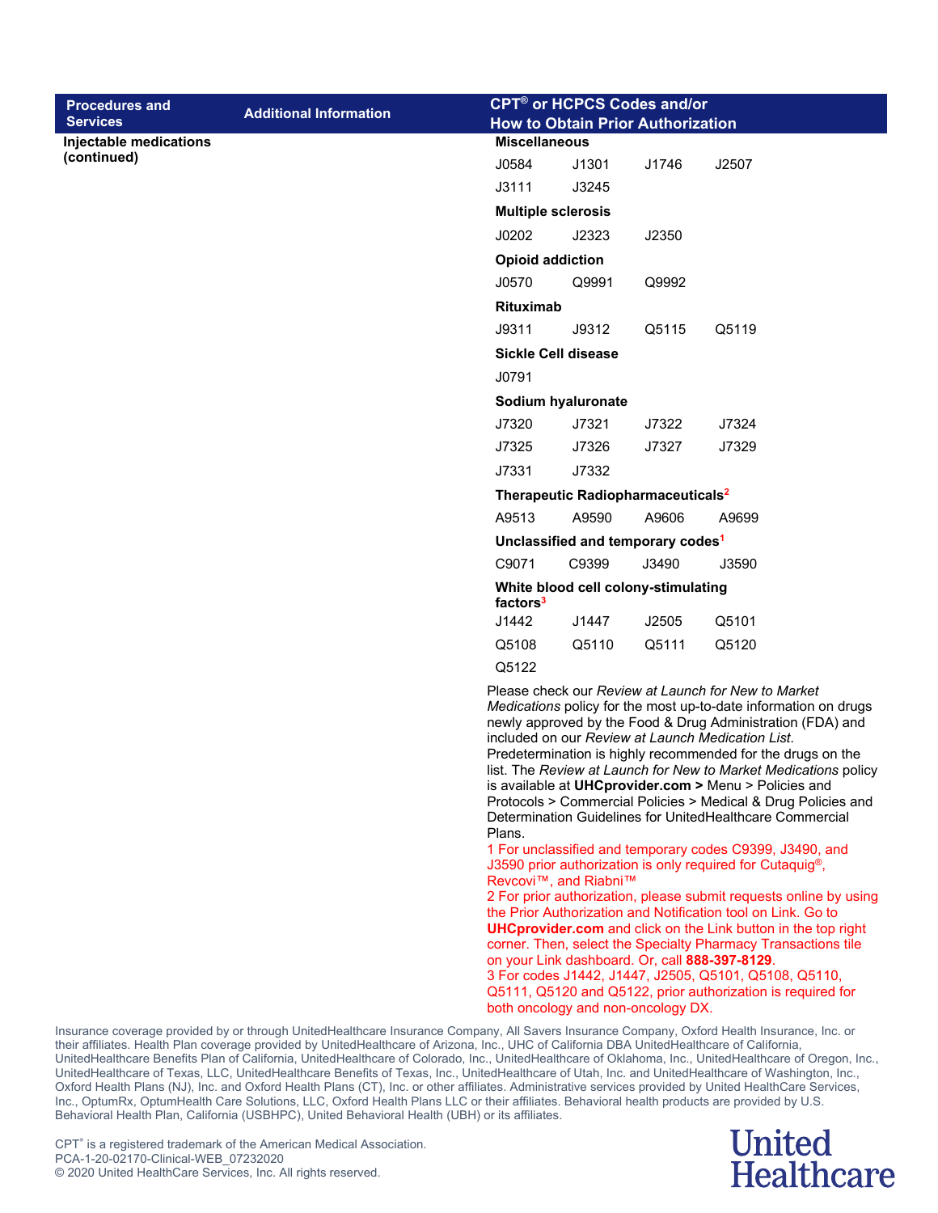| Procedures and Services | Additional Information | CPT® or HCPCS Codes and/or How to Obtain Prior Authorization |
|---|---|---|
| **Injectable medications (continued)** | | **Miscellaneous**<br>J0584 J1301 J1746 J2507<br>J3111 J3245<br>**Multiple sclerosis**<br>J0202 J2323 J2350<br>**Opioid addiction**<br>J0570 Q9991 Q9992<br>**Rituximab**<br>J9311 J9312 Q5115 Q5119<br>**Sickle Cell disease**<br>J0791<br>**Sodium hyaluronate**<br>J7320 J7321 J7322 J7324<br>J7325 J7326 J7327 J7329<br>J7331 J7332<br>**Therapeutic Radiopharmaceuticals**[2]<br>A9513 A9590 A9606 A9699<br>**Unclassified and temporary codes**[1]<br>C9071 C9399 J3490 J3590<br>**White blood cell colony-stimulating factors**[3]<br>J1442 J1447 J2505 Q5101<br>Q5108 Q5110 Q5111 Q5120<br>Q5122<br>Please check our *Review at Launch for New to Market Medications* policy for the most up-to-date information on drugs newly approved by the Food & Drug Administration (FDA) and included on our *Review at Launch Medication List*. Predetermination is highly recommended for the drugs on the list. The *Review at Launch for New to Market Medications* policy is available at **UHCprovider.com >** Menu > Policies and Protocols > Commercial Policies > Medical & Drug Policies and Determination Guidelines for UnitedHealthcare Commercial Plans.<br>1 For unclassified and temporary codes C9399, J3490, and J3590 prior authorization is only required for Cutaquig®, Revcovi™, and Riabni™<br>2 For prior authorization, please submit requests online by using the Prior Authorization and Notification tool on Link. Go to **UHCprovider.com** and click on the Link button in the top right corner. Then, select the Specialty Pharmacy Transactions tile on your Link dashboard. Or, call **888-397-8129**.<br>3 For codes J1442, J1447, J2505, Q5101, Q5108, Q5110, Q5111, Q5120 and Q5122, prior authorization is required for both oncology and non-oncology DX. |

Insurance coverage provided by or through UnitedHealthcare Insurance Company, All Savers Insurance Company, Oxford Health Insurance, Inc. or their affiliates. Health Plan coverage provided by UnitedHealthcare of Arizona, Inc., UHC of California DBA UnitedHealthcare of California, UnitedHealthcare Benefits Plan of California, UnitedHealthcare of Colorado, Inc., UnitedHealthcare of Oklahoma, Inc., UnitedHealthcare of Oregon, Inc., UnitedHealthcare of Texas, LLC, UnitedHealthcare Benefits of Texas, Inc., UnitedHealthcare of Utah, Inc. and UnitedHealthcare of Washington, Inc., Oxford Health Plans (NJ), Inc. and Oxford Health Plans (CT), Inc. or other affiliates. Administrative services provided by United HealthCare Services, Inc., OptumRx, OptumHealth Care Solutions, LLC, Oxford Health Plans LLC or their affiliates. Behavioral health products are provided by U.S. Behavioral Health Plan, California (USBHPC), United Behavioral Health (UBH) or its affiliates.

CPT® is a registered trademark of the American Medical Association.
PCA-1-20-02170-Clinical-WEB_07232020
© 2020 United HealthCare Services, Inc. All rights reserved.

United Healthcare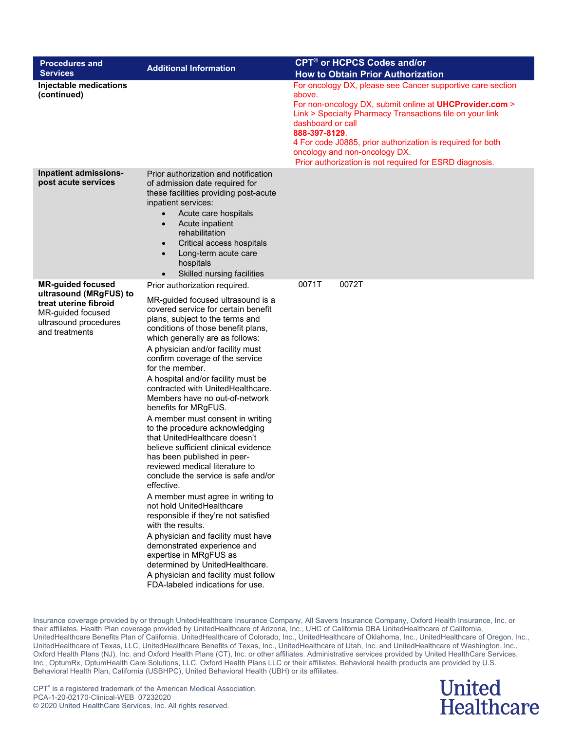| Procedures and Services | Additional Information | CPT® or HCPCS Codes and/or How to Obtain Prior Authorization |
|---|---|---|
| **Injectable medications (continued)** | | For oncology DX, please see Cancer supportive care section above.<br>For non-oncology DX, submit online at **UHCProvider.com** > Link > Specialty Pharmacy Transactions tile on your link dashboard or call **888-397-8129**.<br>4 For code J0885, prior authorization is required for both oncology and non-oncology DX.<br>Prior authorization is not required for ESRD diagnosis. |
| **Inpatient admissions-post acute services** | Prior authorization and notification of admission date required for these facilities providing post-acute inpatient services:<br>• Acute care hospitals<br>• Acute inpatient rehabilitation<br>• Critical access hospitals<br>• Long-term acute care hospitals<br>• Skilled nursing facilities | |
| **MR-guided focused ultrasound (MRgFUS) to treat uterine fibroid**<br>MR-guided focused ultrasound procedures and treatments | Prior authorization required.<br>MR-guided focused ultrasound is a covered service for certain benefit plans, subject to the terms and conditions of those benefit plans, which generally are as follows:<br>A physician and/or facility must confirm coverage of the service for the member.<br>A hospital and/or facility must be contracted with UnitedHealthcare. Members have no out-of-network benefits for MRgFUS.<br>A member must consent in writing to the procedure acknowledging that UnitedHealthcare doesn't believe sufficient clinical evidence has been published in peer-reviewed medical literature to conclude the service is safe and/or effective.<br>A member must agree in writing to not hold UnitedHealthcare responsible if they're not satisfied with the results.<br>A physician and facility must have demonstrated experience and expertise in MRgFUS as determined by UnitedHealthcare.<br>A physician and facility must follow FDA-labeled indications for use. | 0071T 0072T |

Insurance coverage provided by or through UnitedHealthcare Insurance Company, All Savers Insurance Company, Oxford Health Insurance, Inc. or their affiliates. Health Plan coverage provided by UnitedHealthcare of Arizona, Inc., UHC of California DBA UnitedHealthcare of California, UnitedHealthcare Benefits Plan of California, UnitedHealthcare of Colorado, Inc., UnitedHealthcare of Oklahoma, Inc., UnitedHealthcare of Oregon, Inc., UnitedHealthcare of Texas, LLC, UnitedHealthcare Benefits of Texas, Inc., UnitedHealthcare of Utah, Inc. and UnitedHealthcare of Washington, Inc., Oxford Health Plans (NJ), Inc. and Oxford Health Plans (CT), Inc. or other affiliates. Administrative services provided by United HealthCare Services, Inc., OptumRx, OptumHealth Care Solutions, LLC, Oxford Health Plans LLC or their affiliates. Behavioral health products are provided by U.S. Behavioral Health Plan, California (USBHPC), United Behavioral Health (UBH) or its affiliates.

CPT® is a registered trademark of the American Medical Association.
PCA-1-20-02170-Clinical-WEB_07232020
© 2020 United HealthCare Services, Inc. All rights reserved.

United Healthcare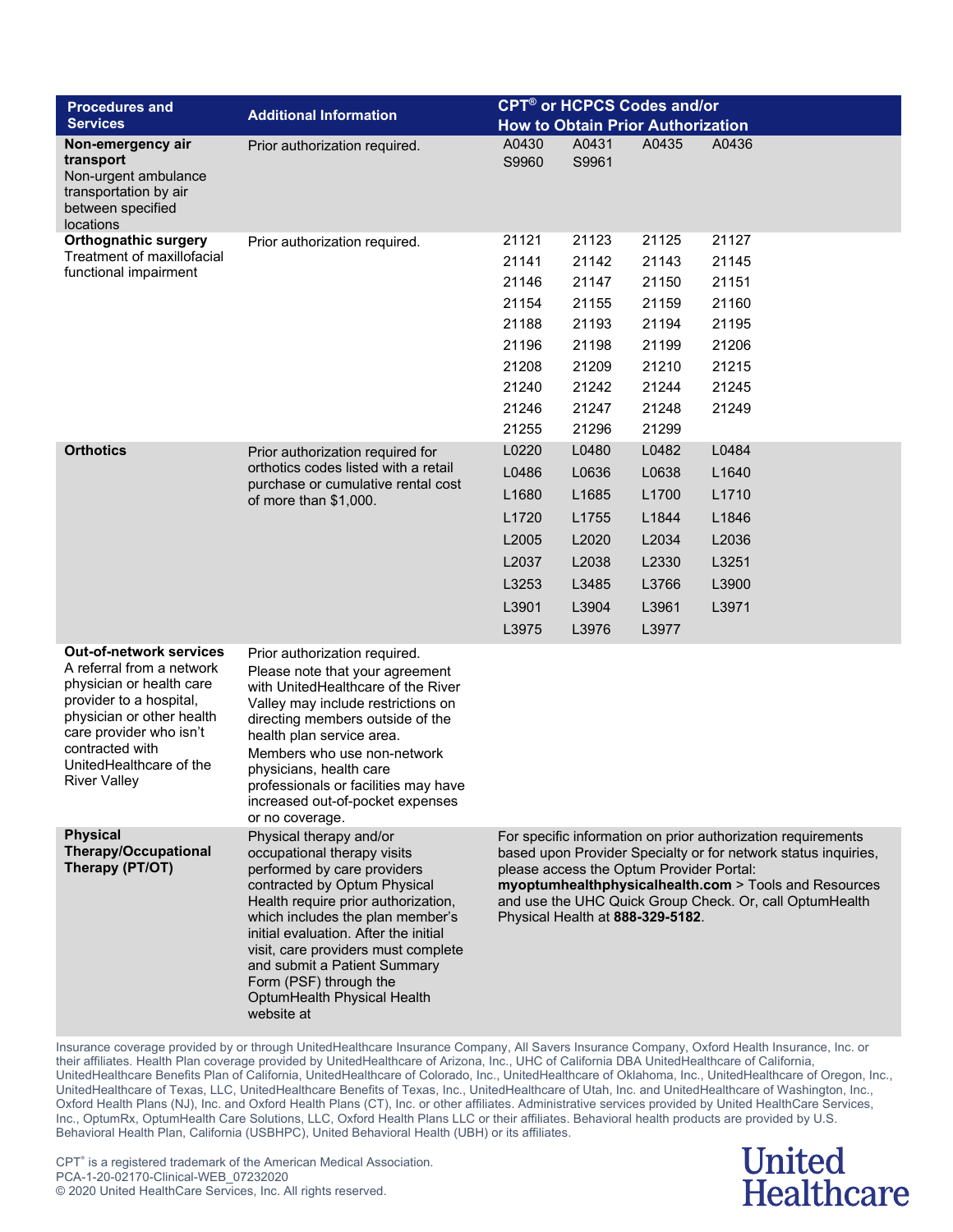| Procedures and Services | Additional Information | CPT® or HCPCS Codes and/or How to Obtain Prior Authorization | | | |
|---|---|---|---|---|---|
| **Non-emergency air transport** Non-urgent ambulance transportation by air between specified locations | Prior authorization required. | A0430<br>S9960 | A0431<br>S9961 | A0435 | A0436 |
| **Orthognathic surgery** Treatment of maxillofacial functional impairment | Prior authorization required. | 21121<br>21141<br>21146<br>21154<br>21188<br>21196<br>21208<br>21240<br>21246<br>21255 | 21123<br>21142<br>21147<br>21155<br>21193<br>21198<br>21209<br>21242<br>21247<br>21296 | 21125<br>21143<br>21150<br>21159<br>21194<br>21199<br>21210<br>21244<br>21248<br>21299 | 21127<br>21145<br>21151<br>21160<br>21195<br>21206<br>21215<br>21245<br>21249 |
| **Orthotics** | Prior authorization required for orthotics codes listed with a retail purchase or cumulative rental cost of more than $1,000. | L0220<br>L0486<br>L1680<br>L1720<br>L2005<br>L2037<br>L3253<br>L3901<br>L3975 | L0480<br>L0636<br>L1685<br>L1755<br>L2020<br>L2038<br>L3485<br>L3904<br>L3976 | L0482<br>L0638<br>L1700<br>L1844<br>L2034<br>L2330<br>L3766<br>L3961<br>L3977 | L0484<br>L1640<br>L1710<br>L1846<br>L2036<br>L3251<br>L3900<br>L3971 |
| **Out-of-network services** A referral from a network physician or health care provider to a hospital, physician or other health care provider who isn't contracted with UnitedHealthcare of the River Valley | Prior authorization required.<br>Please note that your agreement with UnitedHealthcare of the River Valley may include restrictions on directing members outside of the health plan service area.<br>Members who use non-network physicians, health care professionals or facilities may have increased out-of-pocket expenses or no coverage. | | | | |
| **Physical Therapy/Occupational Therapy (PT/OT)** | Physical therapy and/or occupational therapy visits performed by care providers contracted by Optum Physical Health require prior authorization, which includes the plan member's initial evaluation. After the initial visit, care providers must complete and submit a Patient Summary Form (PSF) through the OptumHealth Physical Health website at | For specific information on prior authorization requirements based upon Provider Specialty or for network status inquiries, please access the Optum Provider Portal: **myoptumhealthphysicalhealth.com** > Tools and Resources and use the UHC Quick Group Check. Or, call OptumHealth Physical Health at **888-329-5182**. | | | |

Insurance coverage provided by or through UnitedHealthcare Insurance Company, All Savers Insurance Company, Oxford Health Insurance, Inc. or their affiliates. Health Plan coverage provided by UnitedHealthcare of Arizona, Inc., UHC of California DBA UnitedHealthcare of California, UnitedHealthcare Benefits Plan of California, UnitedHealthcare of Colorado, Inc., UnitedHealthcare of Oklahoma, Inc., UnitedHealthcare of Oregon, Inc., UnitedHealthcare of Texas, LLC, UnitedHealthcare Benefits of Texas, Inc., UnitedHealthcare of Utah, Inc. and UnitedHealthcare of Washington, Inc., Oxford Health Plans (NJ), Inc. and Oxford Health Plans (CT), Inc. or other affiliates. Administrative services provided by United HealthCare Services, Inc., OptumRx, OptumHealth Care Solutions, LLC, Oxford Health Plans LLC or their affiliates. Behavioral health products are provided by U.S. Behavioral Health Plan, California (USBHPC), United Behavioral Health (UBH) or its affiliates.

CPT® is a registered trademark of the American Medical Association.
PCA-1-20-02170-Clinical-WEB_07232020
© 2020 United HealthCare Services, Inc. All rights reserved.

United Healthcare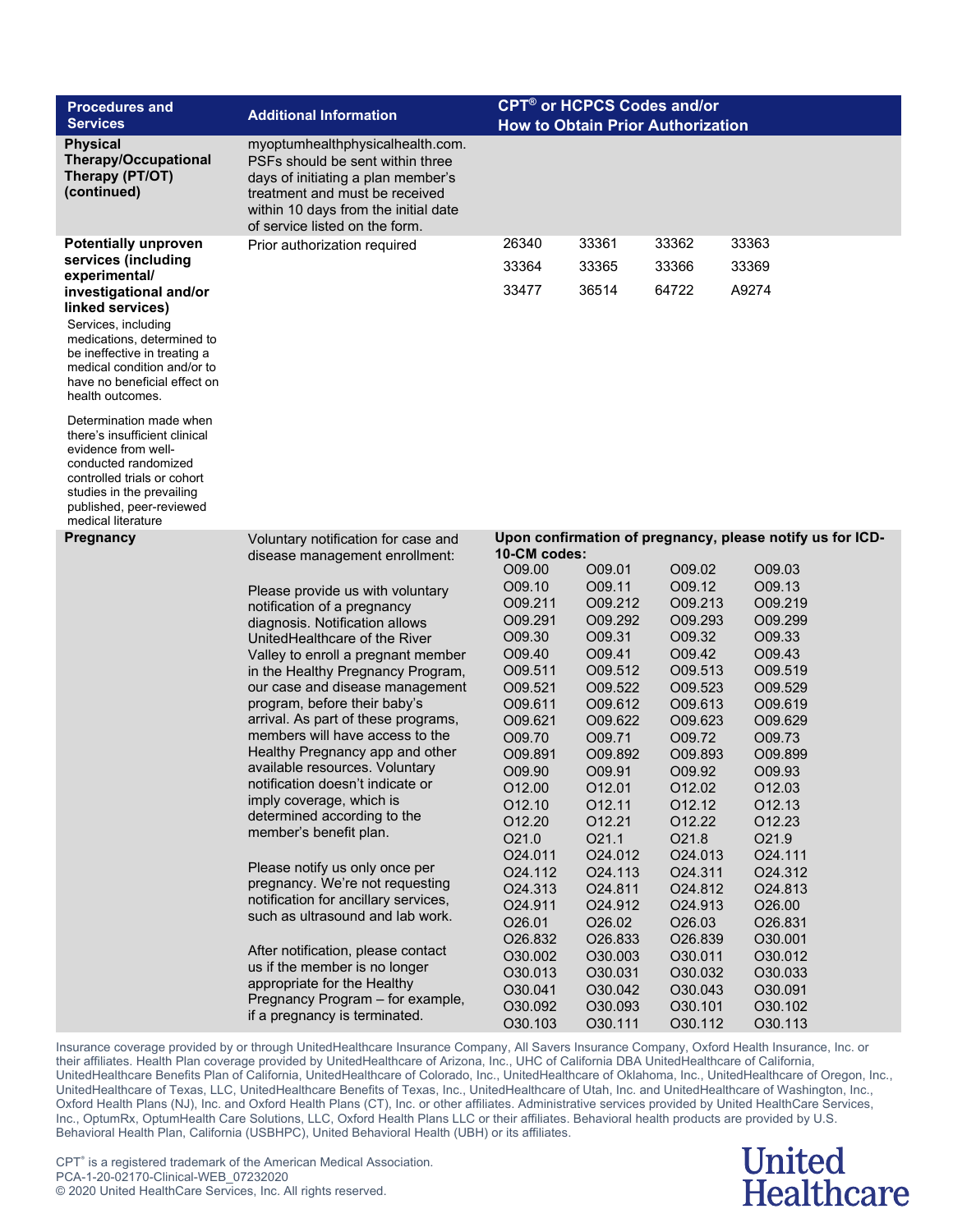| Procedures and Services | Additional Information | CPT® or HCPCS Codes and/or How to Obtain Prior Authorization | | | |
|---|---|---|---|---|---|
| **Physical Therapy/Occupational Therapy (PT/OT) (continued)** | myoptumhealthphysicalhealth.com. PSFs should be sent within three days of initiating a plan member's treatment and must be received within 10 days from the initial date of service listed on the form. | | | | |
| **Potentially unproven services (including experimental/ investigational and/or linked services)** Services, including medications, determined to be ineffective in treating a medical condition and/or to have no beneficial effect on health outcomes. Determination made when there's insufficient clinical evidence from well-conducted randomized controlled trials or cohort studies in the prevailing published, peer-reviewed medical literature | Prior authorization required | 26340 | 33361 | 33362 | 33363 |
| | | 33364 | 33365 | 33366 | 33369 |
| | | 33477 | 36514 | 64722 | A9274 |
| **Pregnancy** | Voluntary notification for case and disease management enrollment: Please provide us with voluntary notification of a pregnancy diagnosis. Notification allows UnitedHealthcare of the River Valley to enroll a pregnant member in the Healthy Pregnancy Program, our case and disease management program, before their baby's arrival. As part of these programs, members will have access to the Healthy Pregnancy app and other available resources. Voluntary notification doesn't indicate or imply coverage, which is determined according to the member's benefit plan. Please notify us only once per pregnancy. We're not requesting notification for ancillary services, such as ultrasound and lab work. After notification, please contact us if the member is no longer appropriate for the Healthy Pregnancy Program – for example, if a pregnancy is terminated. | **Upon confirmation of pregnancy, please notify us for ICD-10-CM codes:** | | | |
| | | O09.00 | O09.01 | O09.02 | O09.03 |
| | | O09.10 | O09.11 | O09.12 | O09.13 |
| | | O09.211 | O09.212 | O09.213 | O09.219 |
| | | O09.291 | O09.292 | O09.293 | O09.299 |
| | | O09.30 | O09.31 | O09.32 | O09.33 |
| | | O09.40 | O09.41 | O09.42 | O09.43 |
| | | O09.511 | O09.512 | O09.513 | O09.519 |
| | | O09.521 | O09.522 | O09.523 | O09.529 |
| | | O09.611 | O09.612 | O09.613 | O09.619 |
| | | O09.621 | O09.622 | O09.623 | O09.629 |
| | | O09.70 | O09.71 | O09.72 | O09.73 |
| | | O09.891 | O09.892 | O09.893 | O09.899 |
| | | O09.90 | O09.91 | O09.92 | O09.93 |
| | | O12.00 | O12.01 | O12.02 | O12.03 |
| | | O12.10 | O12.11 | O12.12 | O12.13 |
| | | O12.20 | O12.21 | O12.22 | O12.23 |
| | | O21.0 | O21.1 | O21.8 | O21.9 |
| | | O24.011 | O24.012 | O24.013 | O24.111 |
| | | O24.112 | O24.113 | O24.311 | O24.312 |
| | | O24.313 | O24.811 | O24.812 | O24.813 |
| | | O24.911 | O24.912 | O24.913 | O26.00 |
| | | O26.01 | O26.02 | O26.03 | O26.831 |
| | | O26.832 | O26.833 | O26.839 | O30.001 |
| | | O30.002 | O30.003 | O30.011 | O30.012 |
| | | O30.013 | O30.031 | O30.032 | O30.033 |
| | | O30.041 | O30.042 | O30.043 | O30.091 |
| | | O30.092 | O30.093 | O30.101 | O30.102 |
| | | O30.103 | O30.111 | O30.112 | O30.113 |

Insurance coverage provided by or through UnitedHealthcare Insurance Company, All Savers Insurance Company, Oxford Health Insurance, Inc. or their affiliates. Health Plan coverage provided by UnitedHealthcare of Arizona, Inc., UHC of California DBA UnitedHealthcare of California, UnitedHealthcare Benefits Plan of California, UnitedHealthcare of Colorado, Inc., UnitedHealthcare of Oklahoma, Inc., UnitedHealthcare of Oregon, Inc., UnitedHealthcare of Texas, LLC, UnitedHealthcare Benefits of Texas, Inc., UnitedHealthcare of Utah, Inc. and UnitedHealthcare of Washington, Inc., Oxford Health Plans (NJ), Inc. and Oxford Health Plans (CT), Inc. or other affiliates. Administrative services provided by United HealthCare Services, Inc., OptumRx, OptumHealth Care Solutions, LLC, Oxford Health Plans LLC or their affiliates. Behavioral health products are provided by U.S. Behavioral Health Plan, California (USBHPC), United Behavioral Health (UBH) or its affiliates.

CPT® is a registered trademark of the American Medical Association.
PCA-1-20-02170-Clinical-WEB_07232020
© 2020 United HealthCare Services, Inc. All rights reserved.

United Healthcare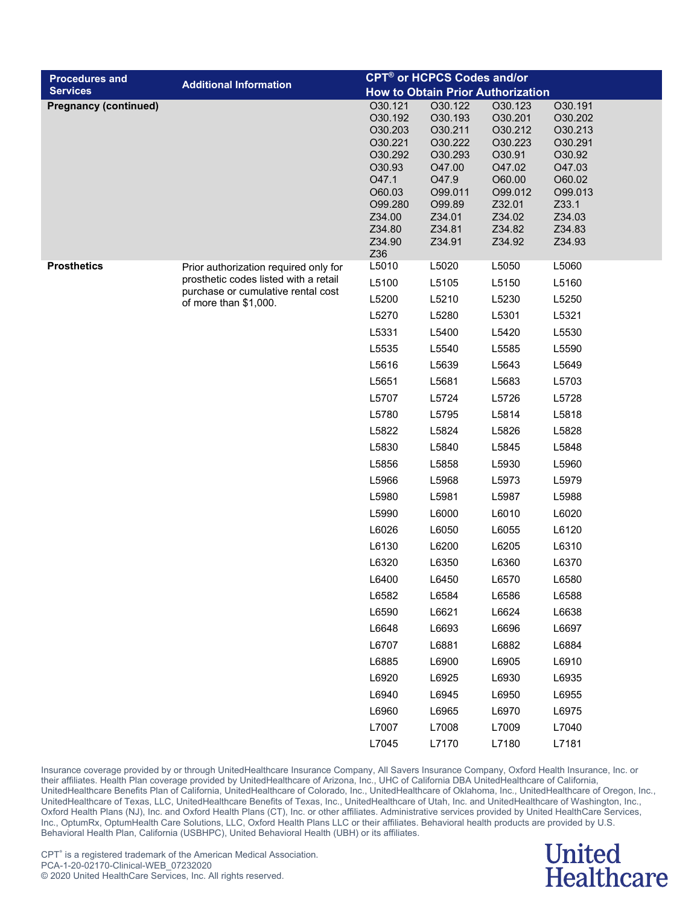| Procedures and Services | Additional Information | CPT® or HCPCS Codes and/or How to Obtain Prior Authorization | | | |
|---|---|---|---|---|---|
| **Pregnancy (continued)** | | O30.121 | O30.122 | O30.123 | O30.191 |
| | | O30.192 | O30.193 | O30.201 | O30.202 |
| | | O30.203 | O30.211 | O30.212 | O30.213 |
| | | O30.221 | O30.222 | O30.223 | O30.291 |
| | | O30.292 | O30.293 | O30.91 | O30.92 |
| | | O30.93 | O47.00 | O47.02 | O47.03 |
| | | O47.1 | O47.9 | O60.00 | O60.02 |
| | | O60.03 | O99.011 | O99.012 | O99.013 |
| | | O99.280 | O99.89 | Z32.01 | Z33.1 |
| | | Z34.00 | Z34.01 | Z34.02 | Z34.03 |
| | | Z34.80 | Z34.81 | Z34.82 | Z34.83 |
| | | Z34.90 | Z34.91 | Z34.92 | Z34.93 |
| | | Z36 | | | |
| **Prosthetics** | Prior authorization required only for prosthetic codes listed with a retail purchase or cumulative rental cost of more than $1,000. | L5010 | L5020 | L5050 | L5060 |
| | | L5100 | L5105 | L5150 | L5160 |
| | | L5200 | L5210 | L5230 | L5250 |
| | | L5270 | L5280 | L5301 | L5321 |
| | | L5331 | L5400 | L5420 | L5530 |
| | | L5535 | L5540 | L5585 | L5590 |
| | | L5616 | L5639 | L5643 | L5649 |
| | | L5651 | L5681 | L5683 | L5703 |
| | | L5707 | L5724 | L5726 | L5728 |
| | | L5780 | L5795 | L5814 | L5818 |
| | | L5822 | L5824 | L5826 | L5828 |
| | | L5830 | L5840 | L5845 | L5848 |
| | | L5856 | L5858 | L5930 | L5960 |
| | | L5966 | L5968 | L5973 | L5979 |
| | | L5980 | L5981 | L5987 | L5988 |
| | | L5990 | L6000 | L6010 | L6020 |
| | | L6026 | L6050 | L6055 | L6120 |
| | | L6130 | L6200 | L6205 | L6310 |
| | | L6320 | L6350 | L6360 | L6370 |
| | | L6400 | L6450 | L6570 | L6580 |
| | | L6582 | L6584 | L6586 | L6588 |
| | | L6590 | L6621 | L6624 | L6638 |
| | | L6648 | L6693 | L6696 | L6697 |
| | | L6707 | L6881 | L6882 | L6884 |
| | | L6885 | L6900 | L6905 | L6910 |
| | | L6920 | L6925 | L6930 | L6935 |
| | | L6940 | L6945 | L6950 | L6955 |
| | | L6960 | L6965 | L6970 | L6975 |
| | | L7007 | L7008 | L7009 | L7040 |
| | | L7045 | L7170 | L7180 | L7181 |

Insurance coverage provided by or through UnitedHealthcare Insurance Company, All Savers Insurance Company, Oxford Health Insurance, Inc. or their affiliates. Health Plan coverage provided by UnitedHealthcare of Arizona, Inc., UHC of California DBA UnitedHealthcare of California, UnitedHealthcare Benefits Plan of California, UnitedHealthcare of Colorado, Inc., UnitedHealthcare of Oklahoma, Inc., UnitedHealthcare of Oregon, Inc., UnitedHealthcare of Texas, LLC, UnitedHealthcare Benefits of Texas, Inc., UnitedHealthcare of Utah, Inc. and UnitedHealthcare of Washington, Inc., Oxford Health Plans (NJ), Inc. and Oxford Health Plans (CT), Inc. or other affiliates. Administrative services provided by United HealthCare Services, Inc., OptumRx, OptumHealth Care Solutions, LLC, Oxford Health Plans LLC or their affiliates. Behavioral health products are provided by U.S. Behavioral Health Plan, California (USBHPC), United Behavioral Health (UBH) or its affiliates.

CPT® is a registered trademark of the American Medical Association.
PCA-1-20-02170-Clinical-WEB_07232020
© 2020 United HealthCare Services, Inc. All rights reserved.

United Healthcare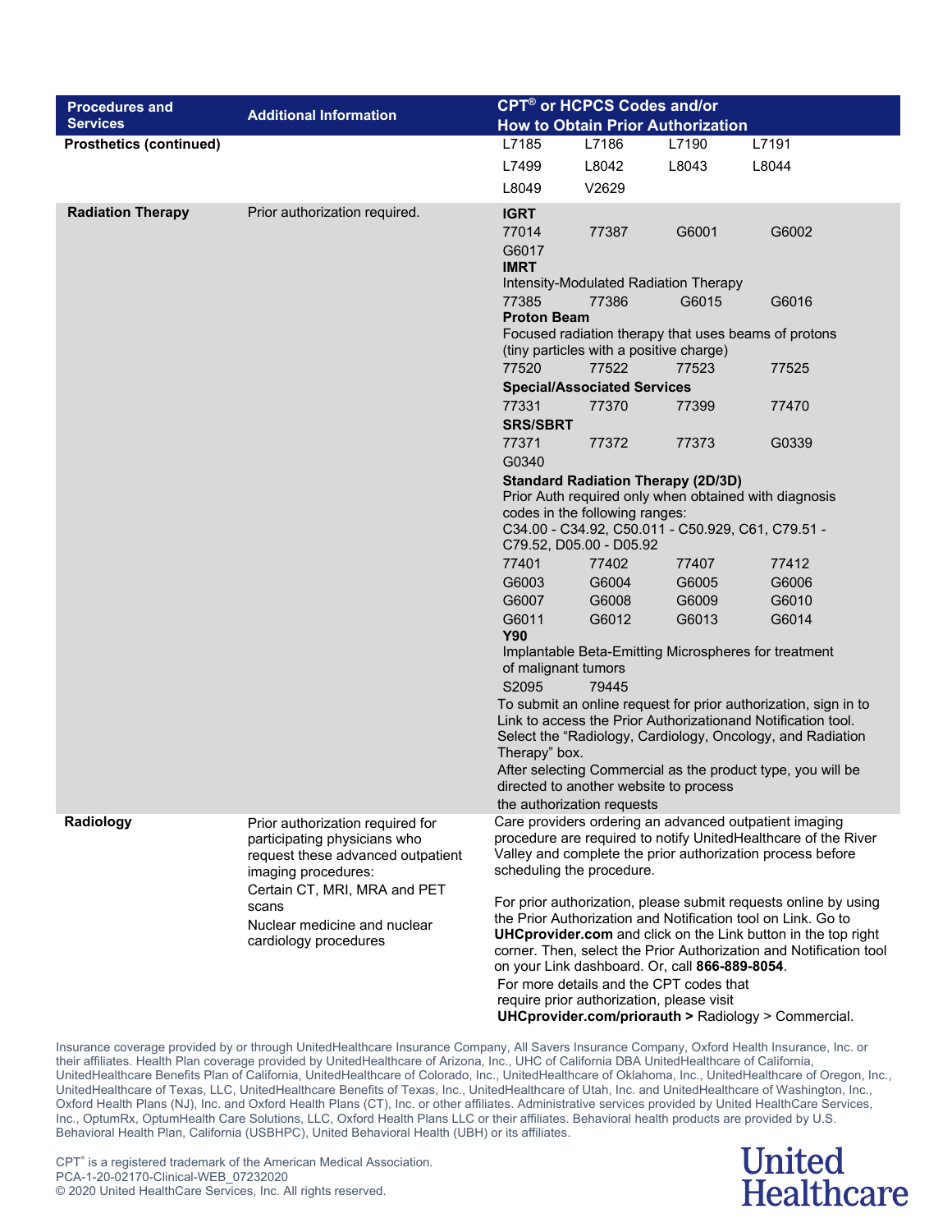| Procedures and Services | Additional Information | CPT® or HCPCS Codes and/or How to Obtain Prior Authorization |
|---|---|---|
| **Prosthetics (continued)** | | L7185 L7186 L7190 L7191<br>L7499 L8042 L8043 L8044<br>L8049 V2629 |
| **Radiation Therapy** | Prior authorization required. | **IGRT**<br>77014 77387 G6001 G6002<br>G6017<br>**IMRT**<br>Intensity-Modulated Radiation Therapy<br>77385 77386 G6015 G6016<br>**Proton Beam**<br>Focused radiation therapy that uses beams of protons (tiny particles with a positive charge)<br>77520 77522 77523 77525<br>**Special/Associated Services**<br>77331 77370 77399 77470<br>**SRS/SBRT**<br>77371 77372 77373 G0339<br>G0340<br>**Standard Radiation Therapy (2D/3D)**<br>Prior Auth required only when obtained with diagnosis codes in the following ranges:<br>C34.00 - C34.92, C50.011 - C50.929, C61, C79.51 - C79.52, D05.00 - D05.92<br>77401 77402 77407 77412<br>G6003 G6004 G6005 G6006<br>G6007 G6008 G6009 G6010<br>G6011 G6012 G6013 G6014<br>**Y90**<br>Implantable Beta-Emitting Microspheres for treatment of malignant tumors<br>S2095 79445<br>To submit an online request for prior authorization, sign in to Link to access the Prior Authorizationand Notification tool. Select the "Radiology, Cardiology, Oncology, and Radiation Therapy" box.<br>After selecting Commercial as the product type, you will be directed to another website to process the authorization requests |
| **Radiology** | Prior authorization required for participating physicians who request these advanced outpatient imaging procedures:<br>Certain CT, MRI, MRA and PET scans<br>Nuclear medicine and nuclear cardiology procedures | Care providers ordering an advanced outpatient imaging procedure are required to notify UnitedHealthcare of the River Valley and complete the prior authorization process before scheduling the procedure.<br><br>For prior authorization, please submit requests online by using the Prior Authorization and Notification tool on Link. Go to **UHCprovider.com** and click on the Link button in the top right corner. Then, select the Prior Authorization and Notification tool on your Link dashboard. Or, call **866-889-8054**.<br>For more details and the CPT codes that require prior authorization, please visit **UHCprovider.com/priorauth >** Radiology > Commercial. |

Insurance coverage provided by or through UnitedHealthcare Insurance Company, All Savers Insurance Company, Oxford Health Insurance, Inc. or their affiliates. Health Plan coverage provided by UnitedHealthcare of Arizona, Inc., UHC of California DBA UnitedHealthcare of California, UnitedHealthcare Benefits Plan of California, UnitedHealthcare of Colorado, Inc., UnitedHealthcare of Oklahoma, Inc., UnitedHealthcare of Oregon, Inc., UnitedHealthcare of Texas, LLC, UnitedHealthcare Benefits of Texas, Inc., UnitedHealthcare of Utah, Inc. and UnitedHealthcare of Washington, Inc., Oxford Health Plans (NJ), Inc. and Oxford Health Plans (CT), Inc. or other affiliates. Administrative services provided by United HealthCare Services, Inc., OptumRx, OptumHealth Care Solutions, LLC, Oxford Health Plans LLC or their affiliates. Behavioral health products are provided by U.S. Behavioral Health Plan, California (USBHPC), United Behavioral Health (UBH) or its affiliates.

CPT® is a registered trademark of the American Medical Association.
PCA-1-20-02170-Clinical-WEB_07232020
© 2020 United HealthCare Services, Inc. All rights reserved.

United Healthcare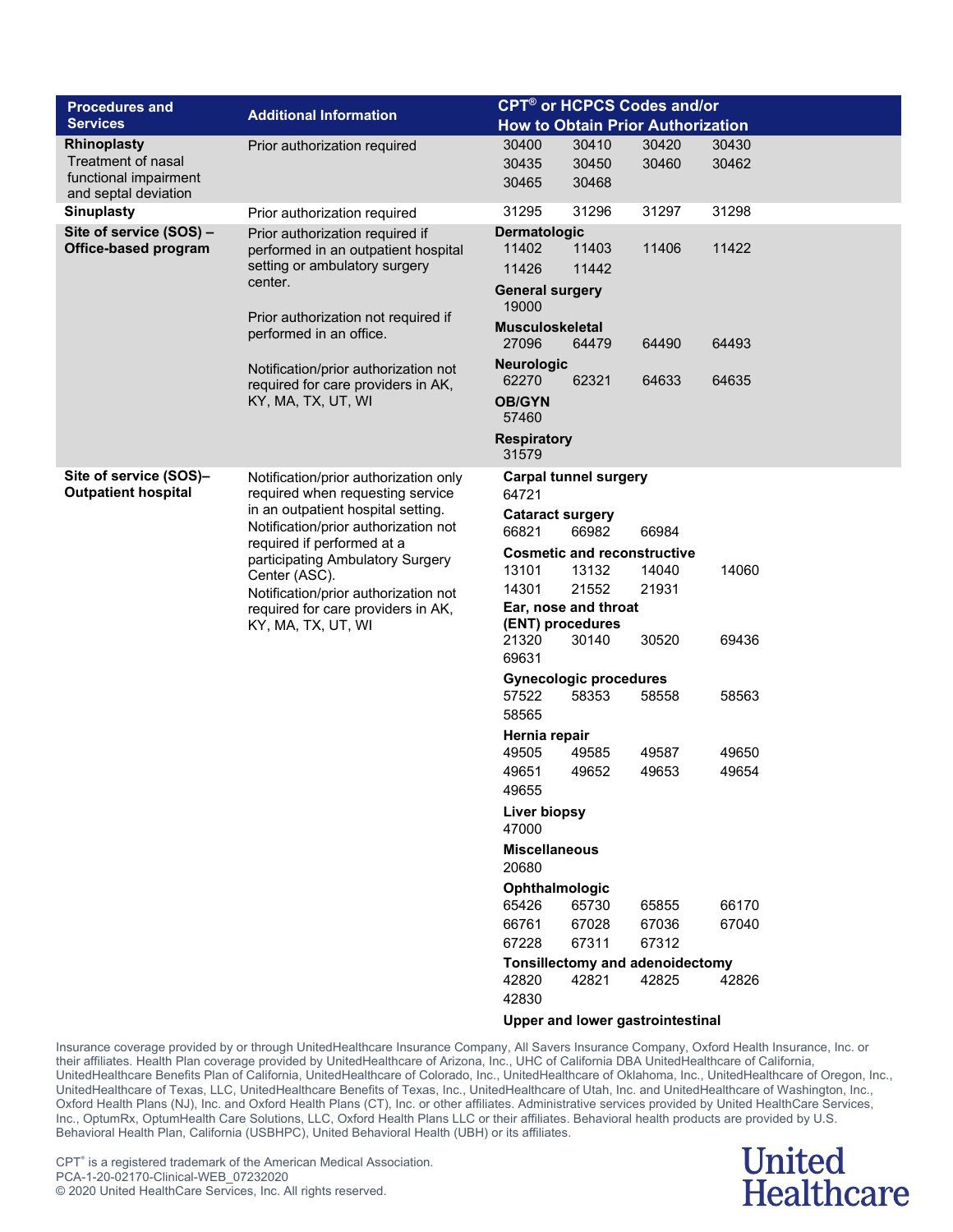| Procedures and Services | Additional Information | CPT® or HCPCS Codes and/or How to Obtain Prior Authorization |
|---|---|---|
| **Rhinoplasty** Treatment of nasal functional impairment and septal deviation | Prior authorization required | 30400 30410 30420 30430 30435 30450 30460 30462 30465 30468 |
| **Sinuplasty** | Prior authorization required | 31295 31296 31297 31298 |
| **Site of service (SOS) – Office-based program** | Prior authorization required if performed in an outpatient hospital setting or ambulatory surgery center.<br><br>Prior authorization not required if performed in an office.<br><br>Notification/prior authorization not required for care providers in AK, KY, MA, TX, UT, WI | **Dermatologic**<br>11402 11403 11406 11422 11426 11442<br>**General surgery**<br>19000<br>**Musculoskeletal**<br>27096 64479 64490 64493<br>**Neurologic**<br>62270 62321 64633 64635<br>**OB/GYN**<br>57460<br>**Respiratory**<br>31579 |
| **Site of service (SOS)– Outpatient hospital** | Notification/prior authorization only required when requesting service in an outpatient hospital setting. Notification/prior authorization not required if performed at a participating Ambulatory Surgery Center (ASC).<br>Notification/prior authorization not required for care providers in AK, KY, MA, TX, UT, WI | **Carpal tunnel surgery**<br>64721<br>**Cataract surgery**<br>66821 66982 66984<br>**Cosmetic and reconstructive**<br>13101 13132 14040 14060 14301 21552 21931<br>**Ear, nose and throat (ENT) procedures**<br>21320 30140 30520 69436 69631<br>**Gynecologic procedures**<br>57522 58353 58558 58563 58565<br>**Hernia repair**<br>49505 49585 49587 49650 49651 49652 49653 49654 49655<br>**Liver biopsy**<br>47000<br>**Miscellaneous**<br>20680<br>**Ophthalmologic**<br>65426 65730 65855 66170 66761 67028 67036 67040 67228 67311 67312<br>**Tonsillectomy and adenoidectomy**<br>42820 42821 42825 42826 42830<br>**Upper and lower gastrointestinal** |

Insurance coverage provided by or through UnitedHealthcare Insurance Company, All Savers Insurance Company, Oxford Health Insurance, Inc. or their affiliates. Health Plan coverage provided by UnitedHealthcare of Arizona, Inc., UHC of California DBA UnitedHealthcare of California, UnitedHealthcare Benefits Plan of California, UnitedHealthcare of Colorado, Inc., UnitedHealthcare of Oklahoma, Inc., UnitedHealthcare of Oregon, Inc., UnitedHealthcare of Texas, LLC, UnitedHealthcare Benefits of Texas, Inc., UnitedHealthcare of Utah, Inc. and UnitedHealthcare of Washington, Inc., Oxford Health Plans (NJ), Inc. and Oxford Health Plans (CT), Inc. or other affiliates. Administrative services provided by United HealthCare Services, Inc., OptumRx, OptumHealth Care Solutions, LLC, Oxford Health Plans LLC or their affiliates. Behavioral health products are provided by U.S. Behavioral Health Plan, California (USBHPC), United Behavioral Health (UBH) or its affiliates.

CPT® is a registered trademark of the American Medical Association.
PCA-1-20-02170-Clinical-WEB_07232020
© 2020 United HealthCare Services, Inc. All rights reserved.

United Healthcare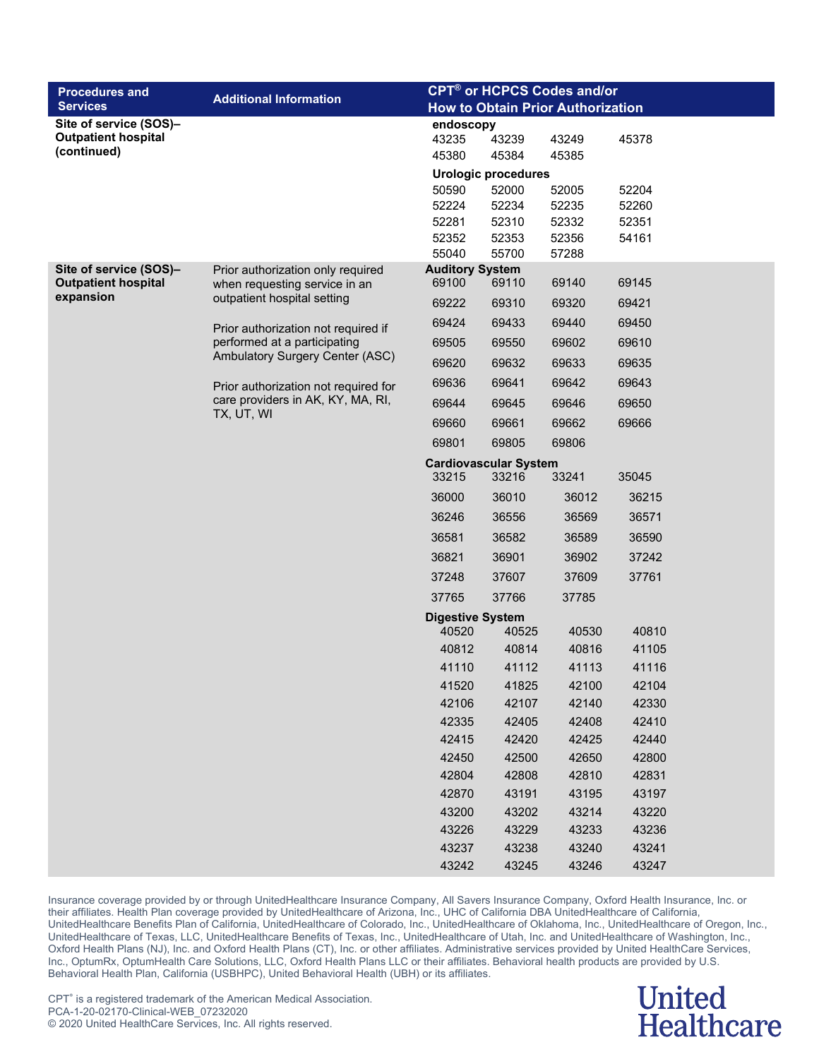| Procedures and Services | Additional Information | CPT® or HCPCS Codes and/or How to Obtain Prior Authorization |
|---|---|---|
| Site of service (SOS)– Outpatient hospital (continued) | | **endoscopy**<br>43235 43239 43249 45378<br>45380 45384 45385<br>**Urologic procedures**<br>50590 52000 52005 52204<br>52224 52234 52235 52260<br>52281 52310 52332 52351<br>52352 52353 52356 54161<br>55040 55700 57288 |
| Site of service (SOS)– Outpatient hospital expansion | Prior authorization only required when requesting service in an outpatient hospital setting<br><br>Prior authorization not required if performed at a participating Ambulatory Surgery Center (ASC)<br><br>Prior authorization not required for care providers in AK, KY, MA, RI, TX, UT, WI | **Auditory System**<br>69100 69110 69140 69145<br>69222 69310 69320 69421<br>69424 69433 69440 69450<br>69505 69550 69602 69610<br>69620 69632 69633 69635<br>69636 69641 69642 69643<br>69644 69645 69646 69650<br>69660 69661 69662 69666<br>69801 69805 69806<br>**Cardiovascular System**<br>33215 33216 33241 35045<br>36000 36010 36012 36215<br>36246 36556 36569 36571<br>36581 36582 36589 36590<br>36821 36901 36902 37242<br>37248 37607 37609 37761<br>37765 37766 37785<br>**Digestive System**<br>40520 40525 40530 40810<br>40812 40814 40816 41105<br>41110 41112 41113 41116<br>41520 41825 42100 42104<br>42106 42107 42140 42330<br>42335 42405 42408 42410<br>42415 42420 42425 42440<br>42450 42500 42650 42800<br>42804 42808 42810 42831<br>42870 43191 43195 43197<br>43200 43202 43214 43220<br>43226 43229 43233 43236<br>43237 43238 43240 43241<br>43242 43245 43246 43247 |

Insurance coverage provided by or through UnitedHealthcare Insurance Company, All Savers Insurance Company, Oxford Health Insurance, Inc. or their affiliates. Health Plan coverage provided by UnitedHealthcare of Arizona, Inc., UHC of California DBA UnitedHealthcare of California, UnitedHealthcare Benefits Plan of California, UnitedHealthcare of Colorado, Inc., UnitedHealthcare of Oklahoma, Inc., UnitedHealthcare of Oregon, Inc., UnitedHealthcare of Texas, LLC, UnitedHealthcare Benefits of Texas, Inc., UnitedHealthcare of Utah, Inc. and UnitedHealthcare of Washington, Inc., Oxford Health Plans (NJ), Inc. and Oxford Health Plans (CT), Inc. or other affiliates. Administrative services provided by United HealthCare Services, Inc., OptumRx, OptumHealth Care Solutions, LLC, Oxford Health Plans LLC or their affiliates. Behavioral health products are provided by U.S. Behavioral Health Plan, California (USBHPC), United Behavioral Health (UBH) or its affiliates.

CPT® is a registered trademark of the American Medical Association.
PCA-1-20-02170-Clinical-WEB_07232020
© 2020 United HealthCare Services, Inc. All rights reserved.

United Healthcare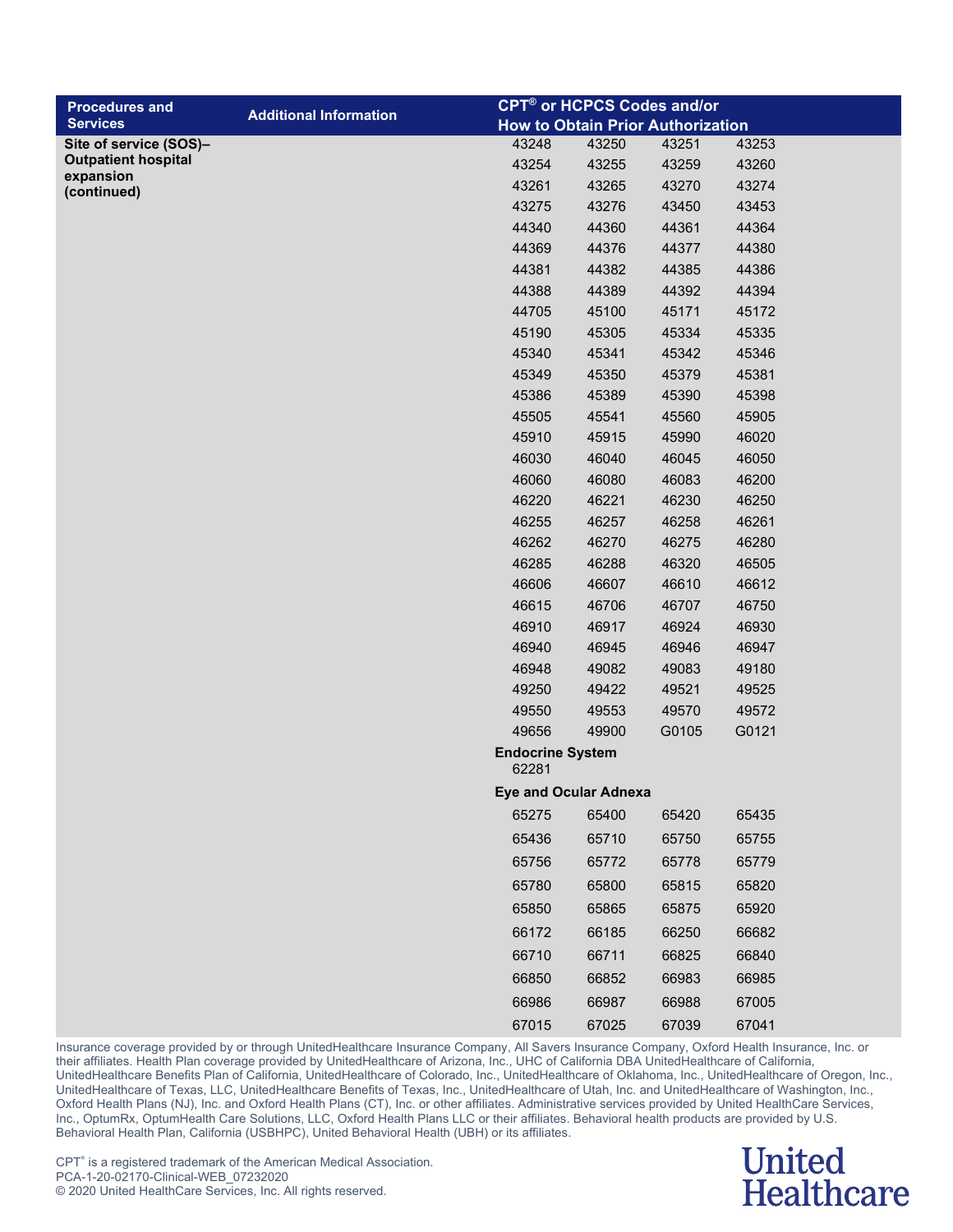| Procedures and Services | Additional Information | CPT® or HCPCS Codes and/or How to Obtain Prior Authorization | | | |
|---|---|---|---|---|---|
| **Site of service (SOS)– Outpatient hospital expansion (continued)** | | 43248 | 43250 | 43251 | 43253 |
| | | 43254 | 43255 | 43259 | 43260 |
| | | 43261 | 43265 | 43270 | 43274 |
| | | 43275 | 43276 | 43450 | 43453 |
| | | 44340 | 44360 | 44361 | 44364 |
| | | 44369 | 44376 | 44377 | 44380 |
| | | 44381 | 44382 | 44385 | 44386 |
| | | 44388 | 44389 | 44392 | 44394 |
| | | 44705 | 45100 | 45171 | 45172 |
| | | 45190 | 45305 | 45334 | 45335 |
| | | 45340 | 45341 | 45342 | 45346 |
| | | 45349 | 45350 | 45379 | 45381 |
| | | 45386 | 45389 | 45390 | 45398 |
| | | 45505 | 45541 | 45560 | 45905 |
| | | 45910 | 45915 | 45990 | 46020 |
| | | 46030 | 46040 | 46045 | 46050 |
| | | 46060 | 46080 | 46083 | 46200 |
| | | 46220 | 46221 | 46230 | 46250 |
| | | 46255 | 46257 | 46258 | 46261 |
| | | 46262 | 46270 | 46275 | 46280 |
| | | 46285 | 46288 | 46320 | 46505 |
| | | 46606 | 46607 | 46610 | 46612 |
| | | 46615 | 46706 | 46707 | 46750 |
| | | 46910 | 46917 | 46924 | 46930 |
| | | 46940 | 46945 | 46946 | 46947 |
| | | 46948 | 49082 | 49083 | 49180 |
| | | 49250 | 49422 | 49521 | 49525 |
| | | 49550 | 49553 | 49570 | 49572 |
| | | 49656 | 49900 | G0105 | G0121 |
| | | **Endocrine System** | | | |
| | | 62281 | | | |
| | | **Eye and Ocular Adnexa** | | | |
| | | 65275 | 65400 | 65420 | 65435 |
| | | 65436 | 65710 | 65750 | 65755 |
| | | 65756 | 65772 | 65778 | 65779 |
| | | 65780 | 65800 | 65815 | 65820 |
| | | 65850 | 65865 | 65875 | 65920 |
| | | 66172 | 66185 | 66250 | 66682 |
| | | 66710 | 66711 | 66825 | 66840 |
| | | 66850 | 66852 | 66983 | 66985 |
| | | 66986 | 66987 | 66988 | 67005 |
| | | 67015 | 67025 | 67039 | 67041 |

Insurance coverage provided by or through UnitedHealthcare Insurance Company, All Savers Insurance Company, Oxford Health Insurance, Inc. or their affiliates. Health Plan coverage provided by UnitedHealthcare of Arizona, Inc., UHC of California DBA UnitedHealthcare of California, UnitedHealthcare Benefits Plan of California, UnitedHealthcare of Colorado, Inc., UnitedHealthcare of Oklahoma, Inc., UnitedHealthcare of Oregon, Inc., UnitedHealthcare of Texas, LLC, UnitedHealthcare Benefits of Texas, Inc., UnitedHealthcare of Utah, Inc. and UnitedHealthcare of Washington, Inc., Oxford Health Plans (NJ), Inc. and Oxford Health Plans (CT), Inc. or other affiliates. Administrative services provided by United HealthCare Services, Inc., OptumRx, OptumHealth Care Solutions, LLC, Oxford Health Plans LLC or their affiliates. Behavioral health products are provided by U.S. Behavioral Health Plan, California (USBHPC), United Behavioral Health (UBH) or its affiliates.

CPT® is a registered trademark of the American Medical Association.
PCA-1-20-02170-Clinical-WEB_07232020
© 2020 United HealthCare Services, Inc. All rights reserved.

United Healthcare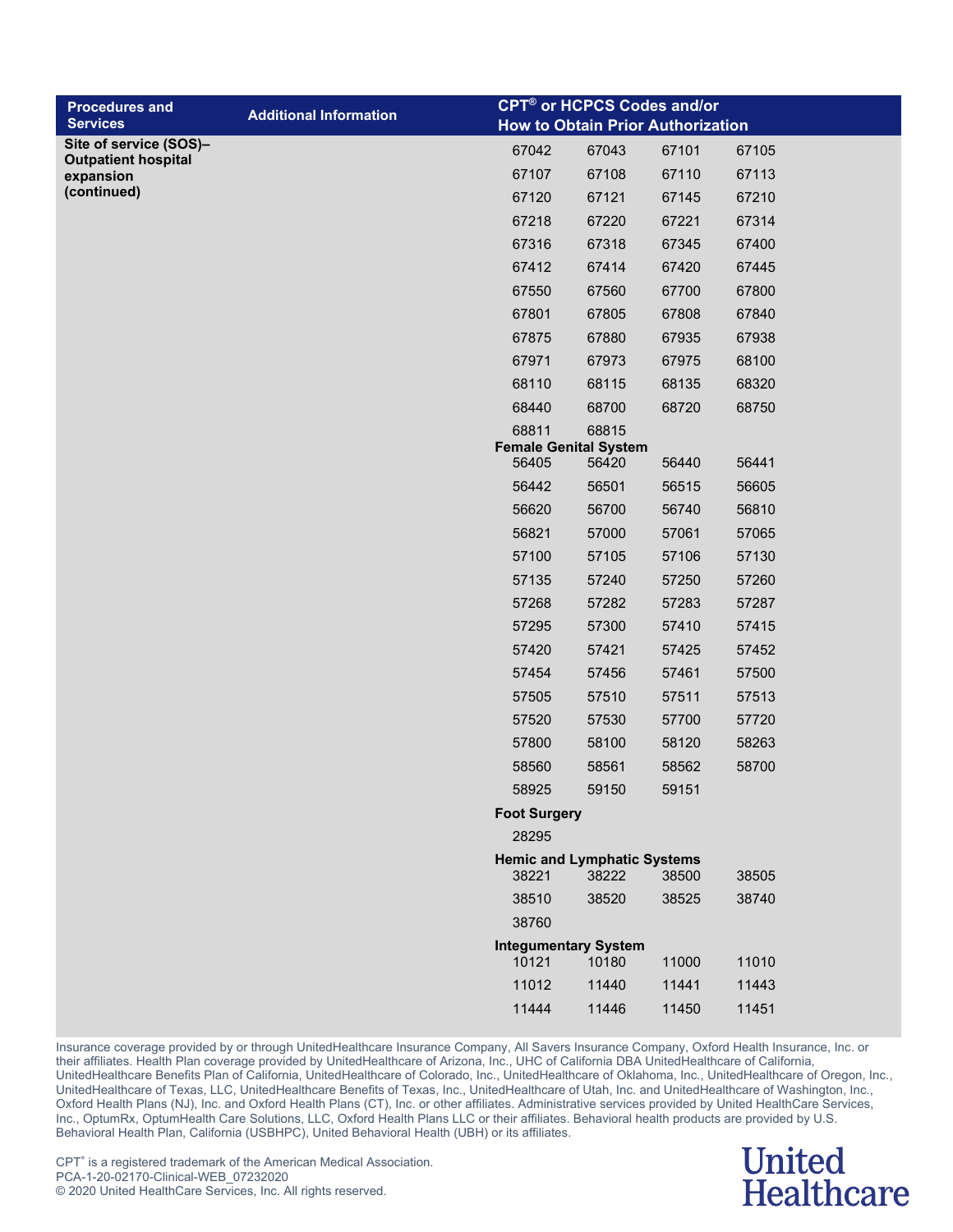| Procedures and Services | Additional Information | CPT® or HCPCS Codes and/or How to Obtain Prior Authorization |
|---|---|---|
| **Site of service (SOS)–Outpatient hospital expansion (continued)** | | 67042 67043 67101 67105<br>67107 67108 67110 67113<br>67120 67121 67145 67210<br>67218 67220 67221 67314<br>67316 67318 67345 67400<br>67412 67414 67420 67445<br>67550 67560 67700 67800<br>67801 67805 67808 67840<br>67875 67880 67935 67938<br>67971 67973 67975 68100<br>68110 68115 68135 68320<br>68440 68700 68720 68750<br>68811 68815<br>**Female Genital System**<br>56405 56420 56440 56441<br>56442 56501 56515 56605<br>56620 56700 56740 56810<br>56821 57000 57061 57065<br>57100 57105 57106 57130<br>57135 57240 57250 57260<br>57268 57282 57283 57287<br>57295 57300 57410 57415<br>57420 57421 57425 57452<br>57454 57456 57461 57500<br>57505 57510 57511 57513<br>57520 57530 57700 57720<br>57800 58100 58120 58263<br>58560 58561 58562 58700<br>58925 59150 59151<br>**Foot Surgery**<br>28295<br>**Hemic and Lymphatic Systems**<br>38221 38222 38500 38505<br>38510 38520 38525 38740<br>38760<br>**Integumentary System**<br>10121 10180 11000 11010<br>11012 11440 11441 11443<br>11444 11446 11450 11451 |

Insurance coverage provided by or through UnitedHealthcare Insurance Company, All Savers Insurance Company, Oxford Health Insurance, Inc. or their affiliates. Health Plan coverage provided by UnitedHealthcare of Arizona, Inc., UHC of California DBA UnitedHealthcare of California, UnitedHealthcare Benefits Plan of California, UnitedHealthcare of Colorado, Inc., UnitedHealthcare of Oklahoma, Inc., UnitedHealthcare of Oregon, Inc., UnitedHealthcare of Texas, LLC, UnitedHealthcare Benefits of Texas, Inc., UnitedHealthcare of Utah, Inc. and UnitedHealthcare of Washington, Inc., Oxford Health Plans (NJ), Inc. and Oxford Health Plans (CT), Inc. or other affiliates. Administrative services provided by United HealthCare Services, Inc., OptumRx, OptumHealth Care Solutions, LLC, Oxford Health Plans LLC or their affiliates. Behavioral health products are provided by U.S. Behavioral Health Plan, California (USBHPC), United Behavioral Health (UBH) or its affiliates.

CPT® is a registered trademark of the American Medical Association.
PCA-1-20-02170-Clinical-WEB_07232020
© 2020 United HealthCare Services, Inc. All rights reserved.

United Healthcare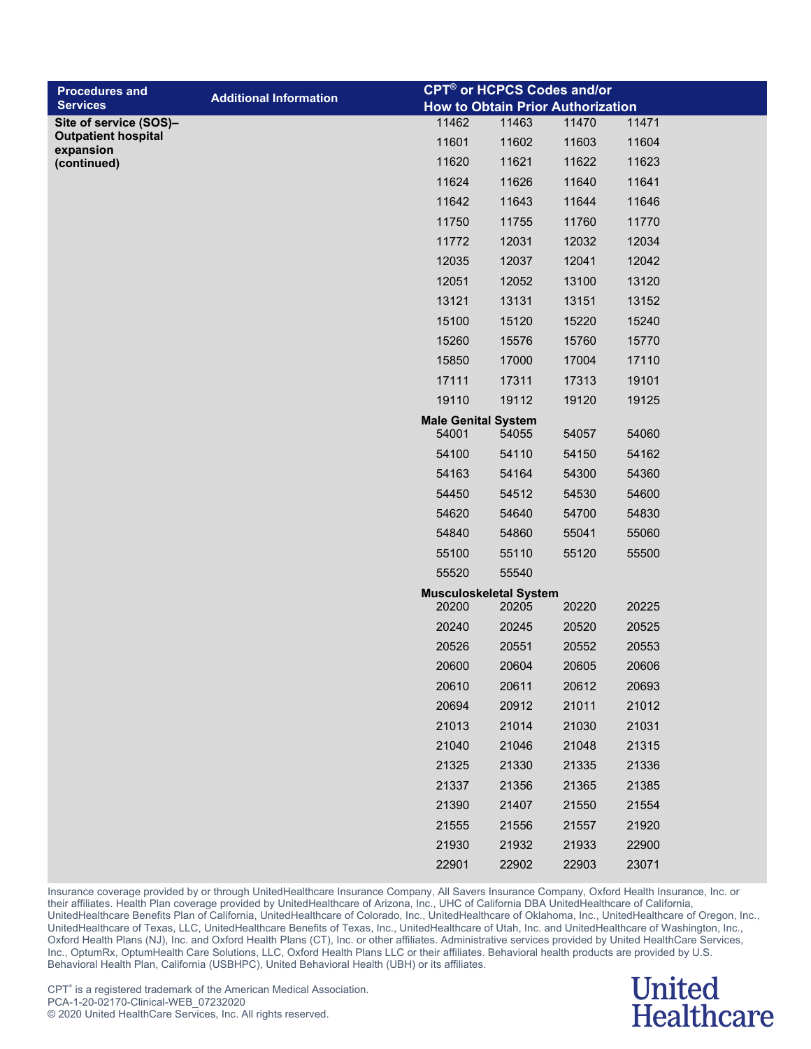| Procedures and Services | Additional Information | CPT® or HCPCS Codes and/or How to Obtain Prior Authorization | | | |
|---|---|---|---|---|---|
| **Site of service (SOS)–Outpatient hospital expansion (continued)** | | 11462 | 11463 | 11470 | 11471 |
| | | 11601 | 11602 | 11603 | 11604 |
| | | 11620 | 11621 | 11622 | 11623 |
| | | 11624 | 11626 | 11640 | 11641 |
| | | 11642 | 11643 | 11644 | 11646 |
| | | 11750 | 11755 | 11760 | 11770 |
| | | 11772 | 12031 | 12032 | 12034 |
| | | 12035 | 12037 | 12041 | 12042 |
| | | 12051 | 12052 | 13100 | 13120 |
| | | 13121 | 13131 | 13151 | 13152 |
| | | 15100 | 15120 | 15220 | 15240 |
| | | 15260 | 15576 | 15760 | 15770 |
| | | 15850 | 17000 | 17004 | 17110 |
| | | 17111 | 17311 | 17313 | 19101 |
| | | 19110 | 19112 | 19120 | 19125 |
| | | **Male Genital System** | | | |
| | | 54001 | 54055 | 54057 | 54060 |
| | | 54100 | 54110 | 54150 | 54162 |
| | | 54163 | 54164 | 54300 | 54360 |
| | | 54450 | 54512 | 54530 | 54600 |
| | | 54620 | 54640 | 54700 | 54830 |
| | | 54840 | 54860 | 55041 | 55060 |
| | | 55100 | 55110 | 55120 | 55500 |
| | | 55520 | 55540 | | |
| | | **Musculoskeletal System** | | | |
| | | 20200 | 20205 | 20220 | 20225 |
| | | 20240 | 20245 | 20520 | 20525 |
| | | 20526 | 20551 | 20552 | 20553 |
| | | 20600 | 20604 | 20605 | 20606 |
| | | 20610 | 20611 | 20612 | 20693 |
| | | 20694 | 20912 | 21011 | 21012 |
| | | 21013 | 21014 | 21030 | 21031 |
| | | 21040 | 21046 | 21048 | 21315 |
| | | 21325 | 21330 | 21335 | 21336 |
| | | 21337 | 21356 | 21365 | 21385 |
| | | 21390 | 21407 | 21550 | 21554 |
| | | 21555 | 21556 | 21557 | 21920 |
| | | 21930 | 21932 | 21933 | 22900 |
| | | 22901 | 22902 | 22903 | 23071 |

Insurance coverage provided by or through UnitedHealthcare Insurance Company, All Savers Insurance Company, Oxford Health Insurance, Inc. or their affiliates. Health Plan coverage provided by UnitedHealthcare of Arizona, Inc., UHC of California DBA UnitedHealthcare of California, UnitedHealthcare Benefits Plan of California, UnitedHealthcare of Colorado, Inc., UnitedHealthcare of Oklahoma, Inc., UnitedHealthcare of Oregon, Inc., UnitedHealthcare of Texas, LLC, UnitedHealthcare Benefits of Texas, Inc., UnitedHealthcare of Utah, Inc. and UnitedHealthcare of Washington, Inc., Oxford Health Plans (NJ), Inc. and Oxford Health Plans (CT), Inc. or other affiliates. Administrative services provided by United HealthCare Services, Inc., OptumRx, OptumHealth Care Solutions, LLC, Oxford Health Plans LLC or their affiliates. Behavioral health products are provided by U.S. Behavioral Health Plan, California (USBHPC), United Behavioral Health (UBH) or its affiliates.

CPT® is a registered trademark of the American Medical Association.
PCA-1-20-02170-Clinical-WEB_07232020
© 2020 United HealthCare Services, Inc. All rights reserved.

United Healthcare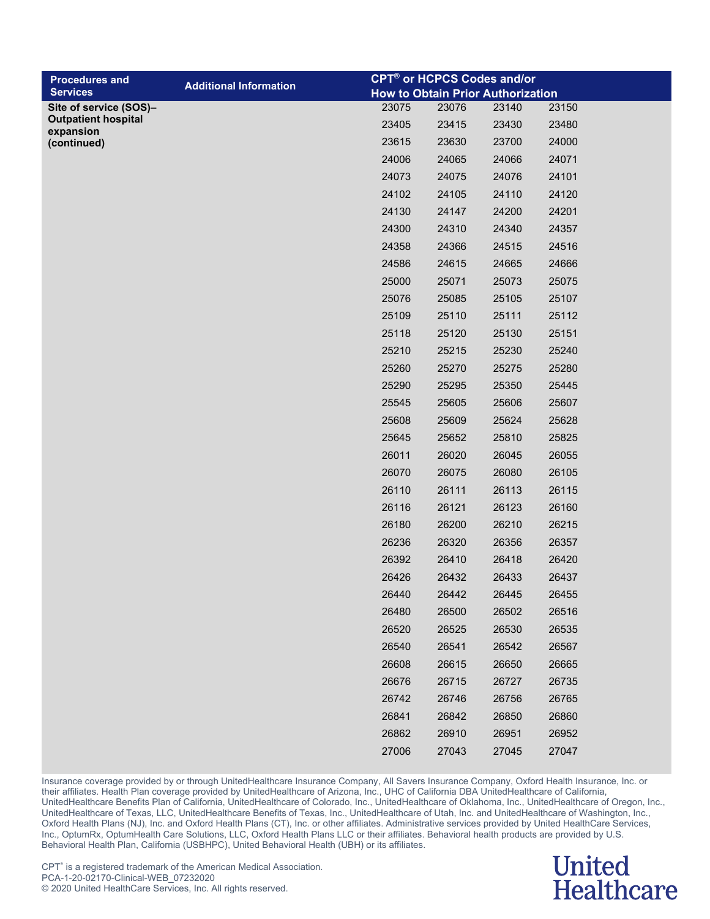| Procedures and Services | Additional Information | CPT® or HCPCS Codes and/or How to Obtain Prior Authorization | | | |
|---|---|---|---|---|---|
| **Site of service (SOS)– Outpatient hospital expansion (continued)** | | 23075 | 23076 | 23140 | 23150 |
| | | 23405 | 23415 | 23430 | 23480 |
| | | 23615 | 23630 | 23700 | 24000 |
| | | 24006 | 24065 | 24066 | 24071 |
| | | 24073 | 24075 | 24076 | 24101 |
| | | 24102 | 24105 | 24110 | 24120 |
| | | 24130 | 24147 | 24200 | 24201 |
| | | 24300 | 24310 | 24340 | 24357 |
| | | 24358 | 24366 | 24515 | 24516 |
| | | 24586 | 24615 | 24665 | 24666 |
| | | 25000 | 25071 | 25073 | 25075 |
| | | 25076 | 25085 | 25105 | 25107 |
| | | 25109 | 25110 | 25111 | 25112 |
| | | 25118 | 25120 | 25130 | 25151 |
| | | 25210 | 25215 | 25230 | 25240 |
| | | 25260 | 25270 | 25275 | 25280 |
| | | 25290 | 25295 | 25350 | 25445 |
| | | 25545 | 25605 | 25606 | 25607 |
| | | 25608 | 25609 | 25624 | 25628 |
| | | 25645 | 25652 | 25810 | 25825 |
| | | 26011 | 26020 | 26045 | 26055 |
| | | 26070 | 26075 | 26080 | 26105 |
| | | 26110 | 26111 | 26113 | 26115 |
| | | 26116 | 26121 | 26123 | 26160 |
| | | 26180 | 26200 | 26210 | 26215 |
| | | 26236 | 26320 | 26356 | 26357 |
| | | 26392 | 26410 | 26418 | 26420 |
| | | 26426 | 26432 | 26433 | 26437 |
| | | 26440 | 26442 | 26445 | 26455 |
| | | 26480 | 26500 | 26502 | 26516 |
| | | 26520 | 26525 | 26530 | 26535 |
| | | 26540 | 26541 | 26542 | 26567 |
| | | 26608 | 26615 | 26650 | 26665 |
| | | 26676 | 26715 | 26727 | 26735 |
| | | 26742 | 26746 | 26756 | 26765 |
| | | 26841 | 26842 | 26850 | 26860 |
| | | 26862 | 26910 | 26951 | 26952 |
| | | 27006 | 27043 | 27045 | 27047 |

Insurance coverage provided by or through UnitedHealthcare Insurance Company, All Savers Insurance Company, Oxford Health Insurance, Inc. or their affiliates. Health Plan coverage provided by UnitedHealthcare of Arizona, Inc., UHC of California DBA UnitedHealthcare of California, UnitedHealthcare Benefits Plan of California, UnitedHealthcare of Colorado, Inc., UnitedHealthcare of Oklahoma, Inc., UnitedHealthcare of Oregon, Inc., UnitedHealthcare of Texas, LLC, UnitedHealthcare Benefits of Texas, Inc., UnitedHealthcare of Utah, Inc. and UnitedHealthcare of Washington, Inc., Oxford Health Plans (NJ), Inc. and Oxford Health Plans (CT), Inc. or other affiliates. Administrative services provided by United HealthCare Services, Inc., OptumRx, OptumHealth Care Solutions, LLC, Oxford Health Plans LLC or their affiliates. Behavioral health products are provided by U.S. Behavioral Health Plan, California (USBHPC), United Behavioral Health (UBH) or its affiliates.

CPT® is a registered trademark of the American Medical Association.
PCA-1-20-02170-Clinical-WEB_07232020
© 2020 United HealthCare Services, Inc. All rights reserved.

United Healthcare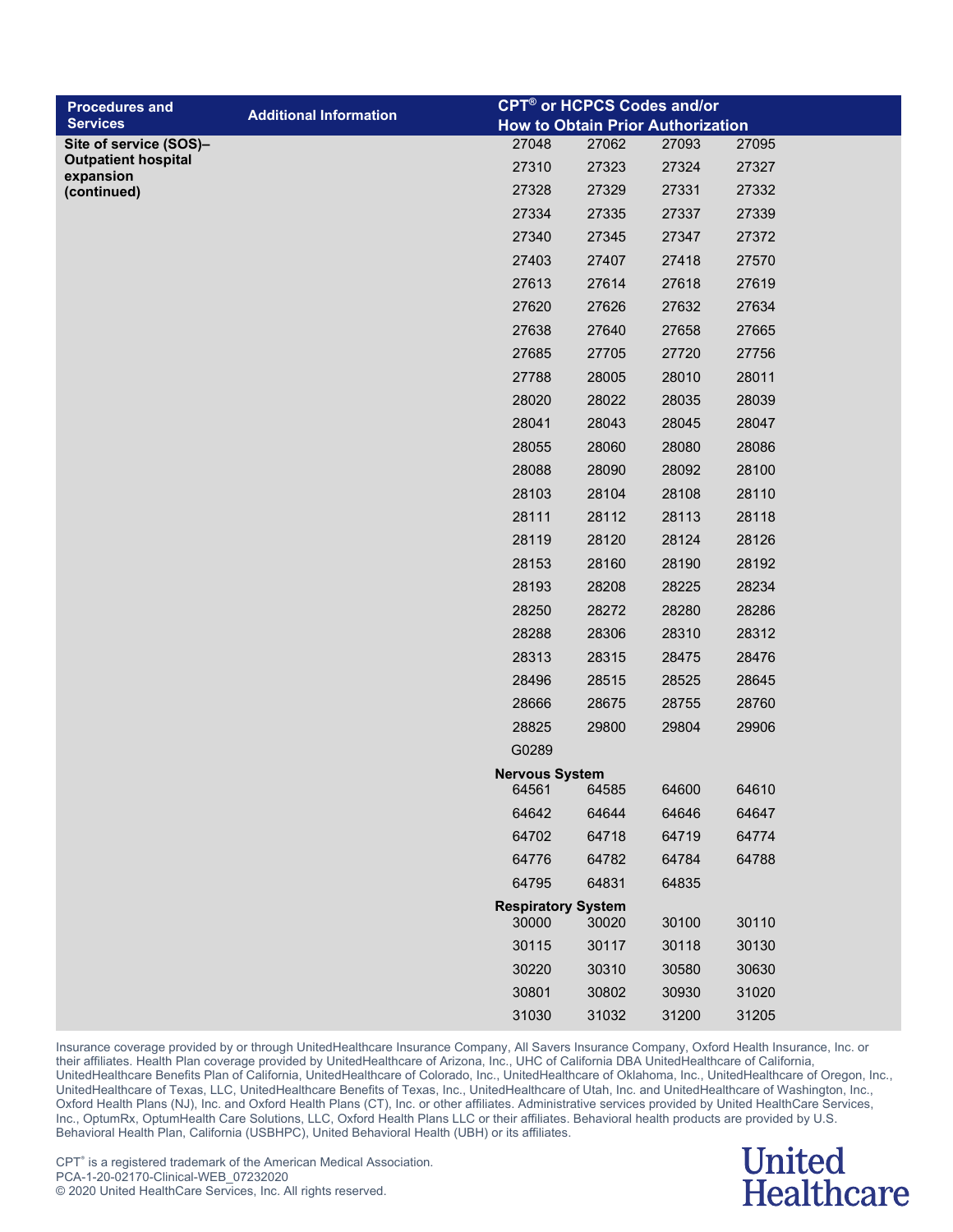| Procedures and Services | Additional Information | CPT® or HCPCS Codes and/or How to Obtain Prior Authorization | | | |
|---|---|---|---|---|---|
| **Site of service (SOS)–Outpatient hospital expansion (continued)** | | 27048 | 27062 | 27093 | 27095 |
| | | 27310 | 27323 | 27324 | 27327 |
| | | 27328 | 27329 | 27331 | 27332 |
| | | 27334 | 27335 | 27337 | 27339 |
| | | 27340 | 27345 | 27347 | 27372 |
| | | 27403 | 27407 | 27418 | 27570 |
| | | 27613 | 27614 | 27618 | 27619 |
| | | 27620 | 27626 | 27632 | 27634 |
| | | 27638 | 27640 | 27658 | 27665 |
| | | 27685 | 27705 | 27720 | 27756 |
| | | 27788 | 28005 | 28010 | 28011 |
| | | 28020 | 28022 | 28035 | 28039 |
| | | 28041 | 28043 | 28045 | 28047 |
| | | 28055 | 28060 | 28080 | 28086 |
| | | 28088 | 28090 | 28092 | 28100 |
| | | 28103 | 28104 | 28108 | 28110 |
| | | 28111 | 28112 | 28113 | 28118 |
| | | 28119 | 28120 | 28124 | 28126 |
| | | 28153 | 28160 | 28190 | 28192 |
| | | 28193 | 28208 | 28225 | 28234 |
| | | 28250 | 28272 | 28280 | 28286 |
| | | 28288 | 28306 | 28310 | 28312 |
| | | 28313 | 28315 | 28475 | 28476 |
| | | 28496 | 28515 | 28525 | 28645 |
| | | 28666 | 28675 | 28755 | 28760 |
| | | 28825 | 29800 | 29804 | 29906 |
| | | G0289 | | | |
| | | **Nervous System** | | | |
| | | 64561 | 64585 | 64600 | 64610 |
| | | 64642 | 64644 | 64646 | 64647 |
| | | 64702 | 64718 | 64719 | 64774 |
| | | 64776 | 64782 | 64784 | 64788 |
| | | 64795 | 64831 | 64835 | |
| | | **Respiratory System** | | | |
| | | 30000 | 30020 | 30100 | 30110 |
| | | 30115 | 30117 | 30118 | 30130 |
| | | 30220 | 30310 | 30580 | 30630 |
| | | 30801 | 30802 | 30930 | 31020 |
| | | 31030 | 31032 | 31200 | 31205 |

Insurance coverage provided by or through UnitedHealthcare Insurance Company, All Savers Insurance Company, Oxford Health Insurance, Inc. or their affiliates. Health Plan coverage provided by UnitedHealthcare of Arizona, Inc., UHC of California DBA UnitedHealthcare of California, UnitedHealthcare Benefits Plan of California, UnitedHealthcare of Colorado, Inc., UnitedHealthcare of Oklahoma, Inc., UnitedHealthcare of Oregon, Inc., UnitedHealthcare of Texas, LLC, UnitedHealthcare Benefits of Texas, Inc., UnitedHealthcare of Utah, Inc. and UnitedHealthcare of Washington, Inc., Oxford Health Plans (NJ), Inc. and Oxford Health Plans (CT), Inc. or other affiliates. Administrative services provided by United HealthCare Services, Inc., OptumRx, OptumHealth Care Solutions, LLC, Oxford Health Plans LLC or their affiliates. Behavioral health products are provided by U.S. Behavioral Health Plan, California (USBHPC), United Behavioral Health (UBH) or its affiliates.

CPT® is a registered trademark of the American Medical Association.
PCA-1-20-02170-Clinical-WEB_07232020
© 2020 United HealthCare Services, Inc. All rights reserved.

United Healthcare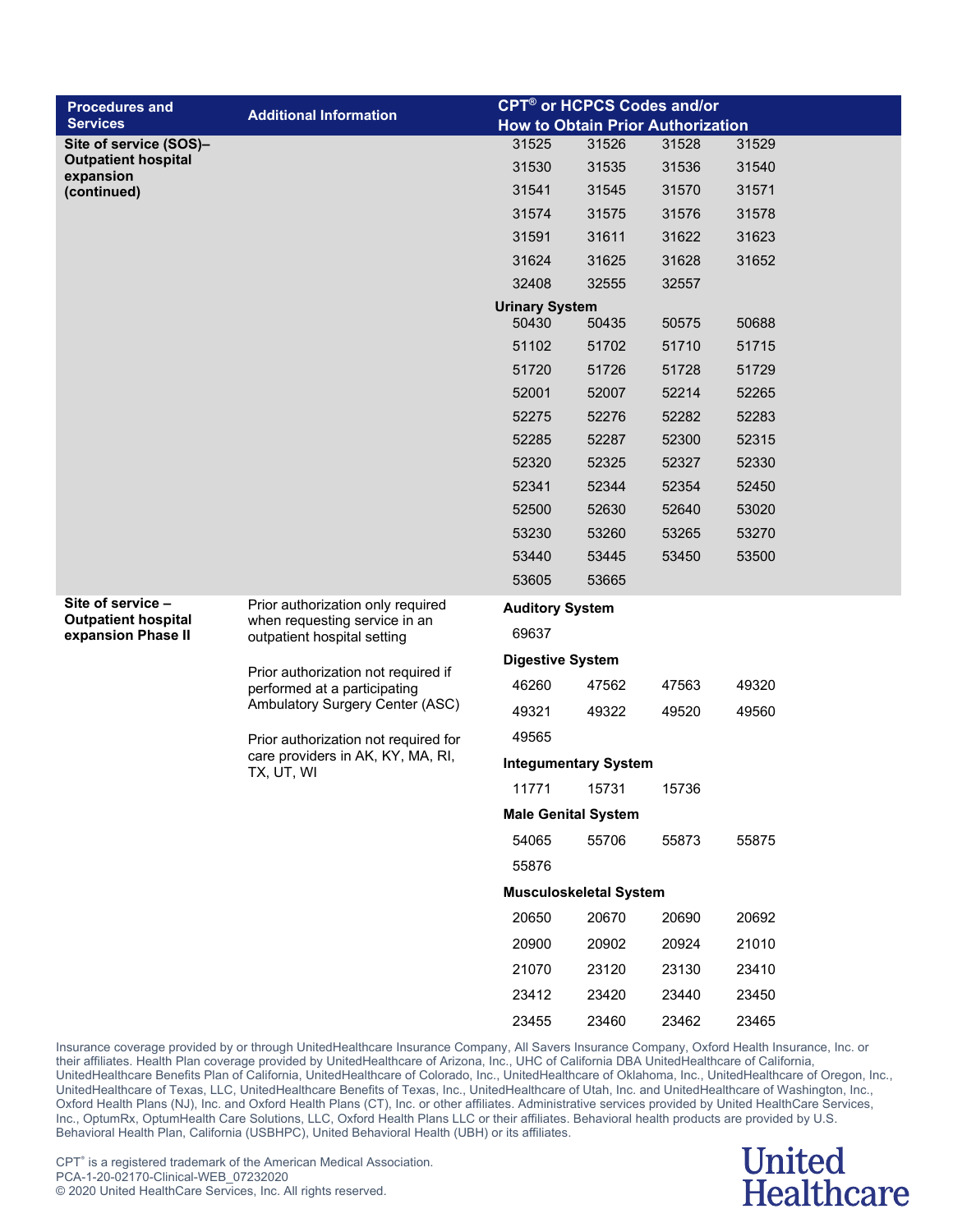| Procedures and Services | Additional Information | CPT® or HCPCS Codes and/or How to Obtain Prior Authorization |
|---|---|---|
| **Site of service (SOS)– Outpatient hospital expansion (continued)** | | 31525 31526 31528 31529<br>31530 31535 31536 31540<br>31541 31545 31570 31571<br>31574 31575 31576 31578<br>31591 31611 31622 31623<br>31624 31625 31628 31652<br>32408 32555 32557<br>**Urinary System**<br>50430 50435 50575 50688<br>51102 51702 51710 51715<br>51720 51726 51728 51729<br>52001 52007 52214 52265<br>52275 52276 52282 52283<br>52285 52287 52300 52315<br>52320 52325 52327 52330<br>52341 52344 52354 52450<br>52500 52630 52640 53020<br>53230 53260 53265 53270<br>53440 53445 53450 53500<br>53605 53665 |
| **Site of service – Outpatient hospital expansion Phase II** | Prior authorization only required when requesting service in an outpatient hospital setting<br><br>Prior authorization not required if performed at a participating Ambulatory Surgery Center (ASC)<br><br>Prior authorization not required for care providers in AK, KY, MA, RI, TX, UT, WI | **Auditory System**<br>69637<br>**Digestive System**<br>46260 47562 47563 49320<br>49321 49322 49520 49560<br>49565<br>**Integumentary System**<br>11771 15731 15736<br>**Male Genital System**<br>54065 55706 55873 55875<br>55876<br>**Musculoskeletal System**<br>20650 20670 20690 20692<br>20900 20902 20924 21010<br>21070 23120 23130 23410<br>23412 23420 23440 23450<br>23455 23460 23462 23465 |

Insurance coverage provided by or through UnitedHealthcare Insurance Company, All Savers Insurance Company, Oxford Health Insurance, Inc. or their affiliates. Health Plan coverage provided by UnitedHealthcare of Arizona, Inc., UHC of California DBA UnitedHealthcare of California, UnitedHealthcare Benefits Plan of California, UnitedHealthcare of Colorado, Inc., UnitedHealthcare of Oklahoma, Inc., UnitedHealthcare of Oregon, Inc., UnitedHealthcare of Texas, LLC, UnitedHealthcare Benefits of Texas, Inc., UnitedHealthcare of Utah, Inc. and UnitedHealthcare of Washington, Inc., Oxford Health Plans (NJ), Inc. and Oxford Health Plans (CT), Inc. or other affiliates. Administrative services provided by United HealthCare Services, Inc., OptumRx, OptumHealth Care Solutions, LLC, Oxford Health Plans LLC or their affiliates. Behavioral health products are provided by U.S. Behavioral Health Plan, California (USBHPC), United Behavioral Health (UBH) or its affiliates.

CPT® is a registered trademark of the American Medical Association.
PCA-1-20-02170-Clinical-WEB_07232020
© 2020 United HealthCare Services, Inc. All rights reserved.

United Healthcare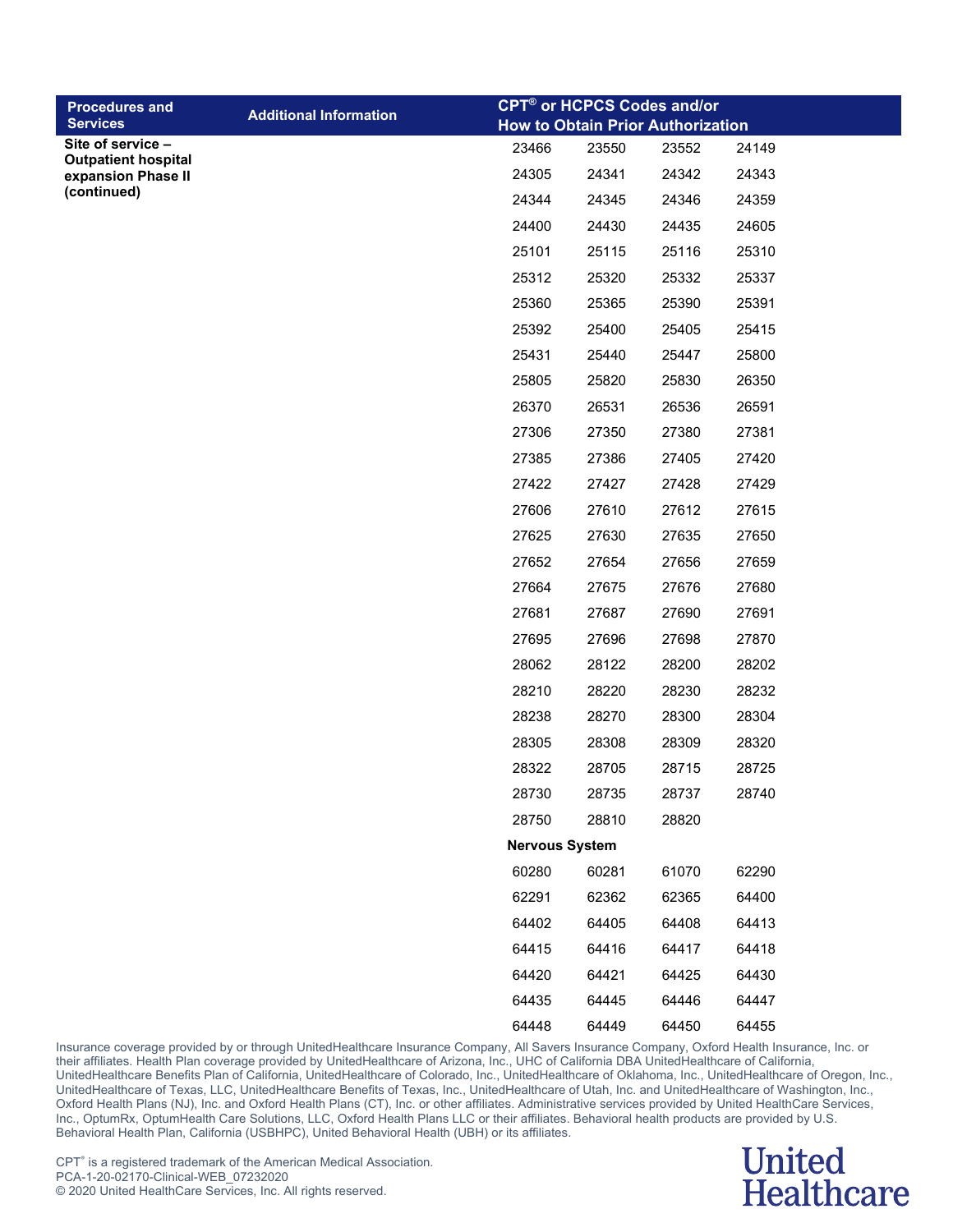| Procedures and Services | Additional Information | CPT® or HCPCS Codes and/or How to Obtain Prior Authorization | | | |
|---|---|---|---|---|---|
| **Site of service – Outpatient hospital expansion Phase II (continued)** | | 23466 | 23550 | 23552 | 24149 |
| | | 24305 | 24341 | 24342 | 24343 |
| | | 24344 | 24345 | 24346 | 24359 |
| | | 24400 | 24430 | 24435 | 24605 |
| | | 25101 | 25115 | 25116 | 25310 |
| | | 25312 | 25320 | 25332 | 25337 |
| | | 25360 | 25365 | 25390 | 25391 |
| | | 25392 | 25400 | 25405 | 25415 |
| | | 25431 | 25440 | 25447 | 25800 |
| | | 25805 | 25820 | 25830 | 26350 |
| | | 26370 | 26531 | 26536 | 26591 |
| | | 27306 | 27350 | 27380 | 27381 |
| | | 27385 | 27386 | 27405 | 27420 |
| | | 27422 | 27427 | 27428 | 27429 |
| | | 27606 | 27610 | 27612 | 27615 |
| | | 27625 | 27630 | 27635 | 27650 |
| | | 27652 | 27654 | 27656 | 27659 |
| | | 27664 | 27675 | 27676 | 27680 |
| | | 27681 | 27687 | 27690 | 27691 |
| | | 27695 | 27696 | 27698 | 27870 |
| | | 28062 | 28122 | 28200 | 28202 |
| | | 28210 | 28220 | 28230 | 28232 |
| | | 28238 | 28270 | 28300 | 28304 |
| | | 28305 | 28308 | 28309 | 28320 |
| | | 28322 | 28705 | 28715 | 28725 |
| | | 28730 | 28735 | 28737 | 28740 |
| | | 28750 | 28810 | 28820 | |
| | | **Nervous System** | | | |
| | | 60280 | 60281 | 61070 | 62290 |
| | | 62291 | 62362 | 62365 | 64400 |
| | | 64402 | 64405 | 64408 | 64413 |
| | | 64415 | 64416 | 64417 | 64418 |
| | | 64420 | 64421 | 64425 | 64430 |
| | | 64435 | 64445 | 64446 | 64447 |
| | | 64448 | 64449 | 64450 | 64455 |

Insurance coverage provided by or through UnitedHealthcare Insurance Company, All Savers Insurance Company, Oxford Health Insurance, Inc. or their affiliates. Health Plan coverage provided by UnitedHealthcare of Arizona, Inc., UHC of California DBA UnitedHealthcare of California, UnitedHealthcare Benefits Plan of California, UnitedHealthcare of Colorado, Inc., UnitedHealthcare of Oklahoma, Inc., UnitedHealthcare of Oregon, Inc., UnitedHealthcare of Texas, LLC, UnitedHealthcare Benefits of Texas, Inc., UnitedHealthcare of Utah, Inc. and UnitedHealthcare of Washington, Inc., Oxford Health Plans (NJ), Inc. and Oxford Health Plans (CT), Inc. or other affiliates. Administrative services provided by United HealthCare Services, Inc., OptumRx, OptumHealth Care Solutions, LLC, Oxford Health Plans LLC or their affiliates. Behavioral health products are provided by U.S. Behavioral Health Plan, California (USBHPC), United Behavioral Health (UBH) or its affiliates.

CPT® is a registered trademark of the American Medical Association.
PCA-1-20-02170-Clinical-WEB_07232020
© 2020 United HealthCare Services, Inc. All rights reserved.

United Healthcare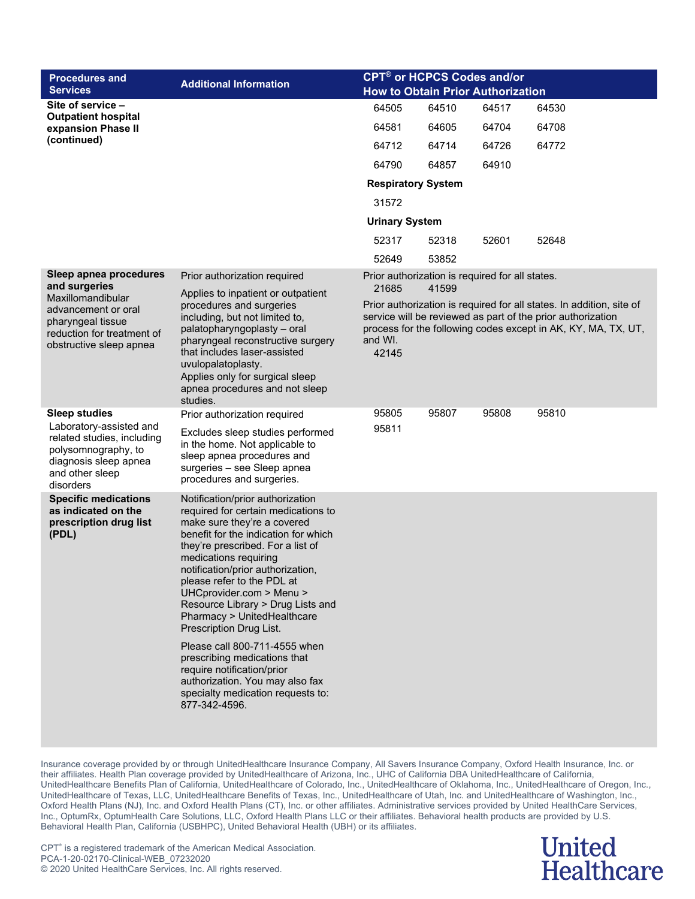| Procedures and Services | Additional Information | CPT® or HCPCS Codes and/or How to Obtain Prior Authorization |
|---|---|---|
| **Site of service – Outpatient hospital expansion Phase II (continued)** | | 64505 64510 64517 64530<br>64581 64605 64704 64708<br>64712 64714 64726 64772<br>64790 64857 64910<br>**Respiratory System**<br>31572<br>**Urinary System**<br>52317 52318 52601 52648<br>52649 53852 |
| **Sleep apnea procedures and surgeries**<br>Maxillomandibular advancement or oral pharyngeal tissue reduction for treatment of obstructive sleep apnea | Prior authorization required<br><br>Applies to inpatient or outpatient procedures and surgeries including, but not limited to, palatopharyngoplasty – oral pharyngeal reconstructive surgery that includes laser-assisted uvulopalatoplasty.<br>Applies only for surgical sleep apnea procedures and not sleep studies. | Prior authorization is required for all states.<br>21685 41599<br><br>Prior authorization is required for all states. In addition, site of service will be reviewed as part of the prior authorization process for the following codes except in AK, KY, MA, TX, UT, and WI.<br>42145 |
| **Sleep studies**<br>Laboratory-assisted and related studies, including polysomnography, to diagnosis sleep apnea and other sleep disorders | Prior authorization required<br><br>Excludes sleep studies performed in the home. Not applicable to sleep apnea procedures and surgeries – see Sleep apnea procedures and surgeries. | 95805 95807 95808 95810<br>95811 |
| **Specific medications as indicated on the prescription drug list (PDL)** | Notification/prior authorization required for certain medications to make sure they're a covered benefit for the indication for which they're prescribed. For a list of medications requiring notification/prior authorization, please refer to the PDL at UHCprovider.com > Menu > Resource Library > Drug Lists and Pharmacy > UnitedHealthcare Prescription Drug List.<br><br>Please call 800-711-4555 when prescribing medications that require notification/prior authorization. You may also fax specialty medication requests to: 877-342-4596. | |

Insurance coverage provided by or through UnitedHealthcare Insurance Company, All Savers Insurance Company, Oxford Health Insurance, Inc. or their affiliates. Health Plan coverage provided by UnitedHealthcare of Arizona, Inc., UHC of California DBA UnitedHealthcare of California, UnitedHealthcare Benefits Plan of California, UnitedHealthcare of Colorado, Inc., UnitedHealthcare of Oklahoma, Inc., UnitedHealthcare of Oregon, Inc., UnitedHealthcare of Texas, LLC, UnitedHealthcare Benefits of Texas, Inc., UnitedHealthcare of Utah, Inc. and UnitedHealthcare of Washington, Inc., Oxford Health Plans (NJ), Inc. and Oxford Health Plans (CT), Inc. or other affiliates. Administrative services provided by United HealthCare Services, Inc., OptumRx, OptumHealth Care Solutions, LLC, Oxford Health Plans LLC or their affiliates. Behavioral health products are provided by U.S. Behavioral Health Plan, California (USBHPC), United Behavioral Health (UBH) or its affiliates.

CPT® is a registered trademark of the American Medical Association.
PCA-1-20-02170-Clinical-WEB_07232020
© 2020 United HealthCare Services, Inc. All rights reserved.

United Healthcare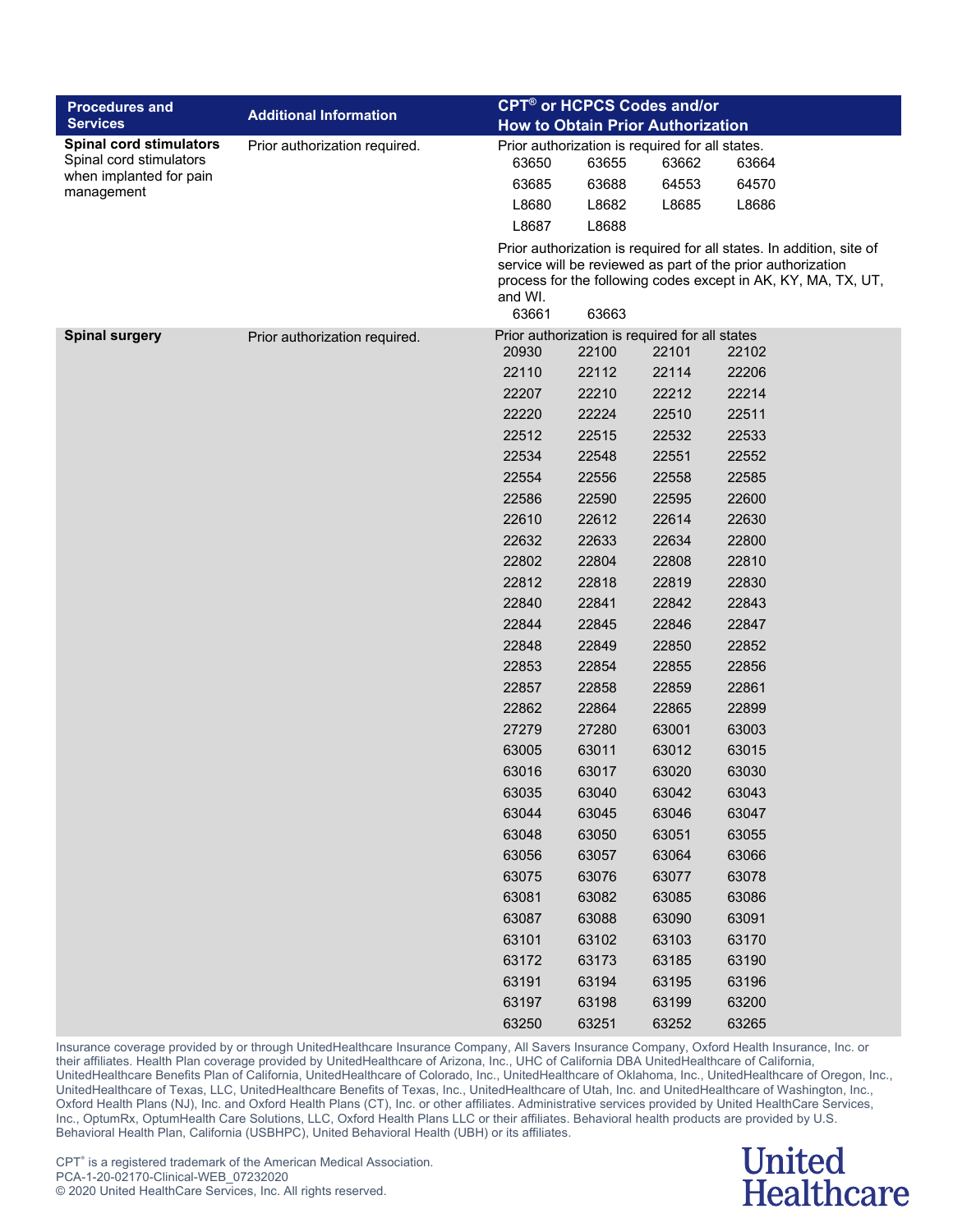| Procedures and Services | Additional Information | CPT® or HCPCS Codes and/or How to Obtain Prior Authorization |
|---|---|---|
| **Spinal cord stimulators** Spinal cord stimulators when implanted for pain management | Prior authorization required. | Prior authorization is required for all states.<br>63650 63655 63662 63664<br>63685 63688 64553 64570<br>L8680 L8682 L8685 L8686<br>L8687 L8688<br><br>Prior authorization is required for all states. In addition, site of service will be reviewed as part of the prior authorization process for the following codes except in AK, KY, MA, TX, UT, and WI.<br>63661 63663 |
| **Spinal surgery** | Prior authorization required. | Prior authorization is required for all states<br>20930 22100 22101 22102<br>22110 22112 22114 22206<br>22207 22210 22212 22214<br>22220 22224 22510 22511<br>22512 22515 22532 22533<br>22534 22548 22551 22552<br>22554 22556 22558 22585<br>22586 22590 22595 22600<br>22610 22612 22614 22630<br>22632 22633 22634 22800<br>22802 22804 22808 22810<br>22812 22818 22819 22830<br>22840 22841 22842 22843<br>22844 22845 22846 22847<br>22848 22849 22850 22852<br>22853 22854 22855 22856<br>22857 22858 22859 22861<br>22862 22864 22865 22899<br>27279 27280 63001 63003<br>63005 63011 63012 63015<br>63016 63017 63020 63030<br>63035 63040 63042 63043<br>63044 63045 63046 63047<br>63048 63050 63051 63055<br>63056 63057 63064 63066<br>63075 63076 63077 63078<br>63081 63082 63085 63086<br>63087 63088 63090 63091<br>63101 63102 63103 63170<br>63172 63173 63185 63190<br>63191 63194 63195 63196<br>63197 63198 63199 63200<br>63250 63251 63252 63265 |

Insurance coverage provided by or through UnitedHealthcare Insurance Company, All Savers Insurance Company, Oxford Health Insurance, Inc. or their affiliates. Health Plan coverage provided by UnitedHealthcare of Arizona, Inc., UHC of California DBA UnitedHealthcare of California, UnitedHealthcare Benefits Plan of California, UnitedHealthcare of Colorado, Inc., UnitedHealthcare of Oklahoma, Inc., UnitedHealthcare of Oregon, Inc., UnitedHealthcare of Texas, LLC, UnitedHealthcare Benefits of Texas, Inc., UnitedHealthcare of Utah, Inc. and UnitedHealthcare of Washington, Inc., Oxford Health Plans (NJ), Inc. and Oxford Health Plans (CT), Inc. or other affiliates. Administrative services provided by United HealthCare Services, Inc., OptumRx, OptumHealth Care Solutions, LLC, Oxford Health Plans LLC or their affiliates. Behavioral health products are provided by U.S. Behavioral Health Plan, California (USBHPC), United Behavioral Health (UBH) or its affiliates.

CPT® is a registered trademark of the American Medical Association.
PCA-1-20-02170-Clinical-WEB_07232020
© 2020 United HealthCare Services, Inc. All rights reserved.

United Healthcare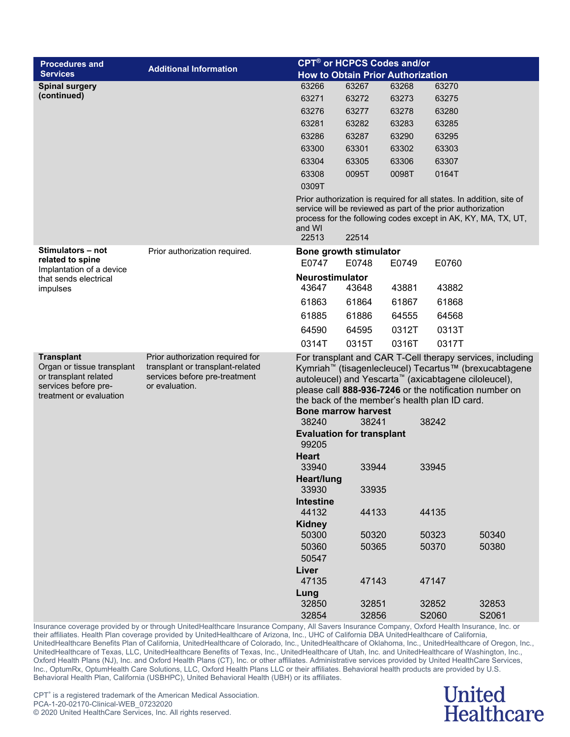| Procedures and Services | Additional Information | CPT® or HCPCS Codes and/or How to Obtain Prior Authorization |
|---|---|---|
| **Spinal surgery (continued)** | | 63266 63267 63268 63270<br>63271 63272 63273 63275<br>63276 63277 63278 63280<br>63281 63282 63283 63285<br>63286 63287 63290 63295<br>63300 63301 63302 63303<br>63304 63305 63306 63307<br>63308 0095T 0098T 0164T<br>0309T<br>Prior authorization is required for all states. In addition, site of service will be reviewed as part of the prior authorization process for the following codes except in AK, KY, MA, TX, UT, and WI<br>22513 22514 |
| **Stimulators – not related to spine**<br>Implantation of a device that sends electrical impulses | Prior authorization required. | **Bone growth stimulator**<br>E0747 E0748 E0749 E0760<br>**Neurostimulator**<br>43647 43648 43881 43882<br>61863 61864 61867 61868<br>61885 61886 64555 64568<br>64590 64595 0312T 0313T<br>0314T 0315T 0316T 0317T |
| **Transplant**<br>Organ or tissue transplant or transplant related services before pre-treatment or evaluation | Prior authorization required for transplant or transplant-related services before pre-treatment or evaluation. | For transplant and CAR T-Cell therapy services, including Kymriah™ (tisagenlecleucel) Tecartus™ (brexucabtagene autoleucel) and Yescarta™ (axicabtagene ciloleucel), please call **888-936-7246** or the notification number on the back of the member's health plan ID card.<br>**Bone marrow harvest**<br>38240 38241 38242<br>**Evaluation for transplant**<br>99205<br>**Heart**<br>33940 33944 33945<br>**Heart/lung**<br>33930 33935<br>**Intestine**<br>44132 44133 44135<br>**Kidney**<br>50300 50320 50323 50340<br>50360 50365 50370 50380<br>50547<br>**Liver**<br>47135 47143 47147<br>**Lung**<br>32850 32851 32852 32853<br>32854 32856 S2060 S2061 |

Insurance coverage provided by or through UnitedHealthcare Insurance Company, All Savers Insurance Company, Oxford Health Insurance, Inc. or their affiliates. Health Plan coverage provided by UnitedHealthcare of Arizona, Inc., UHC of California DBA UnitedHealthcare of California, UnitedHealthcare Benefits Plan of California, UnitedHealthcare of Colorado, Inc., UnitedHealthcare of Oklahoma, Inc., UnitedHealthcare of Oregon, Inc., UnitedHealthcare of Texas, LLC, UnitedHealthcare Benefits of Texas, Inc., UnitedHealthcare of Utah, Inc. and UnitedHealthcare of Washington, Inc., Oxford Health Plans (NJ), Inc. and Oxford Health Plans (CT), Inc. or other affiliates. Administrative services provided by United HealthCare Services, Inc., OptumRx, OptumHealth Care Solutions, LLC, Oxford Health Plans LLC or their affiliates. Behavioral health products are provided by U.S. Behavioral Health Plan, California (USBHPC), United Behavioral Health (UBH) or its affiliates.

CPT® is a registered trademark of the American Medical Association.
PCA-1-20-02170-Clinical-WEB_07232020
© 2020 United HealthCare Services, Inc. All rights reserved.

United Healthcare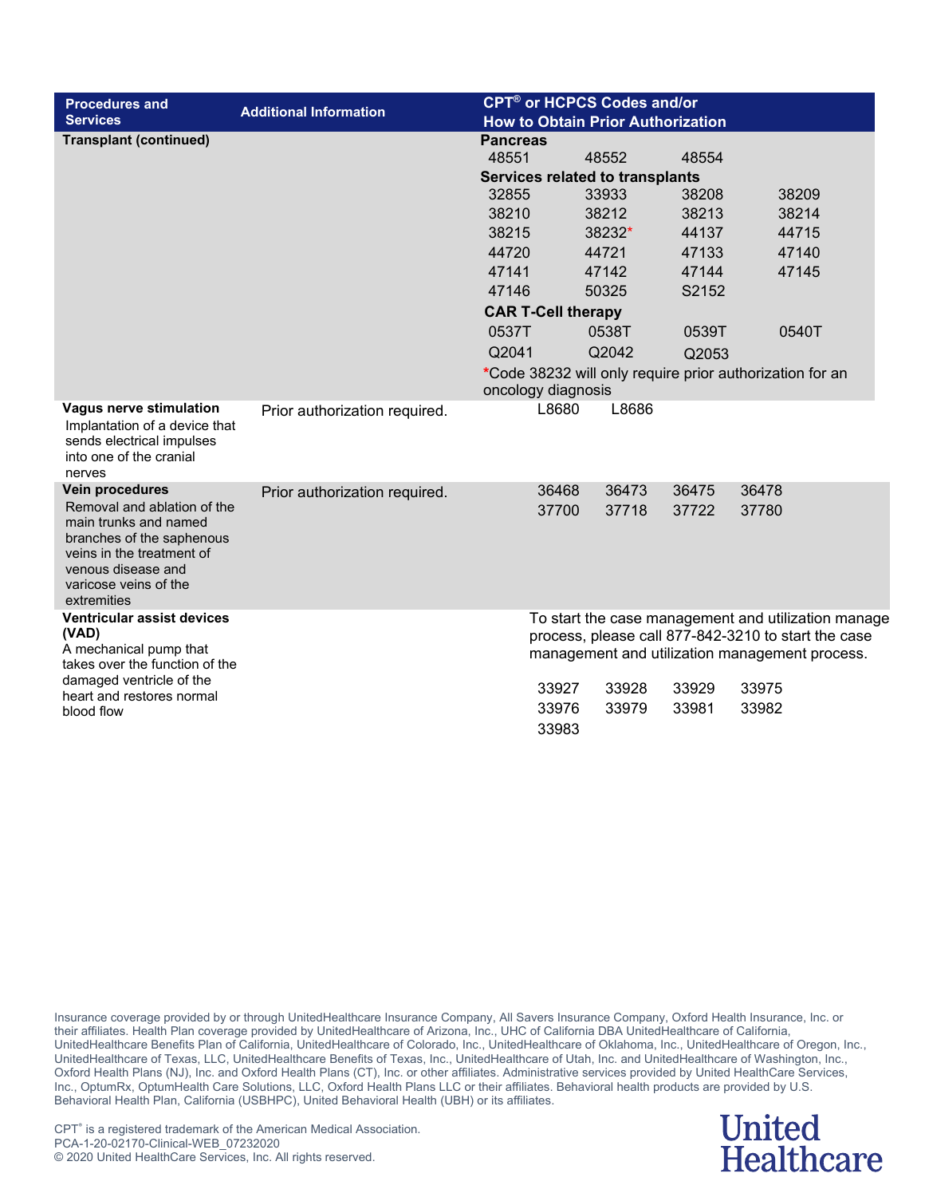| Procedures and Services | Additional Information | CPT® or HCPCS Codes and/or How to Obtain Prior Authorization |
|---|---|---|
| **Transplant (continued)** | | **Pancreas**<br>48551 48552 48554<br>**Services related to transplants**<br>32855 33933 38208 38209<br>38210 38212 38213 38214<br>38215 38232* 44137 44715<br>44720 44721 47133 47140<br>47141 47142 47144 47145<br>47146 50325 S2152<br>**CAR T-Cell therapy**<br>0537T 0538T 0539T 0540T<br>Q2041 Q2042 Q2053<br>*Code 38232 will only require prior authorization for an oncology diagnosis |
| **Vagus nerve stimulation**<br>Implantation of a device that sends electrical impulses into one of the cranial nerves | Prior authorization required. | L8680 L8686 |
| **Vein procedures**<br>Removal and ablation of the main trunks and named branches of the saphenous veins in the treatment of venous disease and varicose veins of the extremities | Prior authorization required. | 36468 36473 36475 36478<br>37700 37718 37722 37780 |
| **Ventricular assist devices (VAD)**<br>A mechanical pump that takes over the function of the damaged ventricle of the heart and restores normal blood flow | | To start the case management and utilization manage process, please call 877-842-3210 to start the case management and utilization management process.<br>33927 33928 33929 33975<br>33976 33979 33981 33982<br>33983 |

Insurance coverage provided by or through UnitedHealthcare Insurance Company, All Savers Insurance Company, Oxford Health Insurance, Inc. or their affiliates. Health Plan coverage provided by UnitedHealthcare of Arizona, Inc., UHC of California DBA UnitedHealthcare of California, UnitedHealthcare Benefits Plan of California, UnitedHealthcare of Colorado, Inc., UnitedHealthcare of Oklahoma, Inc., UnitedHealthcare of Oregon, Inc., UnitedHealthcare of Texas, LLC, UnitedHealthcare Benefits of Texas, Inc., UnitedHealthcare of Utah, Inc. and UnitedHealthcare of Washington, Inc., Oxford Health Plans (NJ), Inc. and Oxford Health Plans (CT), Inc. or other affiliates. Administrative services provided by United HealthCare Services, Inc., OptumRx, OptumHealth Care Solutions, LLC, Oxford Health Plans LLC or their affiliates. Behavioral health products are provided by U.S. Behavioral Health Plan, California (USBHPC), United Behavioral Health (UBH) or its affiliates.

CPT® is a registered trademark of the American Medical Association.
PCA-1-20-02170-Clinical-WEB_07232020
© 2020 United HealthCare Services, Inc. All rights reserved.

United Healthcare